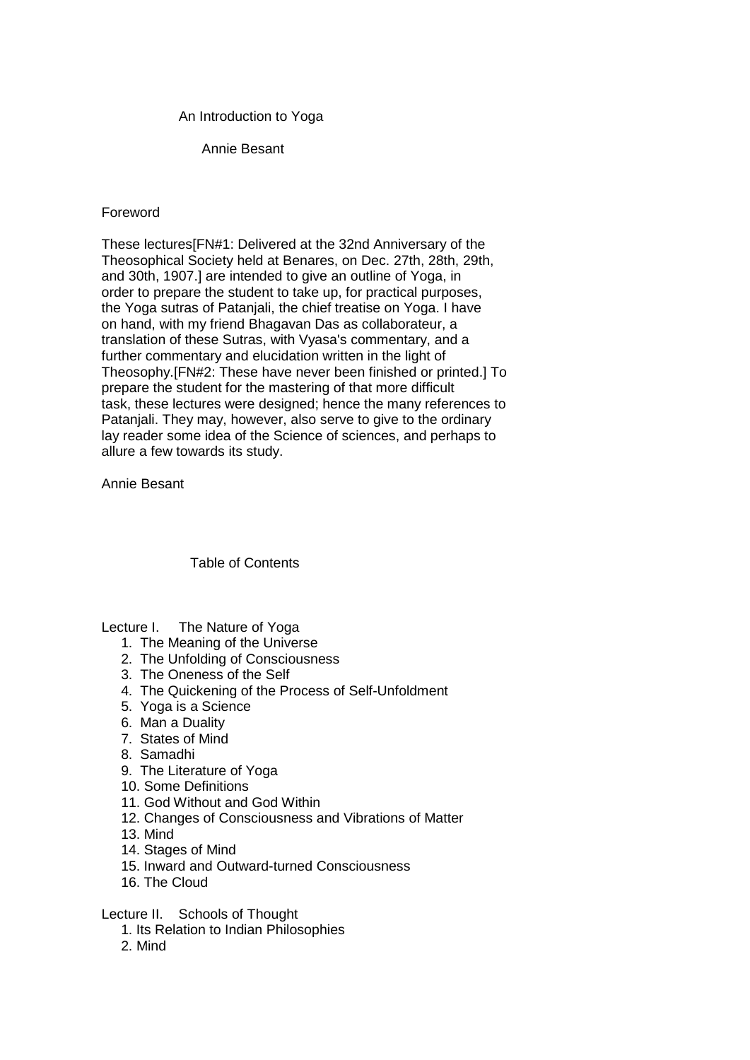# An Introduction to Yoga

## Annie Besant

## Foreword

These lectures[FN#1: Delivered at the 32nd Anniversary of the Theosophical Society held at Benares, on Dec. 27th, 28th, 29th, and 30th, 1907.] are intended to give an outline of Yoga, in order to prepare the student to take up, for practical purposes, the Yoga sutras of Patanjali, the chief treatise on Yoga. I have on hand, with my friend Bhagavan Das as collaborateur, a translation of these Sutras, with Vyasa's commentary, and a further commentary and elucidation written in the light of Theosophy.[FN#2: These have never been finished or printed.] To prepare the student for the mastering of that more difficult task, these lectures were designed; hence the many references to Patanjali. They may, however, also serve to give to the ordinary lay reader some idea of the Science of sciences, and perhaps to allure a few towards its study.

Annie Besant

## Table of Contents

Lecture I. The Nature of Yoga

1. The Meaning of the Universe
2. The Unfolding of Consciousness
3. The Oneness of the Self
4. The Quickening of the Process of Self-Unfoldment
5. Yoga is a Science
6. Man a Duality
7. States of Mind
8. Samadhi
9. The Literature of Yoga
10. Some Definitions
11. God Without and God Within
12. Changes of Consciousness and Vibrations of Matter
13. Mind
14. Stages of Mind
15. Inward and Outward-turned Consciousness
16. The Cloud

Lecture II. Schools of Thought

1. Its Relation to Indian Philosophies
2. Mind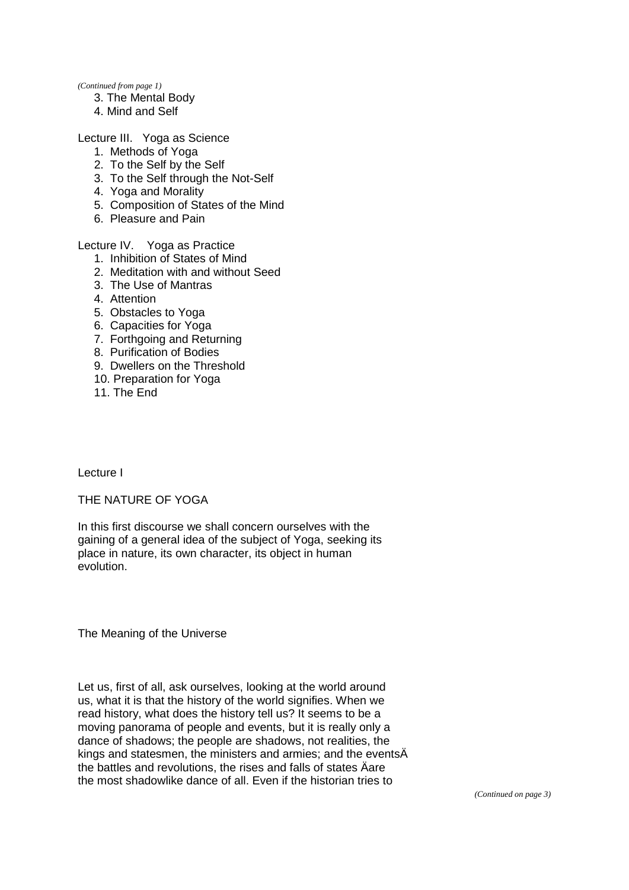3. The Mental Body
4. Mind and Self

Lecture III. Yoga as Science

1. Methods of Yoga
2. To the Self by the Self
3. To the Self through the Not-Self
4. Yoga and Morality
5. Composition of States of the Mind
6. Pleasure and Pain

Lecture IV. Yoga as Practice

1. Inhibition of States of Mind
2. Meditation with and without Seed
3. The Use of Mantras
4. Attention
5. Obstacles to Yoga
6. Capacities for Yoga
7. Forthgoing and Returning
8. Purification of Bodies
9. Dwellers on the Threshold
10. Preparation for Yoga
11. The End

# Lecture I

## THE NATURE OF YOGA

In this first discourse we shall concern ourselves with the gaining of a general idea of the subject of Yoga, seeking its place in nature, its own character, its object in human evolution.

### The Meaning of the Universe

Let us, first of all, ask ourselves, looking at the world around us, what it is that the history of the world signifies. When we read history, what does the history tell us? It seems to be a moving panorama of people and events, but it is really only a dance of shadows; the people are shadows, not realities, the kings and statesmen, the ministers and armies; and the eventsÄ the battles and revolutions, the rises and falls of states Äare the most shadowlike dance of all. Even if the historian tries to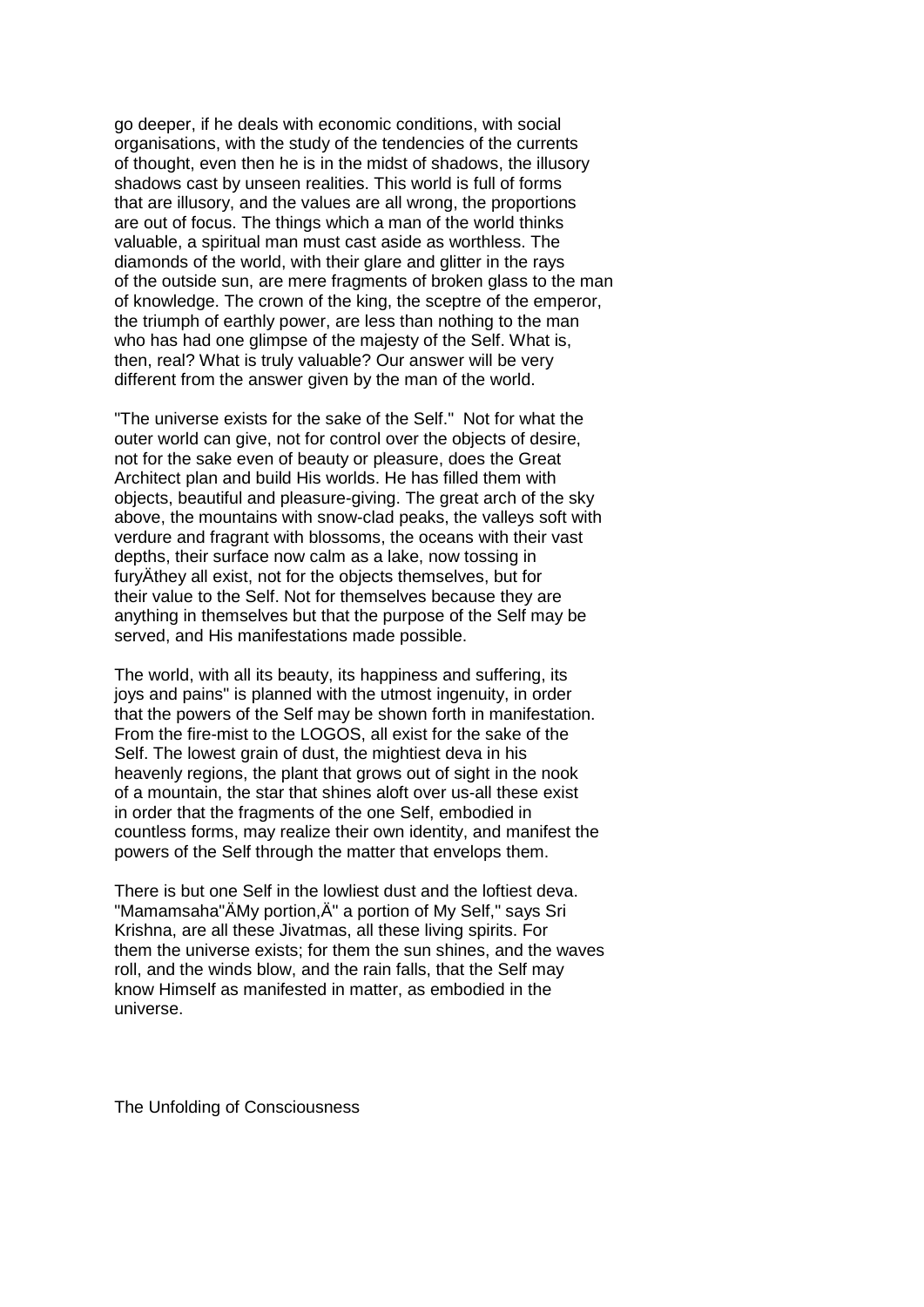go deeper, if he deals with economic conditions, with social organisations, with the study of the tendencies of the currents of thought, even then he is in the midst of shadows, the illusory shadows cast by unseen realities. This world is full of forms that are illusory, and the values are all wrong, the proportions are out of focus. The things which a man of the world thinks valuable, a spiritual man must cast aside as worthless. The diamonds of the world, with their glare and glitter in the rays of the outside sun, are mere fragments of broken glass to the man of knowledge. The crown of the king, the sceptre of the emperor, the triumph of earthly power, are less than nothing to the man who has had one glimpse of the majesty of the Self. What is, then, real? What is truly valuable? Our answer will be very different from the answer given by the man of the world.

"The universe exists for the sake of the Self." Not for what the outer world can give, not for control over the objects of desire, not for the sake even of beauty or pleasure, does the Great Architect plan and build His worlds. He has filled them with objects, beautiful and pleasure-giving. The great arch of the sky above, the mountains with snow-clad peaks, the valleys soft with verdure and fragrant with blossoms, the oceans with their vast depths, their surface now calm as a lake, now tossing in furyÄthey all exist, not for the objects themselves, but for their value to the Self. Not for themselves because they are anything in themselves but that the purpose of the Self may be served, and His manifestations made possible.

The world, with all its beauty, its happiness and suffering, its joys and pains" is planned with the utmost ingenuity, in order that the powers of the Self may be shown forth in manifestation. From the fire-mist to the LOGOS, all exist for the sake of the Self. The lowest grain of dust, the mightiest deva in his heavenly regions, the plant that grows out of sight in the nook of a mountain, the star that shines aloft over us-all these exist in order that the fragments of the one Self, embodied in countless forms, may realize their own identity, and manifest the powers of the Self through the matter that envelops them.

There is but one Self in the lowliest dust and the loftiest deva. "Mamamsaha"ÄMy portion,Ä" a portion of My Self," says Sri Krishna, are all these Jivatmas, all these living spirits. For them the universe exists; for them the sun shines, and the waves roll, and the winds blow, and the rain falls, that the Self may know Himself as manifested in matter, as embodied in the universe.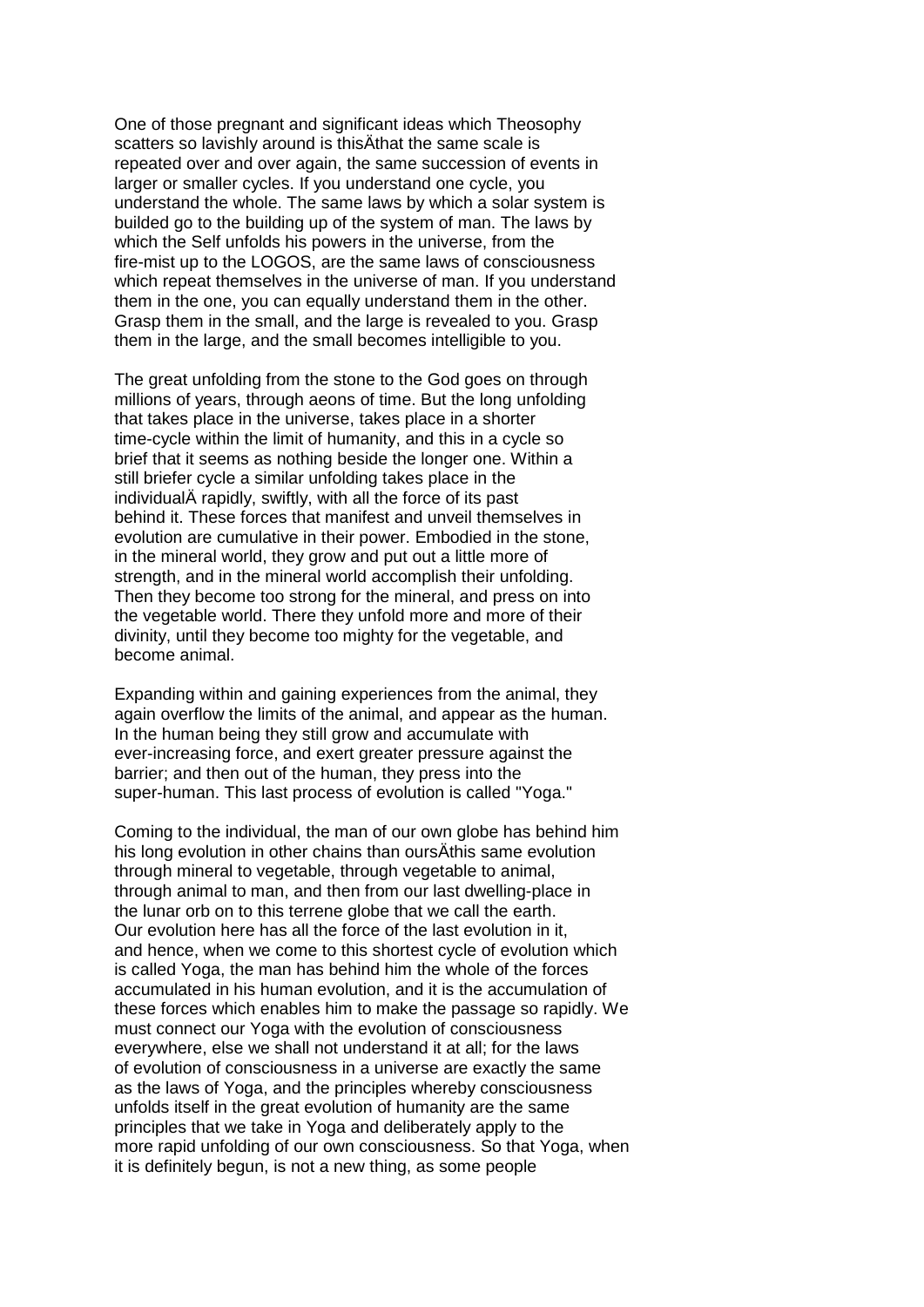One of those pregnant and significant ideas which Theosophy scatters so lavishly around is thisÄthat the same scale is repeated over and over again, the same succession of events in larger or smaller cycles. If you understand one cycle, you understand the whole. The same laws by which a solar system is builded go to the building up of the system of man. The laws by which the Self unfolds his powers in the universe, from the fire-mist up to the LOGOS, are the same laws of consciousness which repeat themselves in the universe of man. If you understand them in the one, you can equally understand them in the other. Grasp them in the small, and the large is revealed to you. Grasp them in the large, and the small becomes intelligible to you.

The great unfolding from the stone to the God goes on through millions of years, through aeons of time. But the long unfolding that takes place in the universe, takes place in a shorter time-cycle within the limit of humanity, and this in a cycle so brief that it seems as nothing beside the longer one. Within a still briefer cycle a similar unfolding takes place in the individualÄ rapidly, swiftly, with all the force of its past behind it. These forces that manifest and unveil themselves in evolution are cumulative in their power. Embodied in the stone, in the mineral world, they grow and put out a little more of strength, and in the mineral world accomplish their unfolding. Then they become too strong for the mineral, and press on into the vegetable world. There they unfold more and more of their divinity, until they become too mighty for the vegetable, and become animal.

Expanding within and gaining experiences from the animal, they again overflow the limits of the animal, and appear as the human. In the human being they still grow and accumulate with ever-increasing force, and exert greater pressure against the barrier; and then out of the human, they press into the super-human. This last process of evolution is called "Yoga."

Coming to the individual, the man of our own globe has behind him his long evolution in other chains than oursÄthis same evolution through mineral to vegetable, through vegetable to animal, through animal to man, and then from our last dwelling-place in the lunar orb on to this terrene globe that we call the earth. Our evolution here has all the force of the last evolution in it, and hence, when we come to this shortest cycle of evolution which is called Yoga, the man has behind him the whole of the forces accumulated in his human evolution, and it is the accumulation of these forces which enables him to make the passage so rapidly. We must connect our Yoga with the evolution of consciousness everywhere, else we shall not understand it at all; for the laws of evolution of consciousness in a universe are exactly the same as the laws of Yoga, and the principles whereby consciousness unfolds itself in the great evolution of humanity are the same principles that we take in Yoga and deliberately apply to the more rapid unfolding of our own consciousness. So that Yoga, when it is definitely begun, is not a new thing, as some people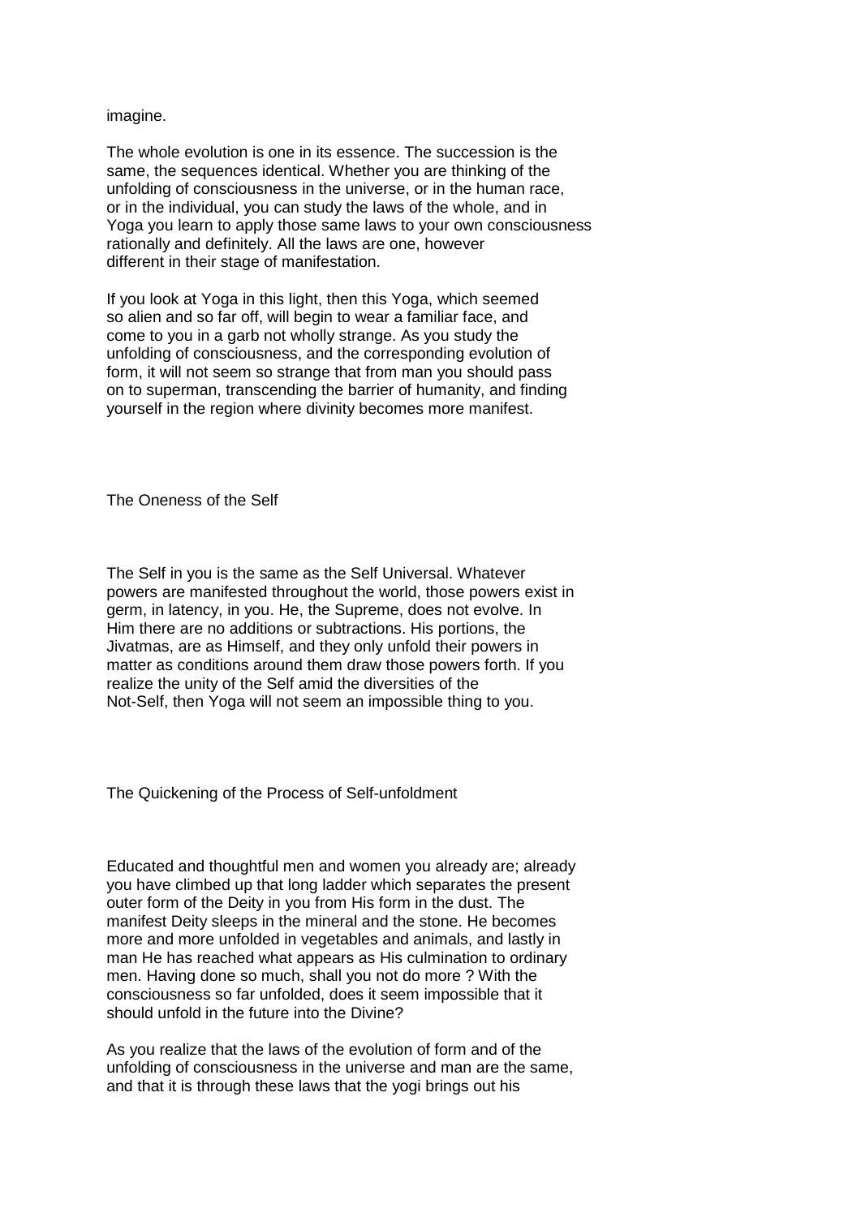imagine.

The whole evolution is one in its essence. The succession is the same, the sequences identical. Whether you are thinking of the unfolding of consciousness in the universe, or in the human race, or in the individual, you can study the laws of the whole, and in Yoga you learn to apply those same laws to your own consciousness rationally and definitely. All the laws are one, however different in their stage of manifestation.

If you look at Yoga in this light, then this Yoga, which seemed so alien and so far off, will begin to wear a familiar face, and come to you in a garb not wholly strange. As you study the unfolding of consciousness, and the corresponding evolution of form, it will not seem so strange that from man you should pass on to superman, transcending the barrier of humanity, and finding yourself in the region where divinity becomes more manifest.

## The Oneness of the Self

The Self in you is the same as the Self Universal. Whatever powers are manifested throughout the world, those powers exist in germ, in latency, in you. He, the Supreme, does not evolve. In Him there are no additions or subtractions. His portions, the Jivatmas, are as Himself, and they only unfold their powers in matter as conditions around them draw those powers forth. If you realize the unity of the Self amid the diversities of the Not-Self, then Yoga will not seem an impossible thing to you.

## The Quickening of the Process of Self-unfoldment

Educated and thoughtful men and women you already are; already you have climbed up that long ladder which separates the present outer form of the Deity in you from His form in the dust. The manifest Deity sleeps in the mineral and the stone. He becomes more and more unfolded in vegetables and animals, and lastly in man He has reached what appears as His culmination to ordinary men. Having done so much, shall you not do more ? With the consciousness so far unfolded, does it seem impossible that it should unfold in the future into the Divine?

As you realize that the laws of the evolution of form and of the unfolding of consciousness in the universe and man are the same, and that it is through these laws that the yogi brings out his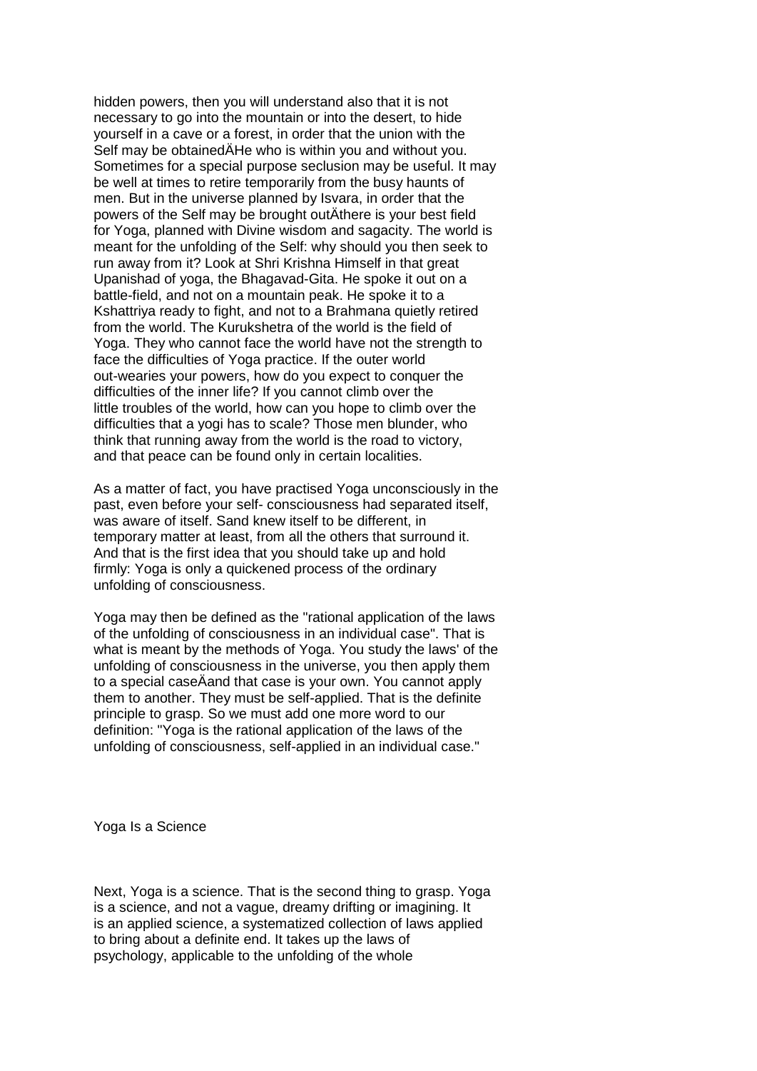hidden powers, then you will understand also that it is not necessary to go into the mountain or into the desert, to hide yourself in a cave or a forest, in order that the union with the Self may be obtainedÄHe who is within you and without you. Sometimes for a special purpose seclusion may be useful. It may be well at times to retire temporarily from the busy haunts of men. But in the universe planned by Isvara, in order that the powers of the Self may be brought outÄthere is your best field for Yoga, planned with Divine wisdom and sagacity. The world is meant for the unfolding of the Self: why should you then seek to run away from it? Look at Shri Krishna Himself in that great Upanishad of yoga, the Bhagavad-Gita. He spoke it out on a battle-field, and not on a mountain peak. He spoke it to a Kshattriya ready to fight, and not to a Brahmana quietly retired from the world. The Kurukshetra of the world is the field of Yoga. They who cannot face the world have not the strength to face the difficulties of Yoga practice. If the outer world out-wearies your powers, how do you expect to conquer the difficulties of the inner life? If you cannot climb over the little troubles of the world, how can you hope to climb over the difficulties that a yogi has to scale? Those men blunder, who think that running away from the world is the road to victory, and that peace can be found only in certain localities.

As a matter of fact, you have practised Yoga unconsciously in the past, even before your self- consciousness had separated itself, was aware of itself. Sand knew itself to be different, in temporary matter at least, from all the others that surround it. And that is the first idea that you should take up and hold firmly: Yoga is only a quickened process of the ordinary unfolding of consciousness.

Yoga may then be defined as the "rational application of the laws of the unfolding of consciousness in an individual case". That is what is meant by the methods of Yoga. You study the laws' of the unfolding of consciousness in the universe, you then apply them to a special caseÄand that case is your own. You cannot apply them to another. They must be self-applied. That is the definite principle to grasp. So we must add one more word to our definition: "Yoga is the rational application of the laws of the unfolding of consciousness, self-applied in an individual case."

## Yoga Is a Science

Next, Yoga is a science. That is the second thing to grasp. Yoga is a science, and not a vague, dreamy drifting or imagining. It is an applied science, a systematized collection of laws applied to bring about a definite end. It takes up the laws of psychology, applicable to the unfolding of the whole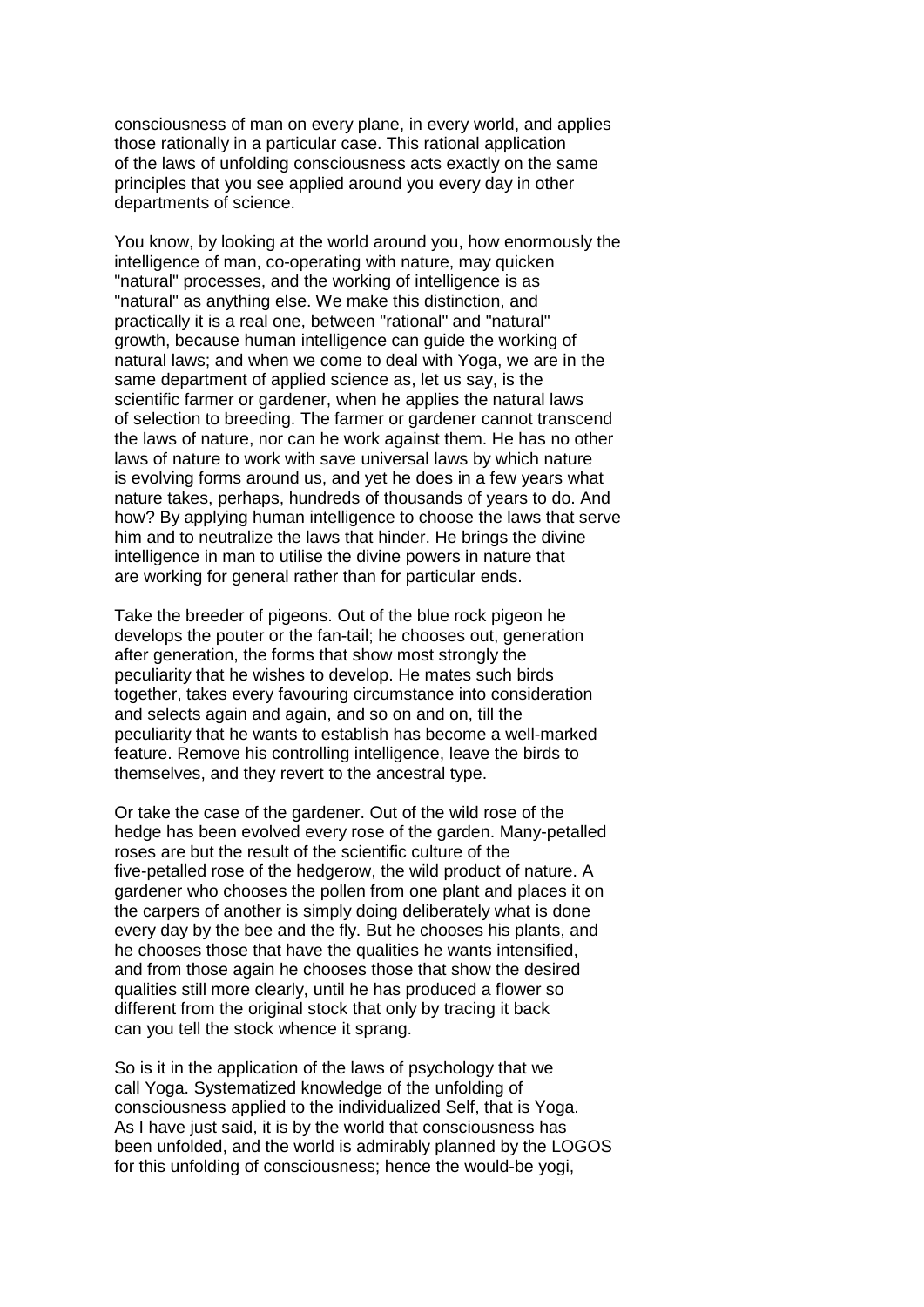consciousness of man on every plane, in every world, and applies those rationally in a particular case. This rational application of the laws of unfolding consciousness acts exactly on the same principles that you see applied around you every day in other departments of science.

You know, by looking at the world around you, how enormously the intelligence of man, co-operating with nature, may quicken "natural" processes, and the working of intelligence is as "natural" as anything else. We make this distinction, and practically it is a real one, between "rational" and "natural" growth, because human intelligence can guide the working of natural laws; and when we come to deal with Yoga, we are in the same department of applied science as, let us say, is the scientific farmer or gardener, when he applies the natural laws of selection to breeding. The farmer or gardener cannot transcend the laws of nature, nor can he work against them. He has no other laws of nature to work with save universal laws by which nature is evolving forms around us, and yet he does in a few years what nature takes, perhaps, hundreds of thousands of years to do. And how? By applying human intelligence to choose the laws that serve him and to neutralize the laws that hinder. He brings the divine intelligence in man to utilise the divine powers in nature that are working for general rather than for particular ends.

Take the breeder of pigeons. Out of the blue rock pigeon he develops the pouter or the fan-tail; he chooses out, generation after generation, the forms that show most strongly the peculiarity that he wishes to develop. He mates such birds together, takes every favouring circumstance into consideration and selects again and again, and so on and on, till the peculiarity that he wants to establish has become a well-marked feature. Remove his controlling intelligence, leave the birds to themselves, and they revert to the ancestral type.

Or take the case of the gardener. Out of the wild rose of the hedge has been evolved every rose of the garden. Many-petalled roses are but the result of the scientific culture of the five-petalled rose of the hedgerow, the wild product of nature. A gardener who chooses the pollen from one plant and places it on the carpers of another is simply doing deliberately what is done every day by the bee and the fly. But he chooses his plants, and he chooses those that have the qualities he wants intensified, and from those again he chooses those that show the desired qualities still more clearly, until he has produced a flower so different from the original stock that only by tracing it back can you tell the stock whence it sprang.

So is it in the application of the laws of psychology that we call Yoga. Systematized knowledge of the unfolding of consciousness applied to the individualized Self, that is Yoga. As I have just said, it is by the world that consciousness has been unfolded, and the world is admirably planned by the LOGOS for this unfolding of consciousness; hence the would-be yogi,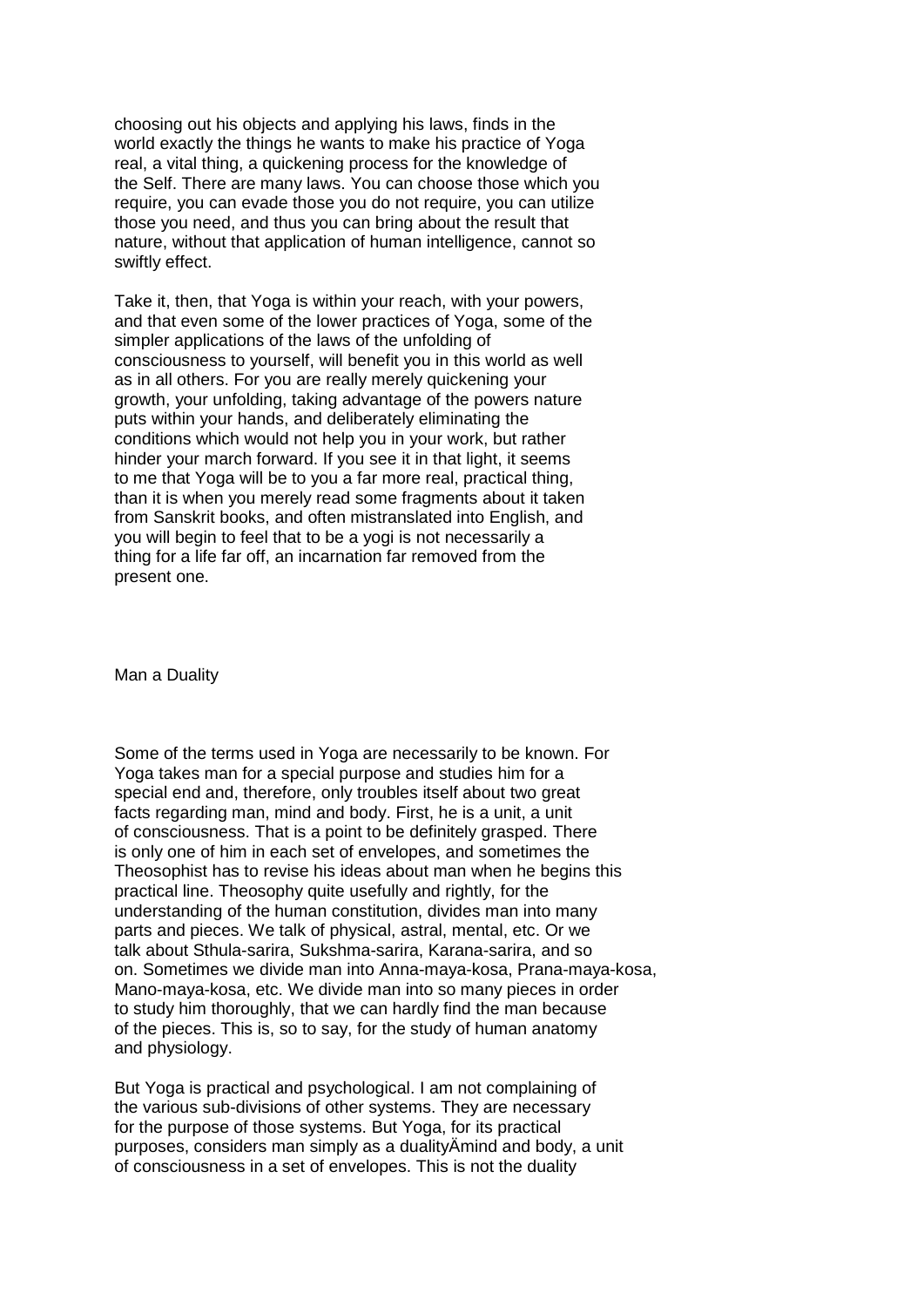choosing out his objects and applying his laws, finds in the world exactly the things he wants to make his practice of Yoga real, a vital thing, a quickening process for the knowledge of the Self. There are many laws. You can choose those which you require, you can evade those you do not require, you can utilize those you need, and thus you can bring about the result that nature, without that application of human intelligence, cannot so swiftly effect.

Take it, then, that Yoga is within your reach, with your powers, and that even some of the lower practices of Yoga, some of the simpler applications of the laws of the unfolding of consciousness to yourself, will benefit you in this world as well as in all others. For you are really merely quickening your growth, your unfolding, taking advantage of the powers nature puts within your hands, and deliberately eliminating the conditions which would not help you in your work, but rather hinder your march forward. If you see it in that light, it seems to me that Yoga will be to you a far more real, practical thing, than it is when you merely read some fragments about it taken from Sanskrit books, and often mistranslated into English, and you will begin to feel that to be a yogi is not necessarily a thing for a life far off, an incarnation far removed from the present one.

## Man a Duality

Some of the terms used in Yoga are necessarily to be known. For Yoga takes man for a special purpose and studies him for a special end and, therefore, only troubles itself about two great facts regarding man, mind and body. First, he is a unit, a unit of consciousness. That is a point to be definitely grasped. There is only one of him in each set of envelopes, and sometimes the Theosophist has to revise his ideas about man when he begins this practical line. Theosophy quite usefully and rightly, for the understanding of the human constitution, divides man into many parts and pieces. We talk of physical, astral, mental, etc. Or we talk about Sthula-sarira, Sukshma-sarira, Karana-sarira, and so on. Sometimes we divide man into Anna-maya-kosa, Prana-maya-kosa, Mano-maya-kosa, etc. We divide man into so many pieces in order to study him thoroughly, that we can hardly find the man because of the pieces. This is, so to say, for the study of human anatomy and physiology.

But Yoga is practical and psychological. I am not complaining of the various sub-divisions of other systems. They are necessary for the purpose of those systems. But Yoga, for its practical purposes, considers man simply as a dualityÄmind and body, a unit of consciousness in a set of envelopes. This is not the duality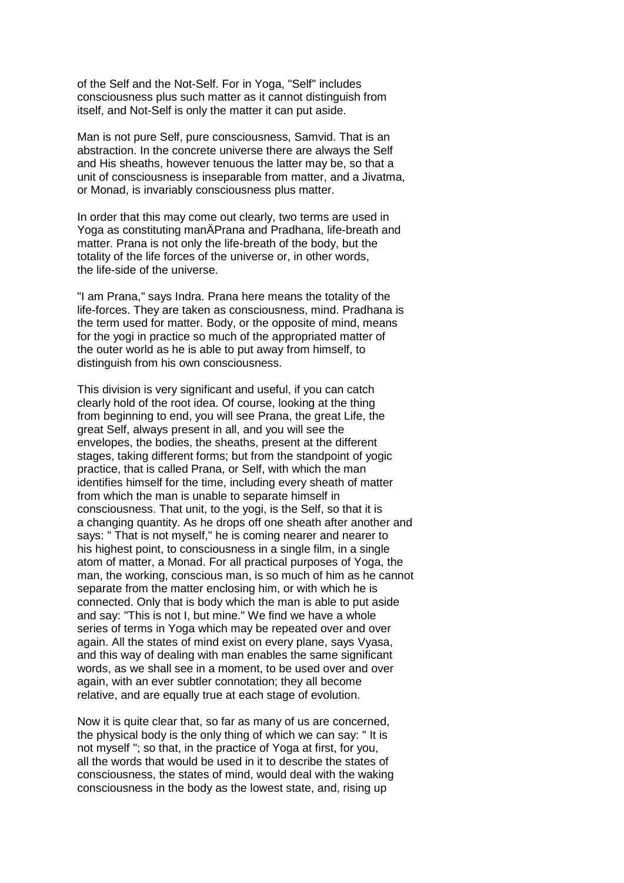of the Self and the Not-Self. For in Yoga, "Self" includes consciousness plus such matter as it cannot distinguish from itself, and Not-Self is only the matter it can put aside.

Man is not pure Self, pure consciousness, Samvid. That is an abstraction. In the concrete universe there are always the Self and His sheaths, however tenuous the latter may be, so that a unit of consciousness is inseparable from matter, and a Jivatma, or Monad, is invariably consciousness plus matter.

In order that this may come out clearly, two terms are used in Yoga as constituting manÄPrana and Pradhana, life-breath and matter. Prana is not only the life-breath of the body, but the totality of the life forces of the universe or, in other words, the life-side of the universe.

"I am Prana," says Indra. Prana here means the totality of the life-forces. They are taken as consciousness, mind. Pradhana is the term used for matter. Body, or the opposite of mind, means for the yogi in practice so much of the appropriated matter of the outer world as he is able to put away from himself, to distinguish from his own consciousness.

This division is very significant and useful, if you can catch clearly hold of the root idea. Of course, looking at the thing from beginning to end, you will see Prana, the great Life, the great Self, always present in all, and you will see the envelopes, the bodies, the sheaths, present at the different stages, taking different forms; but from the standpoint of yogic practice, that is called Prana, or Self, with which the man identifies himself for the time, including every sheath of matter from which the man is unable to separate himself in consciousness. That unit, to the yogi, is the Self, so that it is a changing quantity. As he drops off one sheath after another and says: " That is not myself," he is coming nearer and nearer to his highest point, to consciousness in a single film, in a single atom of matter, a Monad. For all practical purposes of Yoga, the man, the working, conscious man, is so much of him as he cannot separate from the matter enclosing him, or with which he is connected. Only that is body which the man is able to put aside and say: "This is not I, but mine." We find we have a whole series of terms in Yoga which may be repeated over and over again. All the states of mind exist on every plane, says Vyasa, and this way of dealing with man enables the same significant words, as we shall see in a moment, to be used over and over again, with an ever subtler connotation; they all become relative, and are equally true at each stage of evolution.

Now it is quite clear that, so far as many of us are concerned, the physical body is the only thing of which we can say: " It is not myself "; so that, in the practice of Yoga at first, for you, all the words that would be used in it to describe the states of consciousness, the states of mind, would deal with the waking consciousness in the body as the lowest state, and, rising up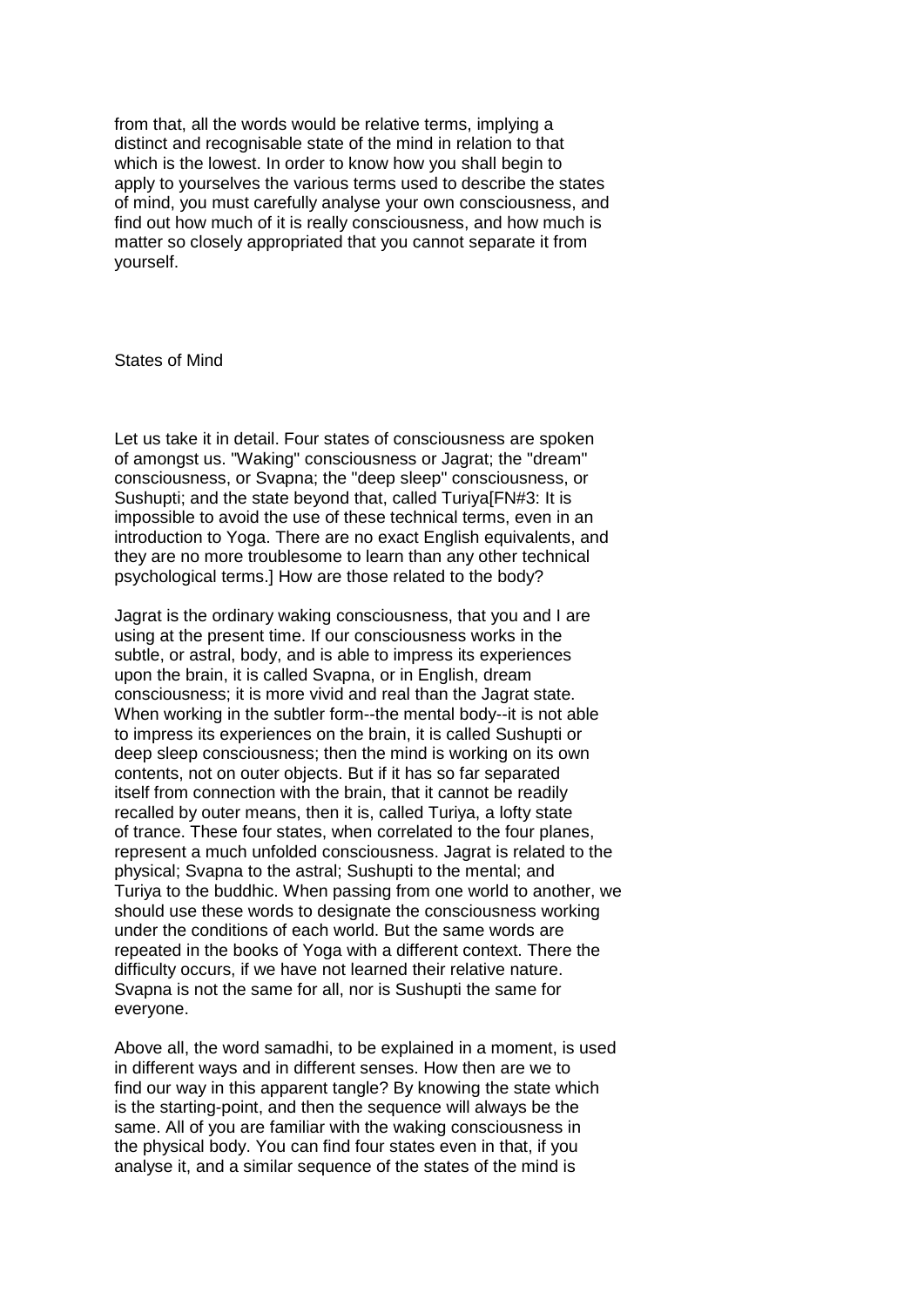from that, all the words would be relative terms, implying a distinct and recognisable state of the mind in relation to that which is the lowest. In order to know how you shall begin to apply to yourselves the various terms used to describe the states of mind, you must carefully analyse your own consciousness, and find out how much of it is really consciousness, and how much is matter so closely appropriated that you cannot separate it from yourself.

## States of Mind

Let us take it in detail. Four states of consciousness are spoken of amongst us. "Waking" consciousness or Jagrat; the "dream" consciousness, or Svapna; the "deep sleep" consciousness, or Sushupti; and the state beyond that, called Turiya[FN#3: It is impossible to avoid the use of these technical terms, even in an introduction to Yoga. There are no exact English equivalents, and they are no more troublesome to learn than any other technical psychological terms.] How are those related to the body?

Jagrat is the ordinary waking consciousness, that you and I are using at the present time. If our consciousness works in the subtle, or astral, body, and is able to impress its experiences upon the brain, it is called Svapna, or in English, dream consciousness; it is more vivid and real than the Jagrat state. When working in the subtler form--the mental body--it is not able to impress its experiences on the brain, it is called Sushupti or deep sleep consciousness; then the mind is working on its own contents, not on outer objects. But if it has so far separated itself from connection with the brain, that it cannot be readily recalled by outer means, then it is, called Turiya, a lofty state of trance. These four states, when correlated to the four planes, represent a much unfolded consciousness. Jagrat is related to the physical; Svapna to the astral; Sushupti to the mental; and Turiya to the buddhic. When passing from one world to another, we should use these words to designate the consciousness working under the conditions of each world. But the same words are repeated in the books of Yoga with a different context. There the difficulty occurs, if we have not learned their relative nature. Svapna is not the same for all, nor is Sushupti the same for everyone.

Above all, the word samadhi, to be explained in a moment, is used in different ways and in different senses. How then are we to find our way in this apparent tangle? By knowing the state which is the starting-point, and then the sequence will always be the same. All of you are familiar with the waking consciousness in the physical body. You can find four states even in that, if you analyse it, and a similar sequence of the states of the mind is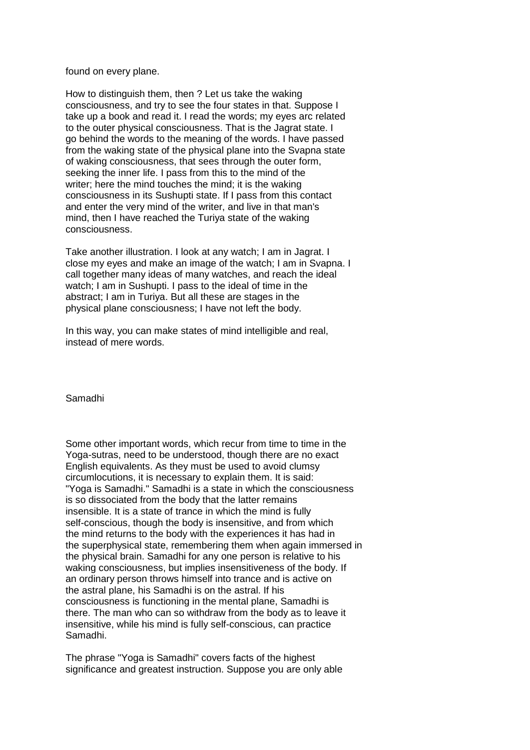found on every plane.

How to distinguish them, then ? Let us take the waking consciousness, and try to see the four states in that. Suppose I take up a book and read it. I read the words; my eyes arc related to the outer physical consciousness. That is the Jagrat state. I go behind the words to the meaning of the words. I have passed from the waking state of the physical plane into the Svapna state of waking consciousness, that sees through the outer form, seeking the inner life. I pass from this to the mind of the writer; here the mind touches the mind; it is the waking consciousness in its Sushupti state. If I pass from this contact and enter the very mind of the writer, and live in that man's mind, then I have reached the Turiya state of the waking consciousness.

Take another illustration. I look at any watch; I am in Jagrat. I close my eyes and make an image of the watch; I am in Svapna. I call together many ideas of many watches, and reach the ideal watch; I am in Sushupti. I pass to the ideal of time in the abstract; I am in Turiya. But all these are stages in the physical plane consciousness; I have not left the body.

In this way, you can make states of mind intelligible and real, instead of mere words.

## Samadhi

Some other important words, which recur from time to time in the Yoga-sutras, need to be understood, though there are no exact English equivalents. As they must be used to avoid clumsy circumlocutions, it is necessary to explain them. It is said: "Yoga is Samadhi." Samadhi is a state in which the consciousness is so dissociated from the body that the latter remains insensible. It is a state of trance in which the mind is fully self-conscious, though the body is insensitive, and from which the mind returns to the body with the experiences it has had in the superphysical state, remembering them when again immersed in the physical brain. Samadhi for any one person is relative to his waking consciousness, but implies insensitiveness of the body. If an ordinary person throws himself into trance and is active on the astral plane, his Samadhi is on the astral. If his consciousness is functioning in the mental plane, Samadhi is there. The man who can so withdraw from the body as to leave it insensitive, while his mind is fully self-conscious, can practice Samadhi.

The phrase "Yoga is Samadhi" covers facts of the highest significance and greatest instruction. Suppose you are only able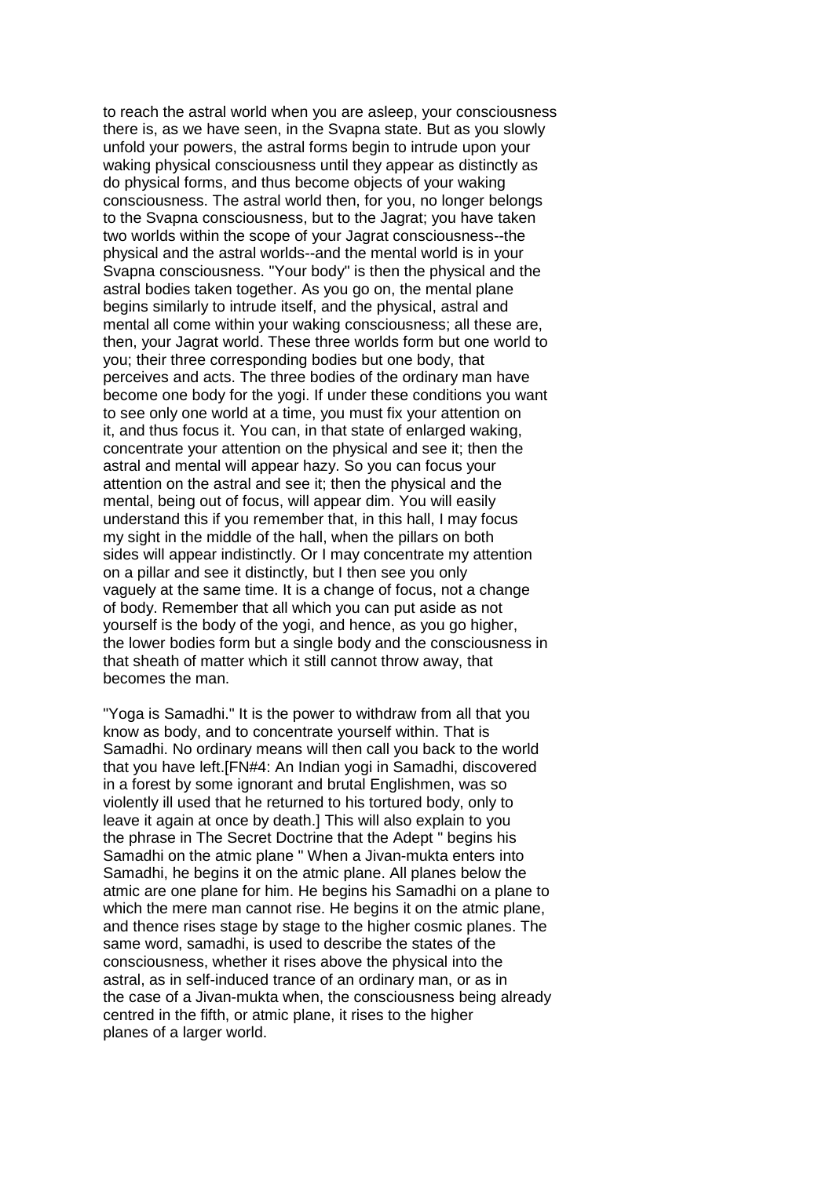to reach the astral world when you are asleep, your consciousness there is, as we have seen, in the Svapna state. But as you slowly unfold your powers, the astral forms begin to intrude upon your waking physical consciousness until they appear as distinctly as do physical forms, and thus become objects of your waking consciousness. The astral world then, for you, no longer belongs to the Svapna consciousness, but to the Jagrat; you have taken two worlds within the scope of your Jagrat consciousness--the physical and the astral worlds--and the mental world is in your Svapna consciousness. "Your body" is then the physical and the astral bodies taken together. As you go on, the mental plane begins similarly to intrude itself, and the physical, astral and mental all come within your waking consciousness; all these are, then, your Jagrat world. These three worlds form but one world to you; their three corresponding bodies but one body, that perceives and acts. The three bodies of the ordinary man have become one body for the yogi. If under these conditions you want to see only one world at a time, you must fix your attention on it, and thus focus it. You can, in that state of enlarged waking, concentrate your attention on the physical and see it; then the astral and mental will appear hazy. So you can focus your attention on the astral and see it; then the physical and the mental, being out of focus, will appear dim. You will easily understand this if you remember that, in this hall, I may focus my sight in the middle of the hall, when the pillars on both sides will appear indistinctly. Or I may concentrate my attention on a pillar and see it distinctly, but I then see you only vaguely at the same time. It is a change of focus, not a change of body. Remember that all which you can put aside as not yourself is the body of the yogi, and hence, as you go higher, the lower bodies form but a single body and the consciousness in that sheath of matter which it still cannot throw away, that becomes the man.

"Yoga is Samadhi." It is the power to withdraw from all that you know as body, and to concentrate yourself within. That is Samadhi. No ordinary means will then call you back to the world that you have left.[FN#4: An Indian yogi in Samadhi, discovered in a forest by some ignorant and brutal Englishmen, was so violently ill used that he returned to his tortured body, only to leave it again at once by death.] This will also explain to you the phrase in The Secret Doctrine that the Adept " begins his Samadhi on the atmic plane " When a Jivan-mukta enters into Samadhi, he begins it on the atmic plane. All planes below the atmic are one plane for him. He begins his Samadhi on a plane to which the mere man cannot rise. He begins it on the atmic plane, and thence rises stage by stage to the higher cosmic planes. The same word, samadhi, is used to describe the states of the consciousness, whether it rises above the physical into the astral, as in self-induced trance of an ordinary man, or as in the case of a Jivan-mukta when, the consciousness being already centred in the fifth, or atmic plane, it rises to the higher planes of a larger world.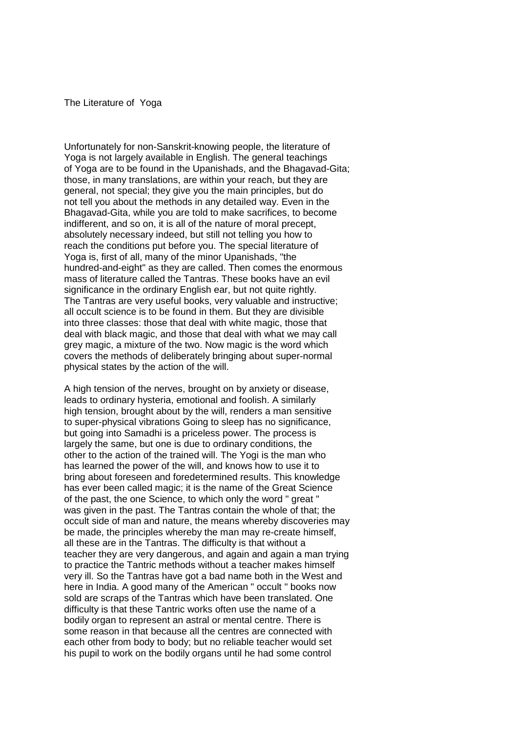## The Literature of Yoga

Unfortunately for non-Sanskrit-knowing people, the literature of Yoga is not largely available in English. The general teachings of Yoga are to be found in the Upanishads, and the Bhagavad-Gita; those, in many translations, are within your reach, but they are general, not special; they give you the main principles, but do not tell you about the methods in any detailed way. Even in the Bhagavad-Gita, while you are told to make sacrifices, to become indifferent, and so on, it is all of the nature of moral precept, absolutely necessary indeed, but still not telling you how to reach the conditions put before you. The special literature of Yoga is, first of all, many of the minor Upanishads, "the hundred-and-eight" as they are called. Then comes the enormous mass of literature called the Tantras. These books have an evil significance in the ordinary English ear, but not quite rightly. The Tantras are very useful books, very valuable and instructive; all occult science is to be found in them. But they are divisible into three classes: those that deal with white magic, those that deal with black magic, and those that deal with what we may call grey magic, a mixture of the two. Now magic is the word which covers the methods of deliberately bringing about super-normal physical states by the action of the will.

A high tension of the nerves, brought on by anxiety or disease, leads to ordinary hysteria, emotional and foolish. A similarly high tension, brought about by the will, renders a man sensitive to super-physical vibrations Going to sleep has no significance, but going into Samadhi is a priceless power. The process is largely the same, but one is due to ordinary conditions, the other to the action of the trained will. The Yogi is the man who has learned the power of the will, and knows how to use it to bring about foreseen and foredetermined results. This knowledge has ever been called magic; it is the name of the Great Science of the past, the one Science, to which only the word " great " was given in the past. The Tantras contain the whole of that; the occult side of man and nature, the means whereby discoveries may be made, the principles whereby the man may re-create himself, all these are in the Tantras. The difficulty is that without a teacher they are very dangerous, and again and again a man trying to practice the Tantric methods without a teacher makes himself very ill. So the Tantras have got a bad name both in the West and here in India. A good many of the American " occult " books now sold are scraps of the Tantras which have been translated. One difficulty is that these Tantric works often use the name of a bodily organ to represent an astral or mental centre. There is some reason in that because all the centres are connected with each other from body to body; but no reliable teacher would set his pupil to work on the bodily organs until he had some control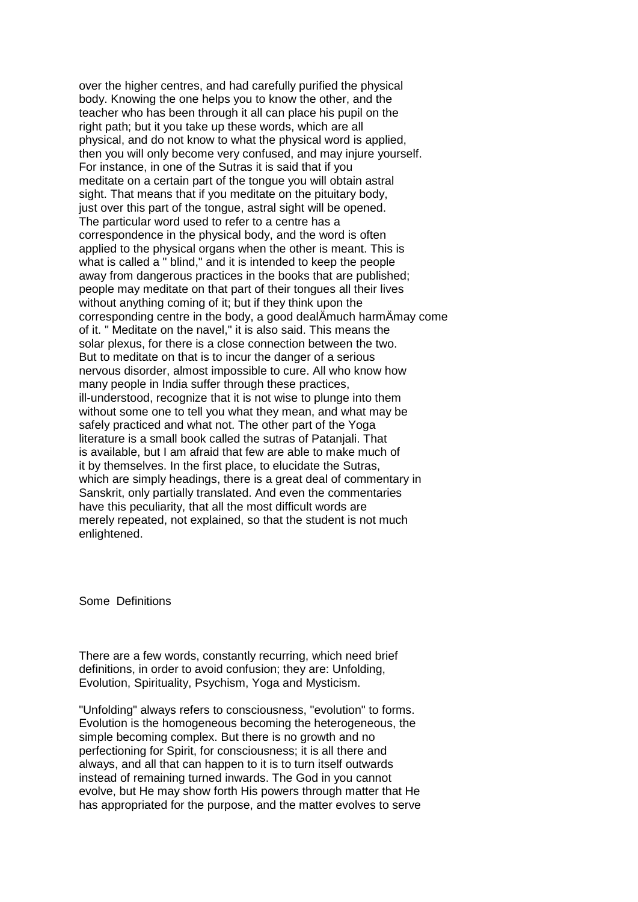over the higher centres, and had carefully purified the physical body. Knowing the one helps you to know the other, and the teacher who has been through it all can place his pupil on the right path; but it you take up these words, which are all physical, and do not know to what the physical word is applied, then you will only become very confused, and may injure yourself. For instance, in one of the Sutras it is said that if you meditate on a certain part of the tongue you will obtain astral sight. That means that if you meditate on the pituitary body, just over this part of the tongue, astral sight will be opened. The particular word used to refer to a centre has a correspondence in the physical body, and the word is often applied to the physical organs when the other is meant. This is what is called a " blind," and it is intended to keep the people away from dangerous practices in the books that are published; people may meditate on that part of their tongues all their lives without anything coming of it; but if they think upon the corresponding centre in the body, a good dealÄmuch harmÄmay come of it. " Meditate on the navel," it is also said. This means the solar plexus, for there is a close connection between the two. But to meditate on that is to incur the danger of a serious nervous disorder, almost impossible to cure. All who know how many people in India suffer through these practices, ill-understood, recognize that it is not wise to plunge into them without some one to tell you what they mean, and what may be safely practiced and what not. The other part of the Yoga literature is a small book called the sutras of Patanjali. That is available, but I am afraid that few are able to make much of it by themselves. In the first place, to elucidate the Sutras, which are simply headings, there is a great deal of commentary in Sanskrit, only partially translated. And even the commentaries have this peculiarity, that all the most difficult words are merely repeated, not explained, so that the student is not much enlightened.

## Some Definitions

There are a few words, constantly recurring, which need brief definitions, in order to avoid confusion; they are: Unfolding, Evolution, Spirituality, Psychism, Yoga and Mysticism.

"Unfolding" always refers to consciousness, "evolution" to forms. Evolution is the homogeneous becoming the heterogeneous, the simple becoming complex. But there is no growth and no perfectioning for Spirit, for consciousness; it is all there and always, and all that can happen to it is to turn itself outwards instead of remaining turned inwards. The God in you cannot evolve, but He may show forth His powers through matter that He has appropriated for the purpose, and the matter evolves to serve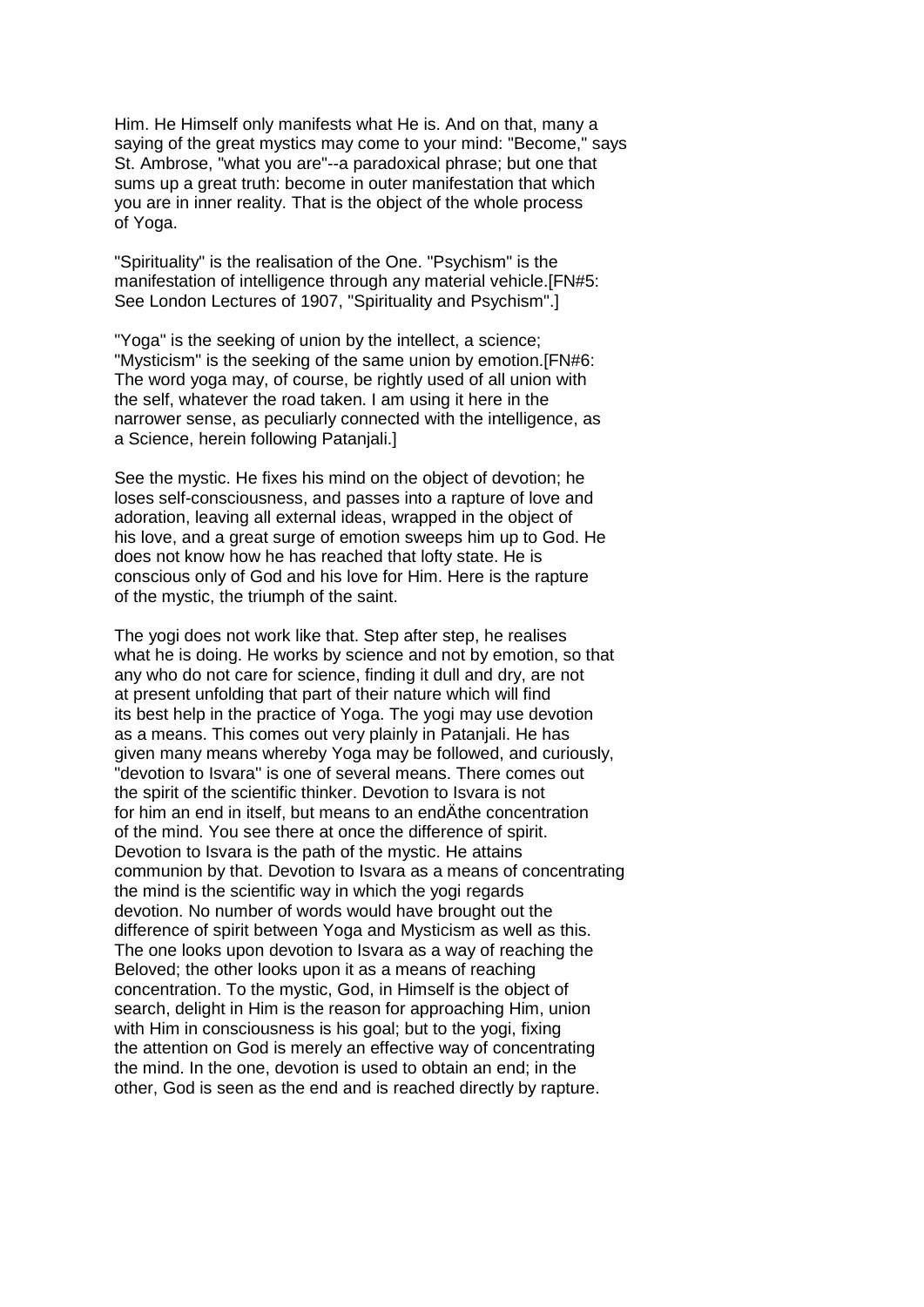Him. He Himself only manifests what He is. And on that, many a saying of the great mystics may come to your mind: "Become," says St. Ambrose, "what you are"--a paradoxical phrase; but one that sums up a great truth: become in outer manifestation that which you are in inner reality. That is the object of the whole process of Yoga.

"Spirituality" is the realisation of the One. "Psychism" is the manifestation of intelligence through any material vehicle.[FN#5: See London Lectures of 1907, "Spirituality and Psychism".]

"Yoga" is the seeking of union by the intellect, a science; "Mysticism" is the seeking of the same union by emotion.[FN#6: The word yoga may, of course, be rightly used of all union with the self, whatever the road taken. I am using it here in the narrower sense, as peculiarly connected with the intelligence, as a Science, herein following Patanjali.]

See the mystic. He fixes his mind on the object of devotion; he loses self-consciousness, and passes into a rapture of love and adoration, leaving all external ideas, wrapped in the object of his love, and a great surge of emotion sweeps him up to God. He does not know how he has reached that lofty state. He is conscious only of God and his love for Him. Here is the rapture of the mystic, the triumph of the saint.

The yogi does not work like that. Step after step, he realises what he is doing. He works by science and not by emotion, so that any who do not care for science, finding it dull and dry, are not at present unfolding that part of their nature which will find its best help in the practice of Yoga. The yogi may use devotion as a means. This comes out very plainly in Patanjali. He has given many means whereby Yoga may be followed, and curiously, "devotion to Isvara" is one of several means. There comes out the spirit of the scientific thinker. Devotion to Isvara is not for him an end in itself, but means to an endÄthe concentration of the mind. You see there at once the difference of spirit. Devotion to Isvara is the path of the mystic. He attains communion by that. Devotion to Isvara as a means of concentrating the mind is the scientific way in which the yogi regards devotion. No number of words would have brought out the difference of spirit between Yoga and Mysticism as well as this. The one looks upon devotion to Isvara as a way of reaching the Beloved; the other looks upon it as a means of reaching concentration. To the mystic, God, in Himself is the object of search, delight in Him is the reason for approaching Him, union with Him in consciousness is his goal; but to the yogi, fixing the attention on God is merely an effective way of concentrating the mind. In the one, devotion is used to obtain an end; in the other, God is seen as the end and is reached directly by rapture.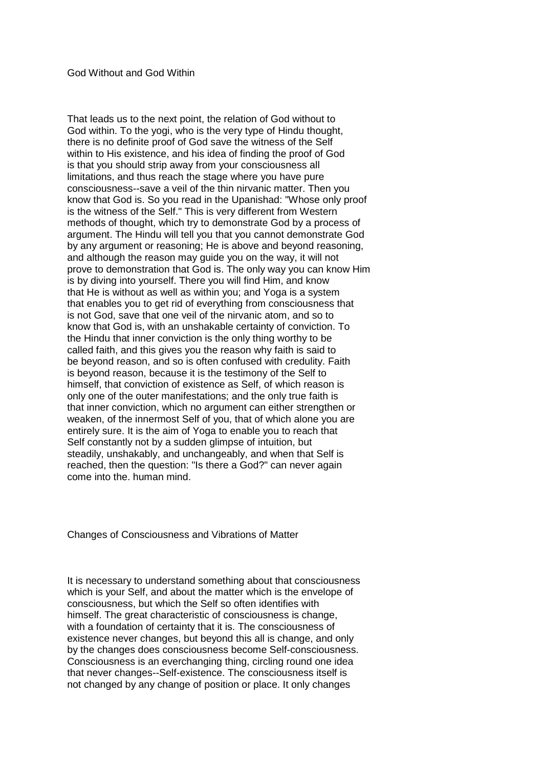## God Without and God Within

That leads us to the next point, the relation of God without to God within. To the yogi, who is the very type of Hindu thought, there is no definite proof of God save the witness of the Self within to His existence, and his idea of finding the proof of God is that you should strip away from your consciousness all limitations, and thus reach the stage where you have pure consciousness--save a veil of the thin nirvanic matter. Then you know that God is. So you read in the Upanishad: "Whose only proof is the witness of the Self." This is very different from Western methods of thought, which try to demonstrate God by a process of argument. The Hindu will tell you that you cannot demonstrate God by any argument or reasoning; He is above and beyond reasoning, and although the reason may guide you on the way, it will not prove to demonstration that God is. The only way you can know Him is by diving into yourself. There you will find Him, and know that He is without as well as within you; and Yoga is a system that enables you to get rid of everything from consciousness that is not God, save that one veil of the nirvanic atom, and so to know that God is, with an unshakable certainty of conviction. To the Hindu that inner conviction is the only thing worthy to be called faith, and this gives you the reason why faith is said to be beyond reason, and so is often confused with credulity. Faith is beyond reason, because it is the testimony of the Self to himself, that conviction of existence as Self, of which reason is only one of the outer manifestations; and the only true faith is that inner conviction, which no argument can either strengthen or weaken, of the innermost Self of you, that of which alone you are entirely sure. It is the aim of Yoga to enable you to reach that Self constantly not by a sudden glimpse of intuition, but steadily, unshakably, and unchangeably, and when that Self is reached, then the question: "Is there a God?" can never again come into the. human mind.

## Changes of Consciousness and Vibrations of Matter

It is necessary to understand something about that consciousness which is your Self, and about the matter which is the envelope of consciousness, but which the Self so often identifies with himself. The great characteristic of consciousness is change, with a foundation of certainty that it is. The consciousness of existence never changes, but beyond this all is change, and only by the changes does consciousness become Self-consciousness. Consciousness is an everchanging thing, circling round one idea that never changes--Self-existence. The consciousness itself is not changed by any change of position or place. It only changes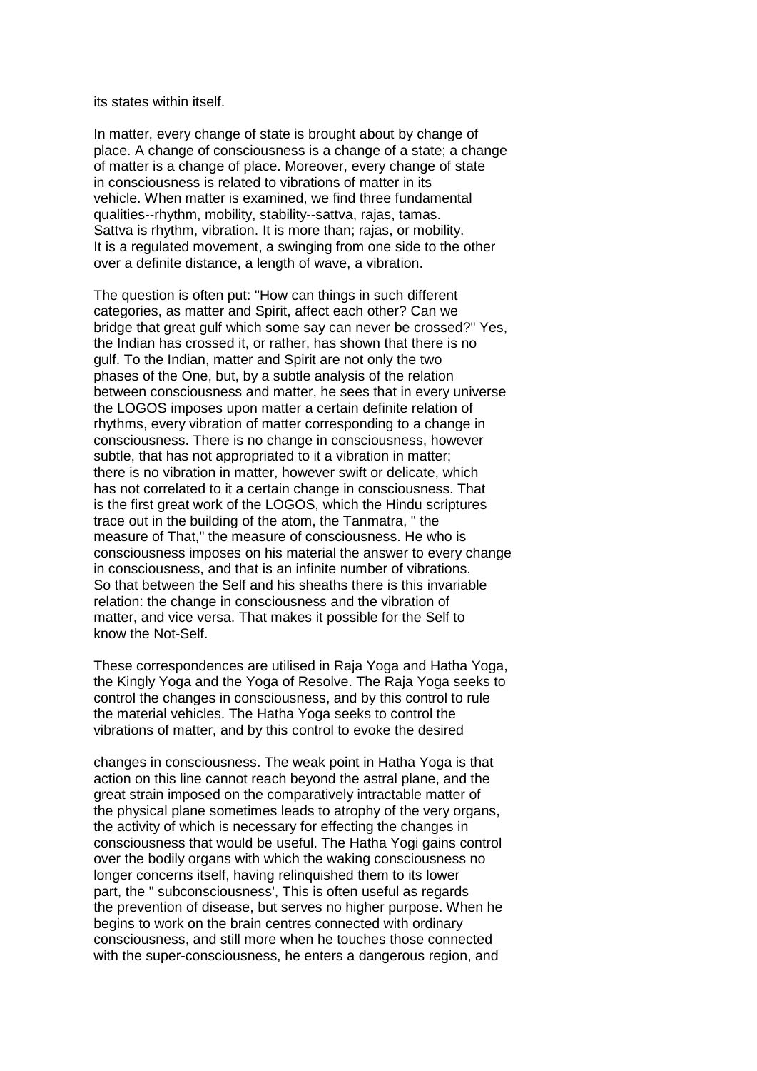its states within itself.

In matter, every change of state is brought about by change of place. A change of consciousness is a change of a state; a change of matter is a change of place. Moreover, every change of state in consciousness is related to vibrations of matter in its vehicle. When matter is examined, we find three fundamental qualities--rhythm, mobility, stability--sattva, rajas, tamas. Sattva is rhythm, vibration. It is more than; rajas, or mobility. It is a regulated movement, a swinging from one side to the other over a definite distance, a length of wave, a vibration.

The question is often put: "How can things in such different categories, as matter and Spirit, affect each other? Can we bridge that great gulf which some say can never be crossed?" Yes, the Indian has crossed it, or rather, has shown that there is no gulf. To the Indian, matter and Spirit are not only the two phases of the One, but, by a subtle analysis of the relation between consciousness and matter, he sees that in every universe the LOGOS imposes upon matter a certain definite relation of rhythms, every vibration of matter corresponding to a change in consciousness. There is no change in consciousness, however subtle, that has not appropriated to it a vibration in matter; there is no vibration in matter, however swift or delicate, which has not correlated to it a certain change in consciousness. That is the first great work of the LOGOS, which the Hindu scriptures trace out in the building of the atom, the Tanmatra, " the measure of That," the measure of consciousness. He who is consciousness imposes on his material the answer to every change in consciousness, and that is an infinite number of vibrations. So that between the Self and his sheaths there is this invariable relation: the change in consciousness and the vibration of matter, and vice versa. That makes it possible for the Self to know the Not-Self.

These correspondences are utilised in Raja Yoga and Hatha Yoga, the Kingly Yoga and the Yoga of Resolve. The Raja Yoga seeks to control the changes in consciousness, and by this control to rule the material vehicles. The Hatha Yoga seeks to control the vibrations of matter, and by this control to evoke the desired changes in consciousness. The weak point in Hatha Yoga is that action on this line cannot reach beyond the astral plane, and the great strain imposed on the comparatively intractable matter of the physical plane sometimes leads to atrophy of the very organs, the activity of which is necessary for effecting the changes in consciousness that would be useful. The Hatha Yogi gains control over the bodily organs with which the waking consciousness no longer concerns itself, having relinquished them to its lower part, the " subconsciousness', This is often useful as regards the prevention of disease, but serves no higher purpose. When he begins to work on the brain centres connected with ordinary consciousness, and still more when he touches those connected with the super-consciousness, he enters a dangerous region, and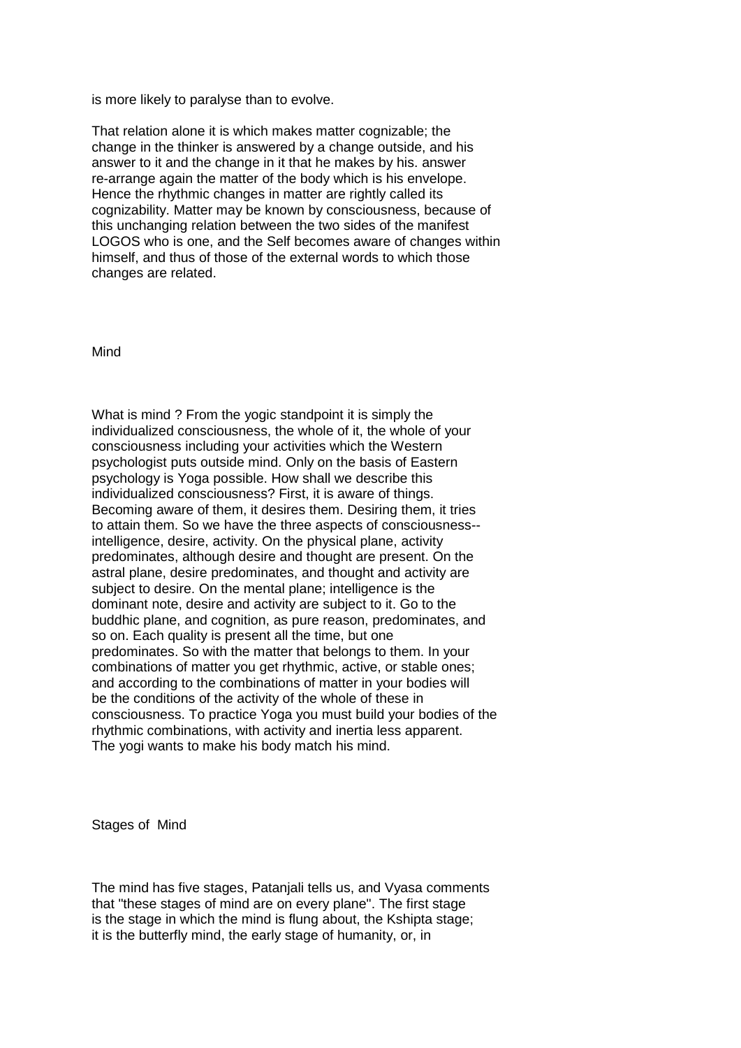is more likely to paralyse than to evolve.

That relation alone it is which makes matter cognizable; the change in the thinker is answered by a change outside, and his answer to it and the change in it that he makes by his. answer re-arrange again the matter of the body which is his envelope. Hence the rhythmic changes in matter are rightly called its cognizability. Matter may be known by consciousness, because of this unchanging relation between the two sides of the manifest LOGOS who is one, and the Self becomes aware of changes within himself, and thus of those of the external words to which those changes are related.

## Mind

What is mind ? From the yogic standpoint it is simply the individualized consciousness, the whole of it, the whole of your consciousness including your activities which the Western psychologist puts outside mind. Only on the basis of Eastern psychology is Yoga possible. How shall we describe this individualized consciousness? First, it is aware of things. Becoming aware of them, it desires them. Desiring them, it tries to attain them. So we have the three aspects of consciousness--intelligence, desire, activity. On the physical plane, activity predominates, although desire and thought are present. On the astral plane, desire predominates, and thought and activity are subject to desire. On the mental plane; intelligence is the dominant note, desire and activity are subject to it. Go to the buddhic plane, and cognition, as pure reason, predominates, and so on. Each quality is present all the time, but one predominates. So with the matter that belongs to them. In your combinations of matter you get rhythmic, active, or stable ones; and according to the combinations of matter in your bodies will be the conditions of the activity of the whole of these in consciousness. To practice Yoga you must build your bodies of the rhythmic combinations, with activity and inertia less apparent. The yogi wants to make his body match his mind.

## Stages of Mind

The mind has five stages, Patanjali tells us, and Vyasa comments that "these stages of mind are on every plane". The first stage is the stage in which the mind is flung about, the Kshipta stage; it is the butterfly mind, the early stage of humanity, or, in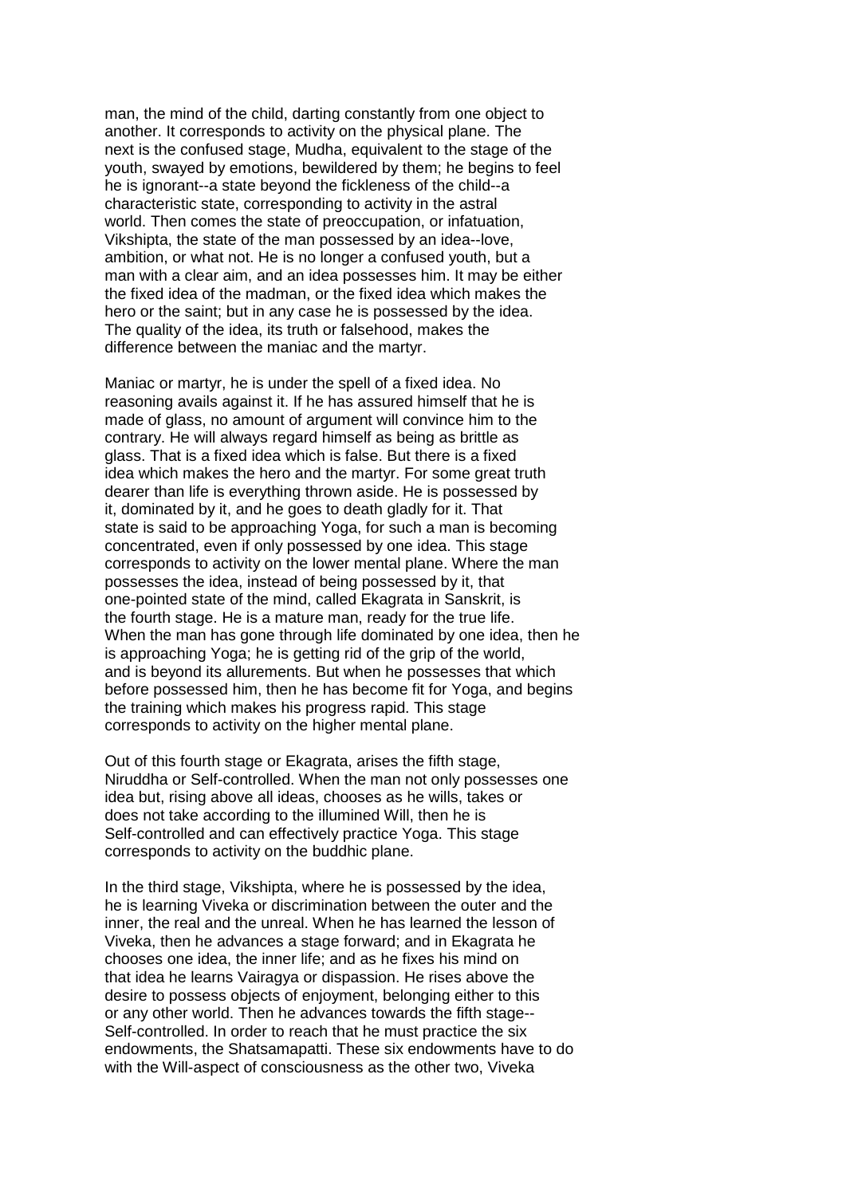man, the mind of the child, darting constantly from one object to another. It corresponds to activity on the physical plane. The next is the confused stage, Mudha, equivalent to the stage of the youth, swayed by emotions, bewildered by them; he begins to feel he is ignorant--a state beyond the fickleness of the child--a characteristic state, corresponding to activity in the astral world. Then comes the state of preoccupation, or infatuation, Vikshipta, the state of the man possessed by an idea--love, ambition, or what not. He is no longer a confused youth, but a man with a clear aim, and an idea possesses him. It may be either the fixed idea of the madman, or the fixed idea which makes the hero or the saint; but in any case he is possessed by the idea. The quality of the idea, its truth or falsehood, makes the difference between the maniac and the martyr.

Maniac or martyr, he is under the spell of a fixed idea. No reasoning avails against it. If he has assured himself that he is made of glass, no amount of argument will convince him to the contrary. He will always regard himself as being as brittle as glass. That is a fixed idea which is false. But there is a fixed idea which makes the hero and the martyr. For some great truth dearer than life is everything thrown aside. He is possessed by it, dominated by it, and he goes to death gladly for it. That state is said to be approaching Yoga, for such a man is becoming concentrated, even if only possessed by one idea. This stage corresponds to activity on the lower mental plane. Where the man possesses the idea, instead of being possessed by it, that one-pointed state of the mind, called Ekagrata in Sanskrit, is the fourth stage. He is a mature man, ready for the true life. When the man has gone through life dominated by one idea, then he is approaching Yoga; he is getting rid of the grip of the world, and is beyond its allurements. But when he possesses that which before possessed him, then he has become fit for Yoga, and begins the training which makes his progress rapid. This stage corresponds to activity on the higher mental plane.

Out of this fourth stage or Ekagrata, arises the fifth stage, Niruddha or Self-controlled. When the man not only possesses one idea but, rising above all ideas, chooses as he wills, takes or does not take according to the illumined Will, then he is Self-controlled and can effectively practice Yoga. This stage corresponds to activity on the buddhic plane.

In the third stage, Vikshipta, where he is possessed by the idea, he is learning Viveka or discrimination between the outer and the inner, the real and the unreal. When he has learned the lesson of Viveka, then he advances a stage forward; and in Ekagrata he chooses one idea, the inner life; and as he fixes his mind on that idea he learns Vairagya or dispassion. He rises above the desire to possess objects of enjoyment, belonging either to this or any other world. Then he advances towards the fifth stage--Self-controlled. In order to reach that he must practice the six endowments, the Shatsamapatti. These six endowments have to do with the Will-aspect of consciousness as the other two, Viveka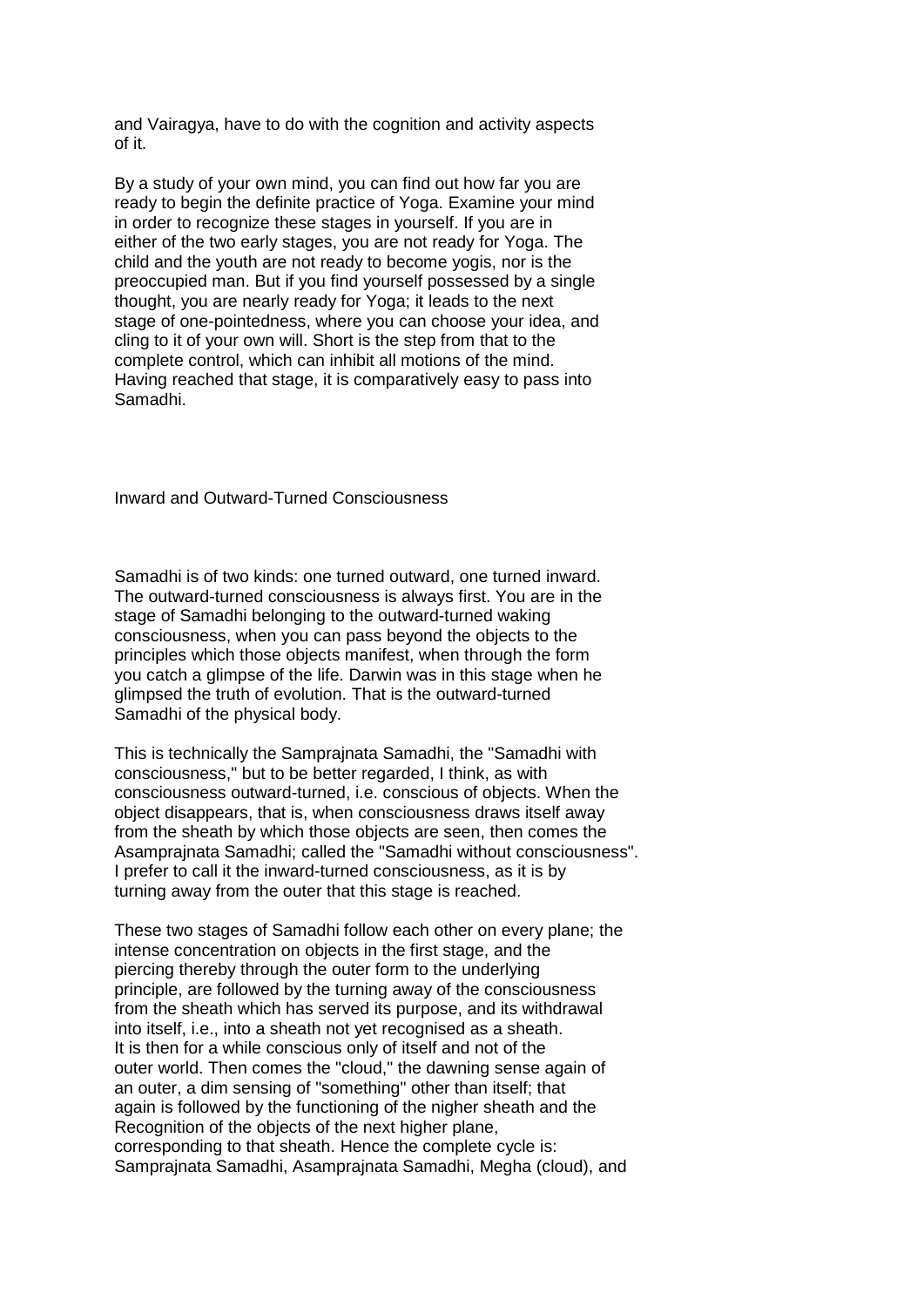and Vairagya, have to do with the cognition and activity aspects of it.

By a study of your own mind, you can find out how far you are ready to begin the definite practice of Yoga. Examine your mind in order to recognize these stages in yourself. If you are in either of the two early stages, you are not ready for Yoga. The child and the youth are not ready to become yogis, nor is the preoccupied man. But if you find yourself possessed by a single thought, you are nearly ready for Yoga; it leads to the next stage of one-pointedness, where you can choose your idea, and cling to it of your own will. Short is the step from that to the complete control, which can inhibit all motions of the mind. Having reached that stage, it is comparatively easy to pass into Samadhi.

## Inward and Outward-Turned Consciousness

Samadhi is of two kinds: one turned outward, one turned inward. The outward-turned consciousness is always first. You are in the stage of Samadhi belonging to the outward-turned waking consciousness, when you can pass beyond the objects to the principles which those objects manifest, when through the form you catch a glimpse of the life. Darwin was in this stage when he glimpsed the truth of evolution. That is the outward-turned Samadhi of the physical body.

This is technically the Samprajnata Samadhi, the "Samadhi with consciousness," but to be better regarded, I think, as with consciousness outward-turned, i.e. conscious of objects. When the object disappears, that is, when consciousness draws itself away from the sheath by which those objects are seen, then comes the Asamprajnata Samadhi; called the "Samadhi without consciousness". I prefer to call it the inward-turned consciousness, as it is by turning away from the outer that this stage is reached.

These two stages of Samadhi follow each other on every plane; the intense concentration on objects in the first stage, and the piercing thereby through the outer form to the underlying principle, are followed by the turning away of the consciousness from the sheath which has served its purpose, and its withdrawal into itself, i.e., into a sheath not yet recognised as a sheath. It is then for a while conscious only of itself and not of the outer world. Then comes the "cloud," the dawning sense again of an outer, a dim sensing of "something" other than itself; that again is followed by the functioning of the nigher sheath and the Recognition of the objects of the next higher plane, corresponding to that sheath. Hence the complete cycle is: Samprajnata Samadhi, Asamprajnata Samadhi, Megha (cloud), and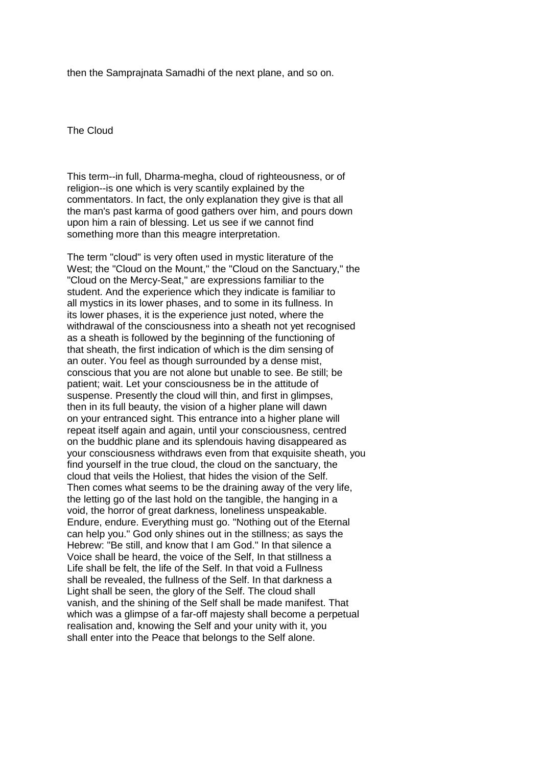then the Samprajnata Samadhi of the next plane, and so on.

## The Cloud

This term--in full, Dharma-megha, cloud of righteousness, or of religion--is one which is very scantily explained by the commentators. In fact, the only explanation they give is that all the man's past karma of good gathers over him, and pours down upon him a rain of blessing. Let us see if we cannot find something more than this meagre interpretation.

The term "cloud" is very often used in mystic literature of the West; the "Cloud on the Mount," the "Cloud on the Sanctuary," the "Cloud on the Mercy-Seat," are expressions familiar to the student. And the experience which they indicate is familiar to all mystics in its lower phases, and to some in its fullness. In its lower phases, it is the experience just noted, where the withdrawal of the consciousness into a sheath not yet recognised as a sheath is followed by the beginning of the functioning of that sheath, the first indication of which is the dim sensing of an outer. You feel as though surrounded by a dense mist, conscious that you are not alone but unable to see. Be still; be patient; wait. Let your consciousness be in the attitude of suspense. Presently the cloud will thin, and first in glimpses, then in its full beauty, the vision of a higher plane will dawn on your entranced sight. This entrance into a higher plane will repeat itself again and again, until your consciousness, centred on the buddhic plane and its splendouis having disappeared as your consciousness withdraws even from that exquisite sheath, you find yourself in the true cloud, the cloud on the sanctuary, the cloud that veils the Holiest, that hides the vision of the Self. Then comes what seems to be the draining away of the very life, the letting go of the last hold on the tangible, the hanging in a void, the horror of great darkness, loneliness unspeakable. Endure, endure. Everything must go. "Nothing out of the Eternal can help you." God only shines out in the stillness; as says the Hebrew: "Be still, and know that I am God." In that silence a Voice shall be heard, the voice of the Self, In that stillness a Life shall be felt, the life of the Self. In that void a Fullness shall be revealed, the fullness of the Self. In that darkness a Light shall be seen, the glory of the Self. The cloud shall vanish, and the shining of the Self shall be made manifest. That which was a glimpse of a far-off majesty shall become a perpetual realisation and, knowing the Self and your unity with it, you shall enter into the Peace that belongs to the Self alone.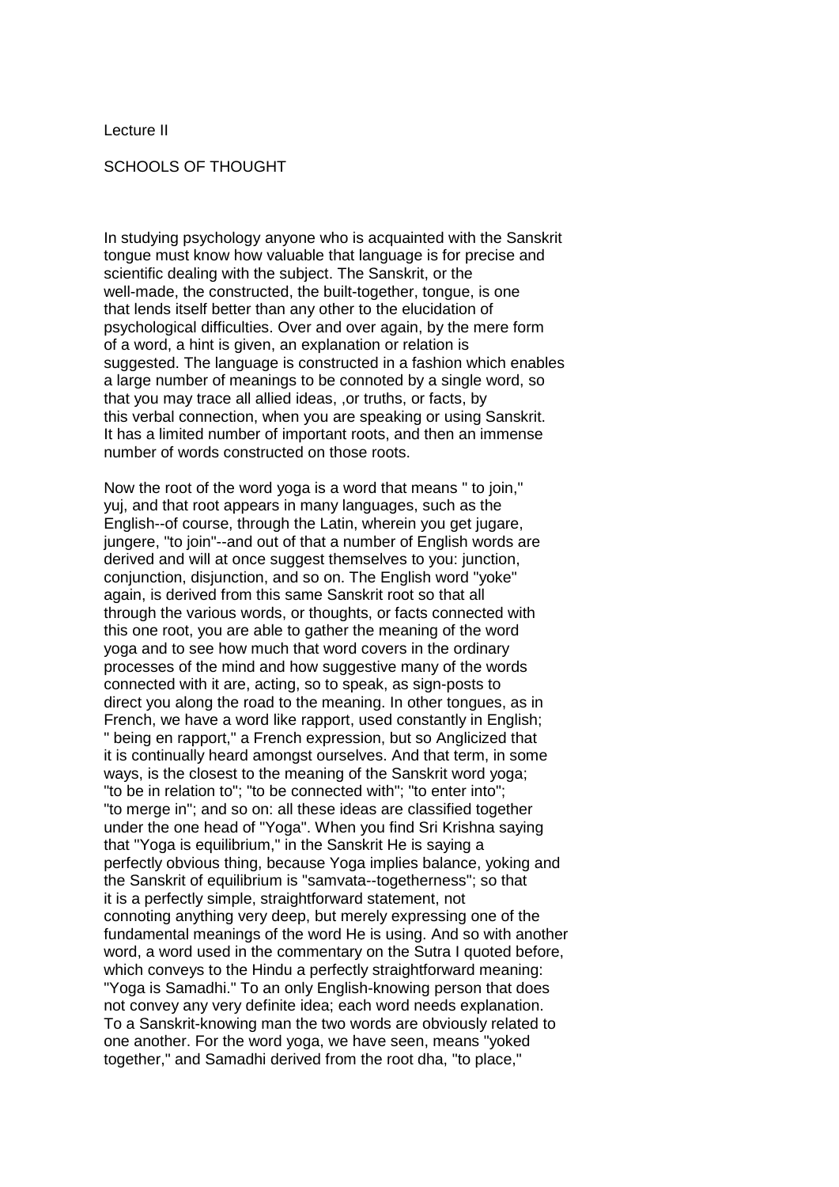Lecture II

SCHOOLS OF THOUGHT

In studying psychology anyone who is acquainted with the Sanskrit tongue must know how valuable that language is for precise and scientific dealing with the subject. The Sanskrit, or the well-made, the constructed, the built-together, tongue, is one that lends itself better than any other to the elucidation of psychological difficulties. Over and over again, by the mere form of a word, a hint is given, an explanation or relation is suggested. The language is constructed in a fashion which enables a large number of meanings to be connoted by a single word, so that you may trace all allied ideas, ,or truths, or facts, by this verbal connection, when you are speaking or using Sanskrit. It has a limited number of important roots, and then an immense number of words constructed on those roots.

Now the root of the word yoga is a word that means " to join," yuj, and that root appears in many languages, such as the English--of course, through the Latin, wherein you get jugare, jungere, "to join"--and out of that a number of English words are derived and will at once suggest themselves to you: junction, conjunction, disjunction, and so on. The English word "yoke" again, is derived from this same Sanskrit root so that all through the various words, or thoughts, or facts connected with this one root, you are able to gather the meaning of the word yoga and to see how much that word covers in the ordinary processes of the mind and how suggestive many of the words connected with it are, acting, so to speak, as sign-posts to direct you along the road to the meaning. In other tongues, as in French, we have a word like rapport, used constantly in English; " being en rapport," a French expression, but so Anglicized that it is continually heard amongst ourselves. And that term, in some ways, is the closest to the meaning of the Sanskrit word yoga; "to be in relation to"; "to be connected with"; "to enter into"; "to merge in"; and so on: all these ideas are classified together under the one head of "Yoga". When you find Sri Krishna saying that "Yoga is equilibrium," in the Sanskrit He is saying a perfectly obvious thing, because Yoga implies balance, yoking and the Sanskrit of equilibrium is "samvata--togetherness"; so that it is a perfectly simple, straightforward statement, not connoting anything very deep, but merely expressing one of the fundamental meanings of the word He is using. And so with another word, a word used in the commentary on the Sutra I quoted before, which conveys to the Hindu a perfectly straightforward meaning: "Yoga is Samadhi." To an only English-knowing person that does not convey any very definite idea; each word needs explanation. To a Sanskrit-knowing man the two words are obviously related to one another. For the word yoga, we have seen, means "yoked together," and Samadhi derived from the root dha, "to place,"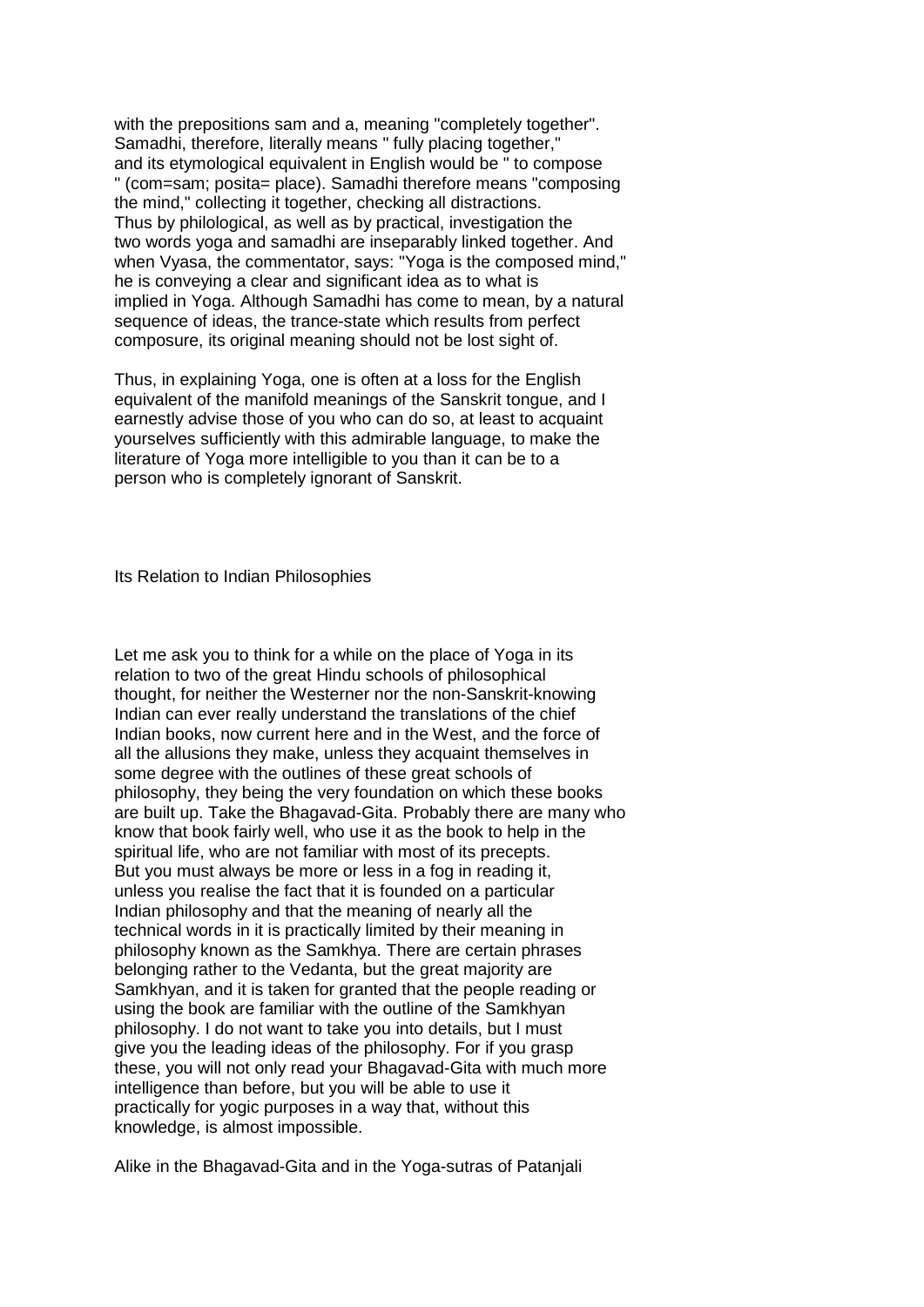with the prepositions sam and a, meaning "completely together". Samadhi, therefore, literally means " fully placing together," and its etymological equivalent in English would be " to compose " (com=sam; posita= place). Samadhi therefore means "composing the mind," collecting it together, checking all distractions. Thus by philological, as well as by practical, investigation the two words yoga and samadhi are inseparably linked together. And when Vyasa, the commentator, says: "Yoga is the composed mind," he is conveying a clear and significant idea as to what is implied in Yoga. Although Samadhi has come to mean, by a natural sequence of ideas, the trance-state which results from perfect composure, its original meaning should not be lost sight of.

Thus, in explaining Yoga, one is often at a loss for the English equivalent of the manifold meanings of the Sanskrit tongue, and I earnestly advise those of you who can do so, at least to acquaint yourselves sufficiently with this admirable language, to make the literature of Yoga more intelligible to you than it can be to a person who is completely ignorant of Sanskrit.

## Its Relation to Indian Philosophies

Let me ask you to think for a while on the place of Yoga in its relation to two of the great Hindu schools of philosophical thought, for neither the Westerner nor the non-Sanskrit-knowing Indian can ever really understand the translations of the chief Indian books, now current here and in the West, and the force of all the allusions they make, unless they acquaint themselves in some degree with the outlines of these great schools of philosophy, they being the very foundation on which these books are built up. Take the Bhagavad-Gita. Probably there are many who know that book fairly well, who use it as the book to help in the spiritual life, who are not familiar with most of its precepts. But you must always be more or less in a fog in reading it, unless you realise the fact that it is founded on a particular Indian philosophy and that the meaning of nearly all the technical words in it is practically limited by their meaning in philosophy known as the Samkhya. There are certain phrases belonging rather to the Vedanta, but the great majority are Samkhyan, and it is taken for granted that the people reading or using the book are familiar with the outline of the Samkhyan philosophy. I do not want to take you into details, but I must give you the leading ideas of the philosophy. For if you grasp these, you will not only read your Bhagavad-Gita with much more intelligence than before, but you will be able to use it practically for yogic purposes in a way that, without this knowledge, is almost impossible.

Alike in the Bhagavad-Gita and in the Yoga-sutras of Patanjali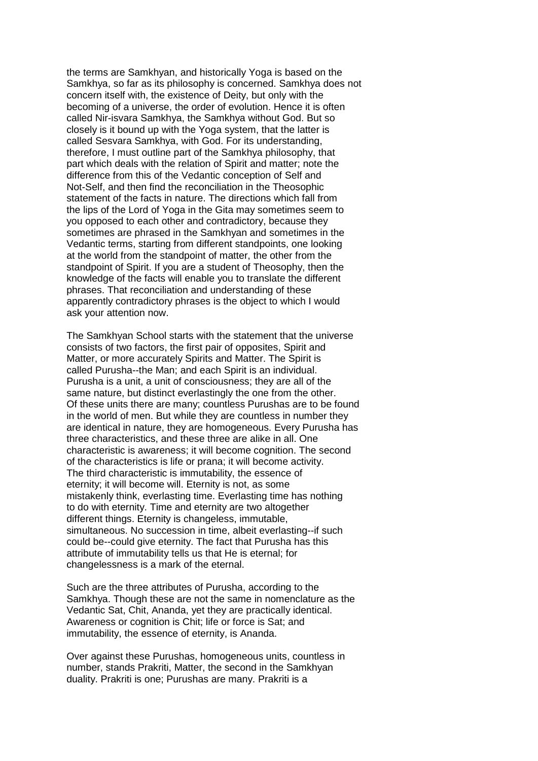the terms are Samkhyan, and historically Yoga is based on the Samkhya, so far as its philosophy is concerned. Samkhya does not concern itself with, the existence of Deity, but only with the becoming of a universe, the order of evolution. Hence it is often called Nir-isvara Samkhya, the Samkhya without God. But so closely is it bound up with the Yoga system, that the latter is called Sesvara Samkhya, with God. For its understanding, therefore, I must outline part of the Samkhya philosophy, that part which deals with the relation of Spirit and matter; note the difference from this of the Vedantic conception of Self and Not-Self, and then find the reconciliation in the Theosophic statement of the facts in nature. The directions which fall from the lips of the Lord of Yoga in the Gita may sometimes seem to you opposed to each other and contradictory, because they sometimes are phrased in the Samkhyan and sometimes in the Vedantic terms, starting from different standpoints, one looking at the world from the standpoint of matter, the other from the standpoint of Spirit. If you are a student of Theosophy, then the knowledge of the facts will enable you to translate the different phrases. That reconciliation and understanding of these apparently contradictory phrases is the object to which I would ask your attention now.

The Samkhyan School starts with the statement that the universe consists of two factors, the first pair of opposites, Spirit and Matter, or more accurately Spirits and Matter. The Spirit is called Purusha--the Man; and each Spirit is an individual. Purusha is a unit, a unit of consciousness; they are all of the same nature, but distinct everlastingly the one from the other. Of these units there are many; countless Purushas are to be found in the world of men. But while they are countless in number they are identical in nature, they are homogeneous. Every Purusha has three characteristics, and these three are alike in all. One characteristic is awareness; it will become cognition. The second of the characteristics is life or prana; it will become activity. The third characteristic is immutability, the essence of eternity; it will become will. Eternity is not, as some mistakenly think, everlasting time. Everlasting time has nothing to do with eternity. Time and eternity are two altogether different things. Eternity is changeless, immutable, simultaneous. No succession in time, albeit everlasting--if such could be--could give eternity. The fact that Purusha has this attribute of immutability tells us that He is eternal; for changelessness is a mark of the eternal.

Such are the three attributes of Purusha, according to the Samkhya. Though these are not the same in nomenclature as the Vedantic Sat, Chit, Ananda, yet they are practically identical. Awareness or cognition is Chit; life or force is Sat; and immutability, the essence of eternity, is Ananda.

Over against these Purushas, homogeneous units, countless in number, stands Prakriti, Matter, the second in the Samkhyan duality. Prakriti is one; Purushas are many. Prakriti is a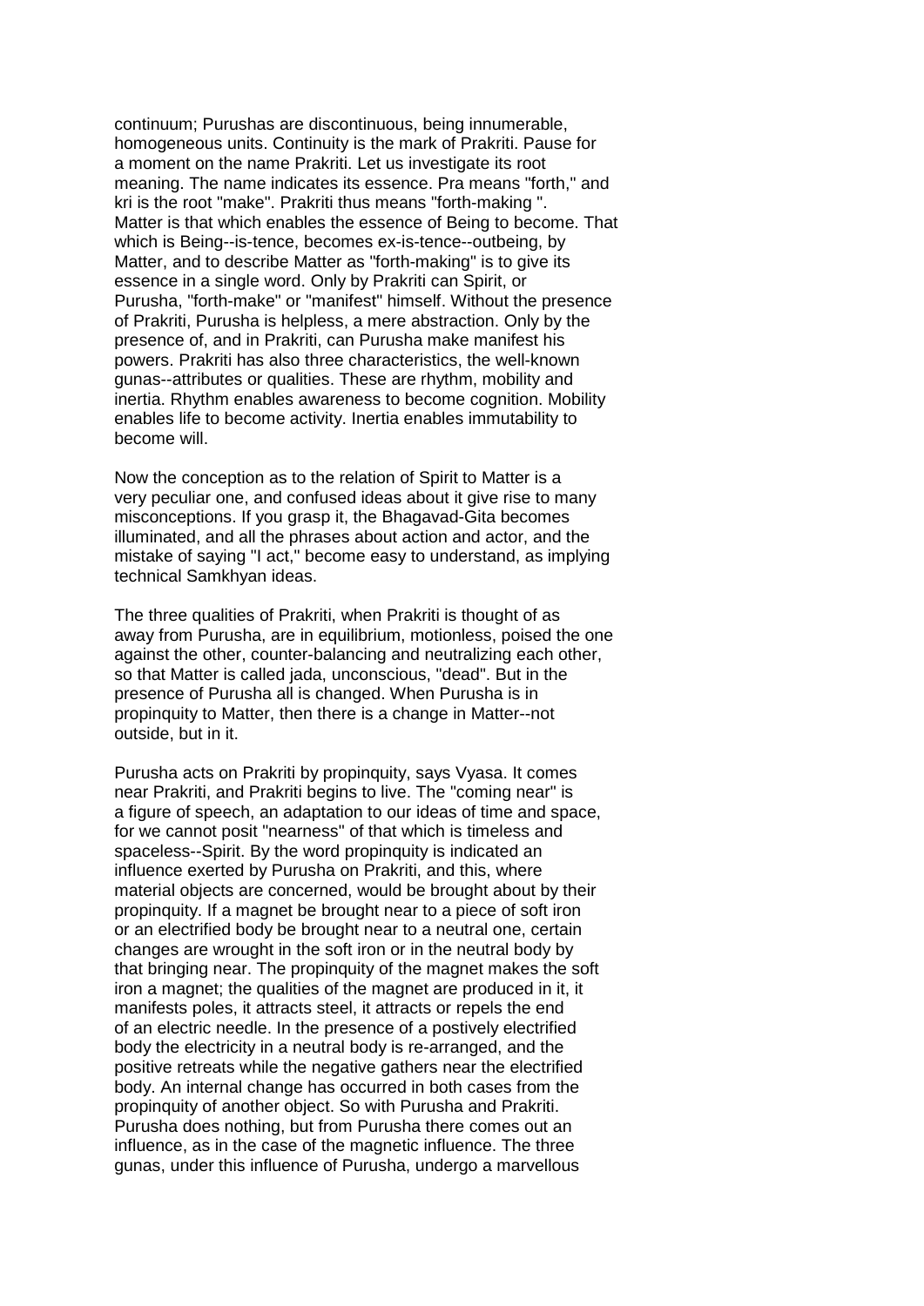continuum; Purushas are discontinuous, being innumerable, homogeneous units. Continuity is the mark of Prakriti. Pause for a moment on the name Prakriti. Let us investigate its root meaning. The name indicates its essence. Pra means "forth," and kri is the root "make". Prakriti thus means "forth-making ". Matter is that which enables the essence of Being to become. That which is Being--is-tence, becomes ex-is-tence--outbeing, by Matter, and to describe Matter as "forth-making" is to give its essence in a single word. Only by Prakriti can Spirit, or Purusha, "forth-make" or "manifest" himself. Without the presence of Prakriti, Purusha is helpless, a mere abstraction. Only by the presence of, and in Prakriti, can Purusha make manifest his powers. Prakriti has also three characteristics, the well-known gunas--attributes or qualities. These are rhythm, mobility and inertia. Rhythm enables awareness to become cognition. Mobility enables life to become activity. Inertia enables immutability to become will.

Now the conception as to the relation of Spirit to Matter is a very peculiar one, and confused ideas about it give rise to many misconceptions. If you grasp it, the Bhagavad-Gita becomes illuminated, and all the phrases about action and actor, and the mistake of saying "I act," become easy to understand, as implying technical Samkhyan ideas.

The three qualities of Prakriti, when Prakriti is thought of as away from Purusha, are in equilibrium, motionless, poised the one against the other, counter-balancing and neutralizing each other, so that Matter is called jada, unconscious, "dead". But in the presence of Purusha all is changed. When Purusha is in propinquity to Matter, then there is a change in Matter--not outside, but in it.

Purusha acts on Prakriti by propinquity, says Vyasa. It comes near Prakriti, and Prakriti begins to live. The "coming near" is a figure of speech, an adaptation to our ideas of time and space, for we cannot posit "nearness" of that which is timeless and spaceless--Spirit. By the word propinquity is indicated an influence exerted by Purusha on Prakriti, and this, where material objects are concerned, would be brought about by their propinquity. If a magnet be brought near to a piece of soft iron or an electrified body be brought near to a neutral one, certain changes are wrought in the soft iron or in the neutral body by that bringing near. The propinquity of the magnet makes the soft iron a magnet; the qualities of the magnet are produced in it, it manifests poles, it attracts steel, it attracts or repels the end of an electric needle. In the presence of a postively electrified body the electricity in a neutral body is re-arranged, and the positive retreats while the negative gathers near the electrified body. An internal change has occurred in both cases from the propinquity of another object. So with Purusha and Prakriti. Purusha does nothing, but from Purusha there comes out an influence, as in the case of the magnetic influence. The three gunas, under this influence of Purusha, undergo a marvellous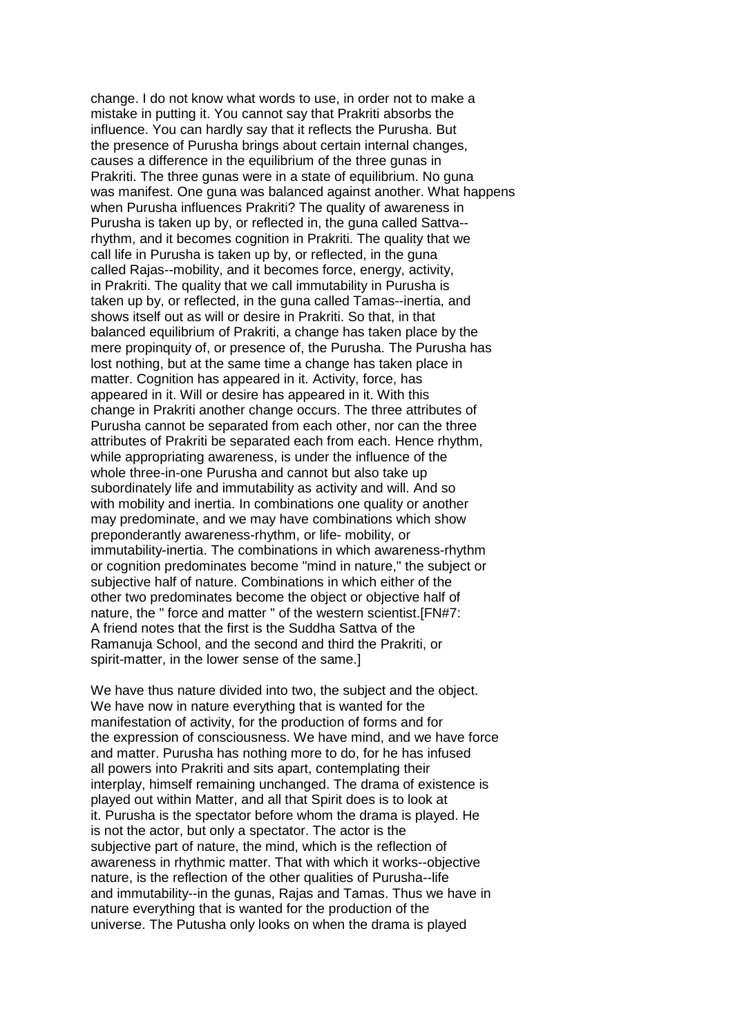change. I do not know what words to use, in order not to make a mistake in putting it. You cannot say that Prakriti absorbs the influence. You can hardly say that it reflects the Purusha. But the presence of Purusha brings about certain internal changes, causes a difference in the equilibrium of the three gunas in Prakriti. The three gunas were in a state of equilibrium. No guna was manifest. One guna was balanced against another. What happens when Purusha influences Prakriti? The quality of awareness in Purusha is taken up by, or reflected in, the guna called Sattva--rhythm, and it becomes cognition in Prakriti. The quality that we call life in Purusha is taken up by, or reflected, in the guna called Rajas--mobility, and it becomes force, energy, activity, in Prakriti. The quality that we call immutability in Purusha is taken up by, or reflected, in the guna called Tamas--inertia, and shows itself out as will or desire in Prakriti. So that, in that balanced equilibrium of Prakriti, a change has taken place by the mere propinquity of, or presence of, the Purusha. The Purusha has lost nothing, but at the same time a change has taken place in matter. Cognition has appeared in it. Activity, force, has appeared in it. Will or desire has appeared in it. With this change in Prakriti another change occurs. The three attributes of Purusha cannot be separated from each other, nor can the three attributes of Prakriti be separated each from each. Hence rhythm, while appropriating awareness, is under the influence of the whole three-in-one Purusha and cannot but also take up subordinately life and immutability as activity and will. And so with mobility and inertia. In combinations one quality or another may predominate, and we may have combinations which show preponderantly awareness-rhythm, or life- mobility, or immutability-inertia. The combinations in which awareness-rhythm or cognition predominates become "mind in nature," the subject or subjective half of nature. Combinations in which either of the other two predominates become the object or objective half of nature, the " force and matter " of the western scientist.[FN#7: A friend notes that the first is the Suddha Sattva of the Ramanuja School, and the second and third the Prakriti, or spirit-matter, in the lower sense of the same.]

We have thus nature divided into two, the subject and the object. We have now in nature everything that is wanted for the manifestation of activity, for the production of forms and for the expression of consciousness. We have mind, and we have force and matter. Purusha has nothing more to do, for he has infused all powers into Prakriti and sits apart, contemplating their interplay, himself remaining unchanged. The drama of existence is played out within Matter, and all that Spirit does is to look at it. Purusha is the spectator before whom the drama is played. He is not the actor, but only a spectator. The actor is the subjective part of nature, the mind, which is the reflection of awareness in rhythmic matter. That with which it works--objective nature, is the reflection of the other qualities of Purusha--life and immutability--in the gunas, Rajas and Tamas. Thus we have in nature everything that is wanted for the production of the universe. The Putusha only looks on when the drama is played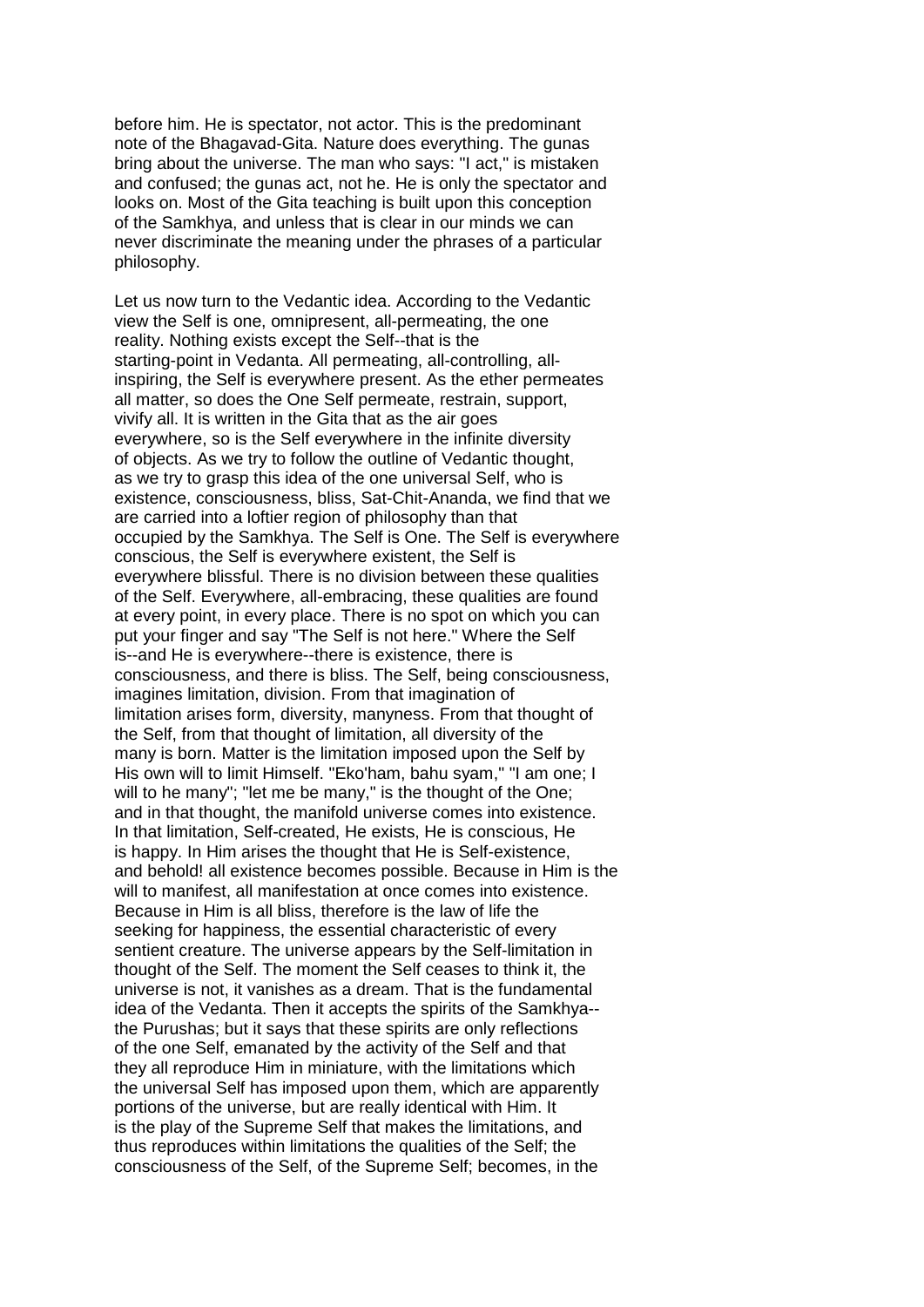before him. He is spectator, not actor. This is the predominant note of the Bhagavad-Gita. Nature does everything. The gunas bring about the universe. The man who says: "I act," is mistaken and confused; the gunas act, not he. He is only the spectator and looks on. Most of the Gita teaching is built upon this conception of the Samkhya, and unless that is clear in our minds we can never discriminate the meaning under the phrases of a particular philosophy.

Let us now turn to the Vedantic idea. According to the Vedantic view the Self is one, omnipresent, all-permeating, the one reality. Nothing exists except the Self--that is the starting-point in Vedanta. All permeating, all-controlling, all-inspiring, the Self is everywhere present. As the ether permeates all matter, so does the One Self permeate, restrain, support, vivify all. It is written in the Gita that as the air goes everywhere, so is the Self everywhere in the infinite diversity of objects. As we try to follow the outline of Vedantic thought, as we try to grasp this idea of the one universal Self, who is existence, consciousness, bliss, Sat-Chit-Ananda, we find that we are carried into a loftier region of philosophy than that occupied by the Samkhya. The Self is One. The Self is everywhere conscious, the Self is everywhere existent, the Self is everywhere blissful. There is no division between these qualities of the Self. Everywhere, all-embracing, these qualities are found at every point, in every place. There is no spot on which you can put your finger and say "The Self is not here." Where the Self is--and He is everywhere--there is existence, there is consciousness, and there is bliss. The Self, being consciousness, imagines limitation, division. From that imagination of limitation arises form, diversity, manyness. From that thought of the Self, from that thought of limitation, all diversity of the many is born. Matter is the limitation imposed upon the Self by His own will to limit Himself. "Eko'ham, bahu syam," "I am one; I will to he many"; "let me be many," is the thought of the One; and in that thought, the manifold universe comes into existence. In that limitation, Self-created, He exists, He is conscious, He is happy. In Him arises the thought that He is Self-existence, and behold! all existence becomes possible. Because in Him is the will to manifest, all manifestation at once comes into existence. Because in Him is all bliss, therefore is the law of life the seeking for happiness, the essential characteristic of every sentient creature. The universe appears by the Self-limitation in thought of the Self. The moment the Self ceases to think it, the universe is not, it vanishes as a dream. That is the fundamental idea of the Vedanta. Then it accepts the spirits of the Samkhya--the Purushas; but it says that these spirits are only reflections of the one Self, emanated by the activity of the Self and that they all reproduce Him in miniature, with the limitations which the universal Self has imposed upon them, which are apparently portions of the universe, but are really identical with Him. It is the play of the Supreme Self that makes the limitations, and thus reproduces within limitations the qualities of the Self; the consciousness of the Self, of the Supreme Self; becomes, in the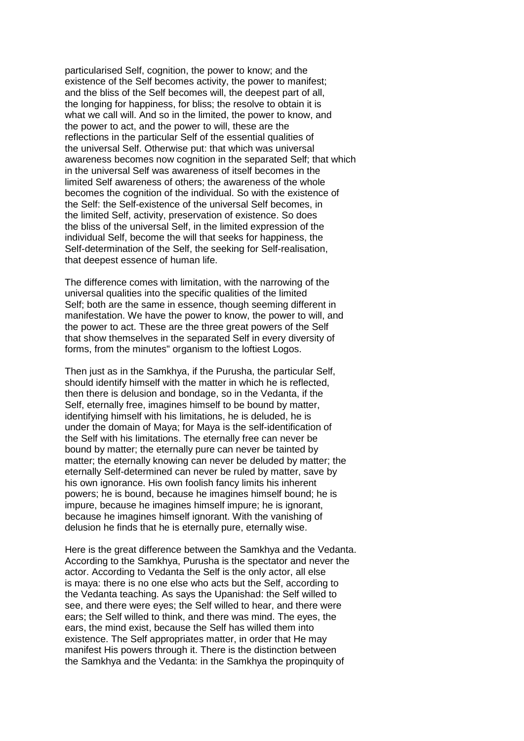particularised Self, cognition, the power to know; and the existence of the Self becomes activity, the power to manifest; and the bliss of the Self becomes will, the deepest part of all, the longing for happiness, for bliss; the resolve to obtain it is what we call will. And so in the limited, the power to know, and the power to act, and the power to will, these are the reflections in the particular Self of the essential qualities of the universal Self. Otherwise put: that which was universal awareness becomes now cognition in the separated Self; that which in the universal Self was awareness of itself becomes in the limited Self awareness of others; the awareness of the whole becomes the cognition of the individual. So with the existence of the Self: the Self-existence of the universal Self becomes, in the limited Self, activity, preservation of existence. So does the bliss of the universal Self, in the limited expression of the individual Self, become the will that seeks for happiness, the Self-determination of the Self, the seeking for Self-realisation, that deepest essence of human life.

The difference comes with limitation, with the narrowing of the universal qualities into the specific qualities of the limited Self; both are the same in essence, though seeming different in manifestation. We have the power to know, the power to will, and the power to act. These are the three great powers of the Self that show themselves in the separated Self in every diversity of forms, from the minutes" organism to the loftiest Logos.

Then just as in the Samkhya, if the Purusha, the particular Self, should identify himself with the matter in which he is reflected, then there is delusion and bondage, so in the Vedanta, if the Self, eternally free, imagines himself to be bound by matter, identifying himself with his limitations, he is deluded, he is under the domain of Maya; for Maya is the self-identification of the Self with his limitations. The eternally free can never be bound by matter; the eternally pure can never be tainted by matter; the eternally knowing can never be deluded by matter; the eternally Self-determined can never be ruled by matter, save by his own ignorance. His own foolish fancy limits his inherent powers; he is bound, because he imagines himself bound; he is impure, because he imagines himself impure; he is ignorant, because he imagines himself ignorant. With the vanishing of delusion he finds that he is eternally pure, eternally wise.

Here is the great difference between the Samkhya and the Vedanta. According to the Samkhya, Purusha is the spectator and never the actor. According to Vedanta the Self is the only actor, all else is maya: there is no one else who acts but the Self, according to the Vedanta teaching. As says the Upanishad: the Self willed to see, and there were eyes; the Self willed to hear, and there were ears; the Self willed to think, and there was mind. The eyes, the ears, the mind exist, because the Self has willed them into existence. The Self appropriates matter, in order that He may manifest His powers through it. There is the distinction between the Samkhya and the Vedanta: in the Samkhya the propinquity of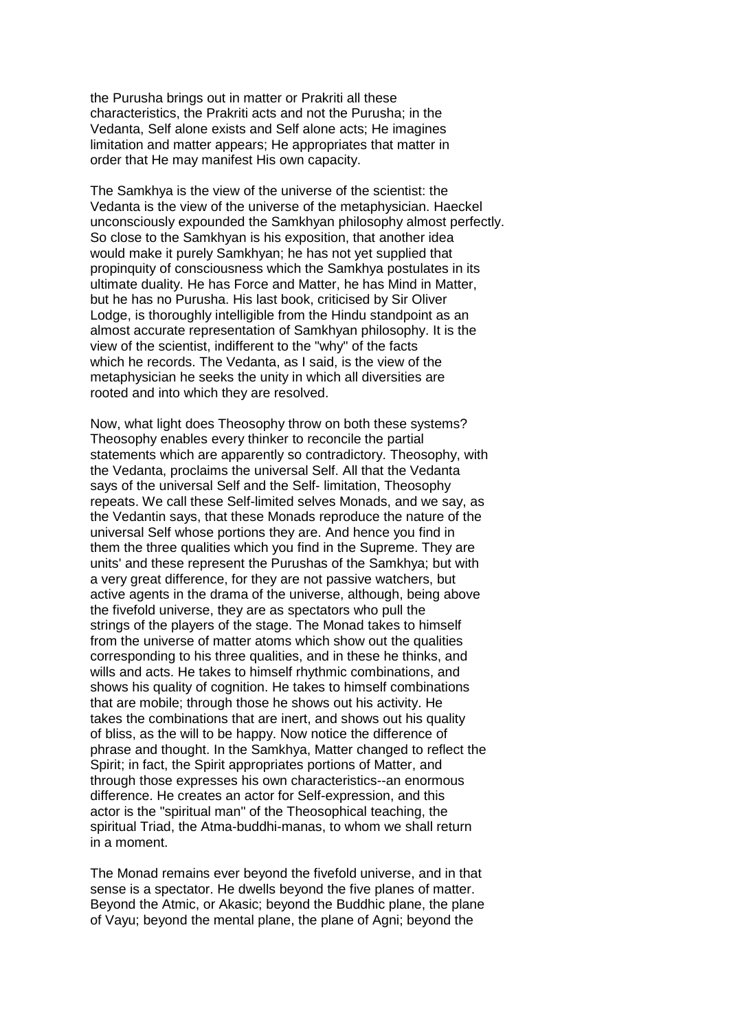the Purusha brings out in matter or Prakriti all these characteristics, the Prakriti acts and not the Purusha; in the Vedanta, Self alone exists and Self alone acts; He imagines limitation and matter appears; He appropriates that matter in order that He may manifest His own capacity.

The Samkhya is the view of the universe of the scientist: the Vedanta is the view of the universe of the metaphysician. Haeckel unconsciously expounded the Samkhyan philosophy almost perfectly. So close to the Samkhyan is his exposition, that another idea would make it purely Samkhyan; he has not yet supplied that propinquity of consciousness which the Samkhya postulates in its ultimate duality. He has Force and Matter, he has Mind in Matter, but he has no Purusha. His last book, criticised by Sir Oliver Lodge, is thoroughly intelligible from the Hindu standpoint as an almost accurate representation of Samkhyan philosophy. It is the view of the scientist, indifferent to the "why" of the facts which he records. The Vedanta, as I said, is the view of the metaphysician he seeks the unity in which all diversities are rooted and into which they are resolved.

Now, what light does Theosophy throw on both these systems? Theosophy enables every thinker to reconcile the partial statements which are apparently so contradictory. Theosophy, with the Vedanta, proclaims the universal Self. All that the Vedanta says of the universal Self and the Self- limitation, Theosophy repeats. We call these Self-limited selves Monads, and we say, as the Vedantin says, that these Monads reproduce the nature of the universal Self whose portions they are. And hence you find in them the three qualities which you find in the Supreme. They are units' and these represent the Purushas of the Samkhya; but with a very great difference, for they are not passive watchers, but active agents in the drama of the universe, although, being above the fivefold universe, they are as spectators who pull the strings of the players of the stage. The Monad takes to himself from the universe of matter atoms which show out the qualities corresponding to his three qualities, and in these he thinks, and wills and acts. He takes to himself rhythmic combinations, and shows his quality of cognition. He takes to himself combinations that are mobile; through those he shows out his activity. He takes the combinations that are inert, and shows out his quality of bliss, as the will to be happy. Now notice the difference of phrase and thought. In the Samkhya, Matter changed to reflect the Spirit; in fact, the Spirit appropriates portions of Matter, and through those expresses his own characteristics--an enormous difference. He creates an actor for Self-expression, and this actor is the "spiritual man" of the Theosophical teaching, the spiritual Triad, the Atma-buddhi-manas, to whom we shall return in a moment.

The Monad remains ever beyond the fivefold universe, and in that sense is a spectator. He dwells beyond the five planes of matter. Beyond the Atmic, or Akasic; beyond the Buddhic plane, the plane of Vayu; beyond the mental plane, the plane of Agni; beyond the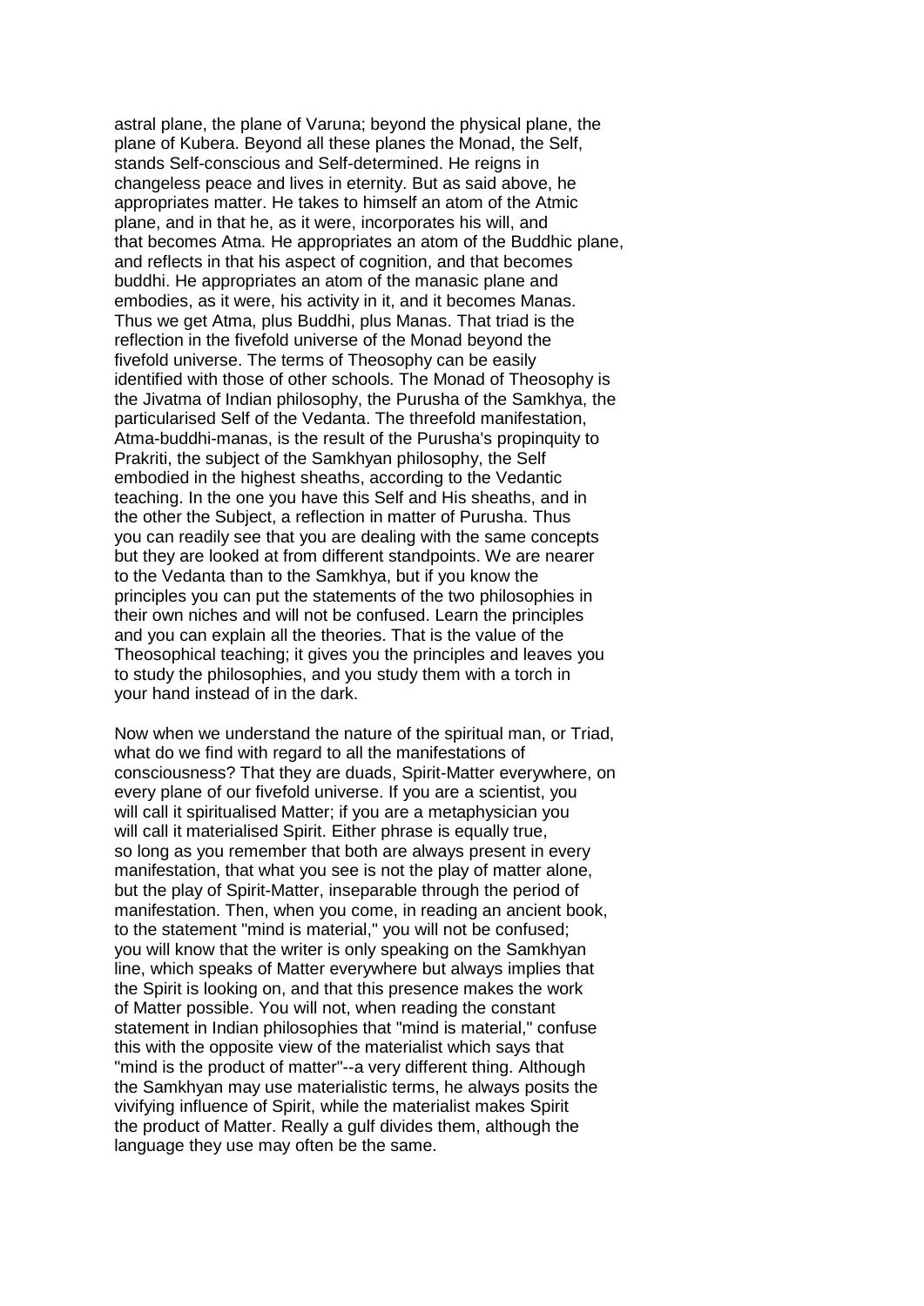astral plane, the plane of Varuna; beyond the physical plane, the plane of Kubera. Beyond all these planes the Monad, the Self, stands Self-conscious and Self-determined. He reigns in changeless peace and lives in eternity. But as said above, he appropriates matter. He takes to himself an atom of the Atmic plane, and in that he, as it were, incorporates his will, and that becomes Atma. He appropriates an atom of the Buddhic plane, and reflects in that his aspect of cognition, and that becomes buddhi. He appropriates an atom of the manasic plane and embodies, as it were, his activity in it, and it becomes Manas. Thus we get Atma, plus Buddhi, plus Manas. That triad is the reflection in the fivefold universe of the Monad beyond the fivefold universe. The terms of Theosophy can be easily identified with those of other schools. The Monad of Theosophy is the Jivatma of Indian philosophy, the Purusha of the Samkhya, the particularised Self of the Vedanta. The threefold manifestation, Atma-buddhi-manas, is the result of the Purusha's propinquity to Prakriti, the subject of the Samkhyan philosophy, the Self embodied in the highest sheaths, according to the Vedantic teaching. In the one you have this Self and His sheaths, and in the other the Subject, a reflection in matter of Purusha. Thus you can readily see that you are dealing with the same concepts but they are looked at from different standpoints. We are nearer to the Vedanta than to the Samkhya, but if you know the principles you can put the statements of the two philosophies in their own niches and will not be confused. Learn the principles and you can explain all the theories. That is the value of the Theosophical teaching; it gives you the principles and leaves you to study the philosophies, and you study them with a torch in your hand instead of in the dark.

Now when we understand the nature of the spiritual man, or Triad, what do we find with regard to all the manifestations of consciousness? That they are duads, Spirit-Matter everywhere, on every plane of our fivefold universe. If you are a scientist, you will call it spiritualised Matter; if you are a metaphysician you will call it materialised Spirit. Either phrase is equally true, so long as you remember that both are always present in every manifestation, that what you see is not the play of matter alone, but the play of Spirit-Matter, inseparable through the period of manifestation. Then, when you come, in reading an ancient book, to the statement "mind is material," you will not be confused; you will know that the writer is only speaking on the Samkhyan line, which speaks of Matter everywhere but always implies that the Spirit is looking on, and that this presence makes the work of Matter possible. You will not, when reading the constant statement in Indian philosophies that "mind is material," confuse this with the opposite view of the materialist which says that "mind is the product of matter"--a very different thing. Although the Samkhyan may use materialistic terms, he always posits the vivifying influence of Spirit, while the materialist makes Spirit the product of Matter. Really a gulf divides them, although the language they use may often be the same.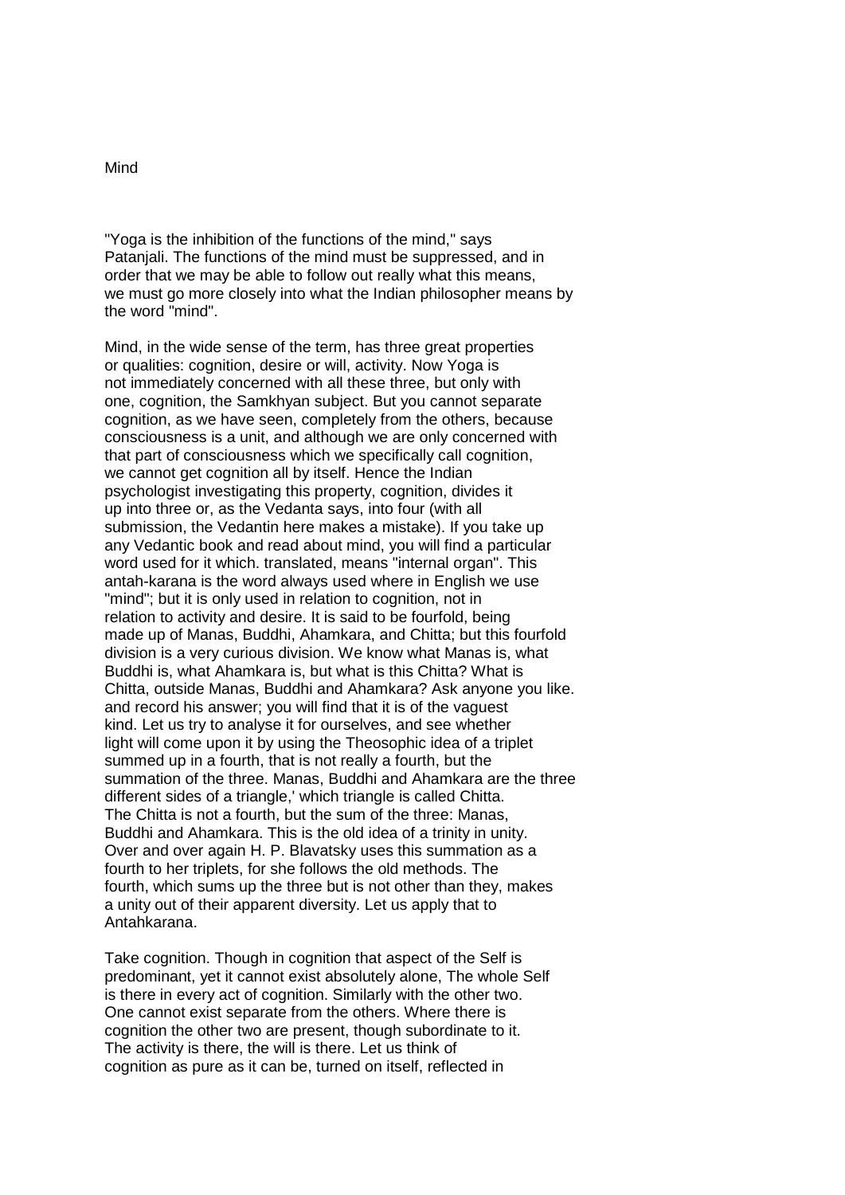# Mind

"Yoga is the inhibition of the functions of the mind," says Patanjali. The functions of the mind must be suppressed, and in order that we may be able to follow out really what this means, we must go more closely into what the Indian philosopher means by the word "mind".

Mind, in the wide sense of the term, has three great properties or qualities: cognition, desire or will, activity. Now Yoga is not immediately concerned with all these three, but only with one, cognition, the Samkhyan subject. But you cannot separate cognition, as we have seen, completely from the others, because consciousness is a unit, and although we are only concerned with that part of consciousness which we specifically call cognition, we cannot get cognition all by itself. Hence the Indian psychologist investigating this property, cognition, divides it up into three or, as the Vedanta says, into four (with all submission, the Vedantin here makes a mistake). If you take up any Vedantic book and read about mind, you will find a particular word used for it which. translated, means "internal organ". This antah-karana is the word always used where in English we use "mind"; but it is only used in relation to cognition, not in relation to activity and desire. It is said to be fourfold, being made up of Manas, Buddhi, Ahamkara, and Chitta; but this fourfold division is a very curious division. We know what Manas is, what Buddhi is, what Ahamkara is, but what is this Chitta? What is Chitta, outside Manas, Buddhi and Ahamkara? Ask anyone you like. and record his answer; you will find that it is of the vaguest kind. Let us try to analyse it for ourselves, and see whether light will come upon it by using the Theosophic idea of a triplet summed up in a fourth, that is not really a fourth, but the summation of the three. Manas, Buddhi and Ahamkara are the three different sides of a triangle,' which triangle is called Chitta. The Chitta is not a fourth, but the sum of the three: Manas, Buddhi and Ahamkara. This is the old idea of a trinity in unity. Over and over again H. P. Blavatsky uses this summation as a fourth to her triplets, for she follows the old methods. The fourth, which sums up the three but is not other than they, makes a unity out of their apparent diversity. Let us apply that to Antahkarana.

Take cognition. Though in cognition that aspect of the Self is predominant, yet it cannot exist absolutely alone, The whole Self is there in every act of cognition. Similarly with the other two. One cannot exist separate from the others. Where there is cognition the other two are present, though subordinate to it. The activity is there, the will is there. Let us think of cognition as pure as it can be, turned on itself, reflected in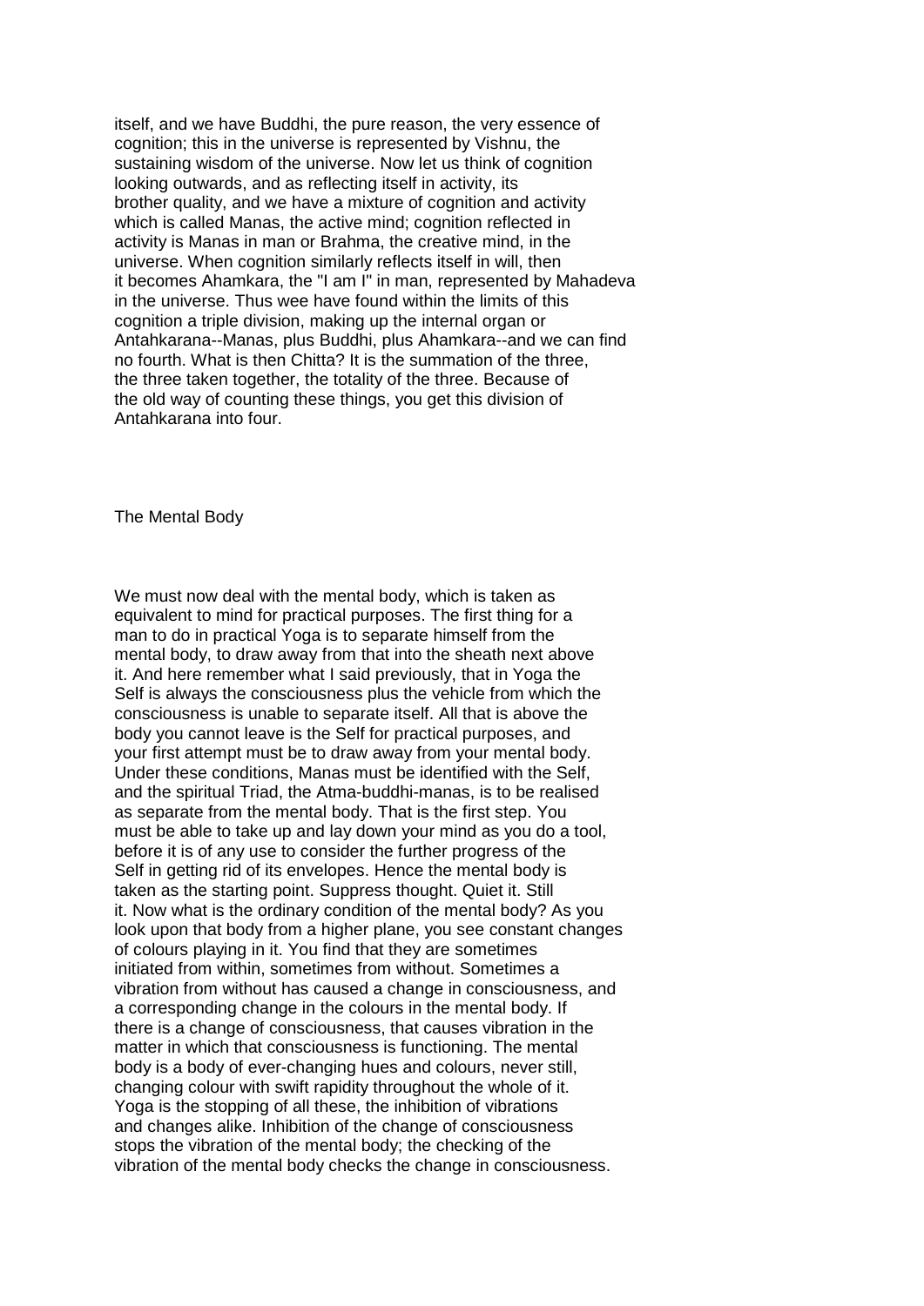itself, and we have Buddhi, the pure reason, the very essence of cognition; this in the universe is represented by Vishnu, the sustaining wisdom of the universe. Now let us think of cognition looking outwards, and as reflecting itself in activity, its brother quality, and we have a mixture of cognition and activity which is called Manas, the active mind; cognition reflected in activity is Manas in man or Brahma, the creative mind, in the universe. When cognition similarly reflects itself in will, then it becomes Ahamkara, the "I am I" in man, represented by Mahadeva in the universe. Thus wee have found within the limits of this cognition a triple division, making up the internal organ or Antahkarana--Manas, plus Buddhi, plus Ahamkara--and we can find no fourth. What is then Chitta? It is the summation of the three, the three taken together, the totality of the three. Because of the old way of counting these things, you get this division of Antahkarana into four.

## The Mental Body

We must now deal with the mental body, which is taken as equivalent to mind for practical purposes. The first thing for a man to do in practical Yoga is to separate himself from the mental body, to draw away from that into the sheath next above it. And here remember what I said previously, that in Yoga the Self is always the consciousness plus the vehicle from which the consciousness is unable to separate itself. All that is above the body you cannot leave is the Self for practical purposes, and your first attempt must be to draw away from your mental body. Under these conditions, Manas must be identified with the Self, and the spiritual Triad, the Atma-buddhi-manas, is to be realised as separate from the mental body. That is the first step. You must be able to take up and lay down your mind as you do a tool, before it is of any use to consider the further progress of the Self in getting rid of its envelopes. Hence the mental body is taken as the starting point. Suppress thought. Quiet it. Still it. Now what is the ordinary condition of the mental body? As you look upon that body from a higher plane, you see constant changes of colours playing in it. You find that they are sometimes initiated from within, sometimes from without. Sometimes a vibration from without has caused a change in consciousness, and a corresponding change in the colours in the mental body. If there is a change of consciousness, that causes vibration in the matter in which that consciousness is functioning. The mental body is a body of ever-changing hues and colours, never still, changing colour with swift rapidity throughout the whole of it. Yoga is the stopping of all these, the inhibition of vibrations and changes alike. Inhibition of the change of consciousness stops the vibration of the mental body; the checking of the vibration of the mental body checks the change in consciousness.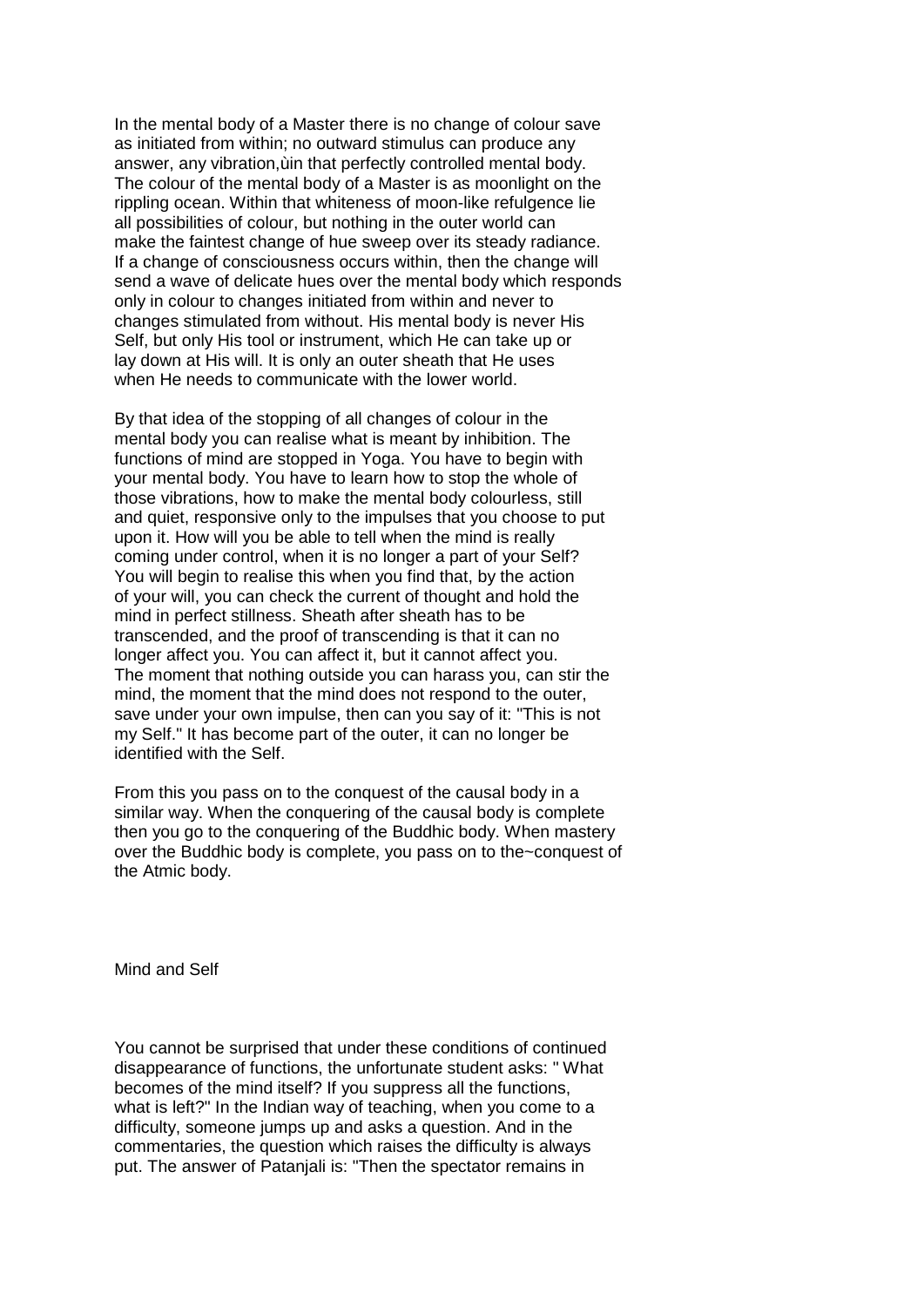In the mental body of a Master there is no change of colour save as initiated from within; no outward stimulus can produce any answer, any vibration,ùin that perfectly controlled mental body. The colour of the mental body of a Master is as moonlight on the rippling ocean. Within that whiteness of moon-like refulgence lie all possibilities of colour, but nothing in the outer world can make the faintest change of hue sweep over its steady radiance. If a change of consciousness occurs within, then the change will send a wave of delicate hues over the mental body which responds only in colour to changes initiated from within and never to changes stimulated from without. His mental body is never His Self, but only His tool or instrument, which He can take up or lay down at His will. It is only an outer sheath that He uses when He needs to communicate with the lower world.

By that idea of the stopping of all changes of colour in the mental body you can realise what is meant by inhibition. The functions of mind are stopped in Yoga. You have to begin with your mental body. You have to learn how to stop the whole of those vibrations, how to make the mental body colourless, still and quiet, responsive only to the impulses that you choose to put upon it. How will you be able to tell when the mind is really coming under control, when it is no longer a part of your Self? You will begin to realise this when you find that, by the action of your will, you can check the current of thought and hold the mind in perfect stillness. Sheath after sheath has to be transcended, and the proof of transcending is that it can no longer affect you. You can affect it, but it cannot affect you. The moment that nothing outside you can harass you, can stir the mind, the moment that the mind does not respond to the outer, save under your own impulse, then can you say of it: "This is not my Self." It has become part of the outer, it can no longer be identified with the Self.

From this you pass on to the conquest of the causal body in a similar way. When the conquering of the causal body is complete then you go to the conquering of the Buddhic body. When mastery over the Buddhic body is complete, you pass on to the~conquest of the Atmic body.

## Mind and Self

You cannot be surprised that under these conditions of continued disappearance of functions, the unfortunate student asks: " What becomes of the mind itself? If you suppress all the functions, what is left?" In the Indian way of teaching, when you come to a difficulty, someone jumps up and asks a question. And in the commentaries, the question which raises the difficulty is always put. The answer of Patanjali is: "Then the spectator remains in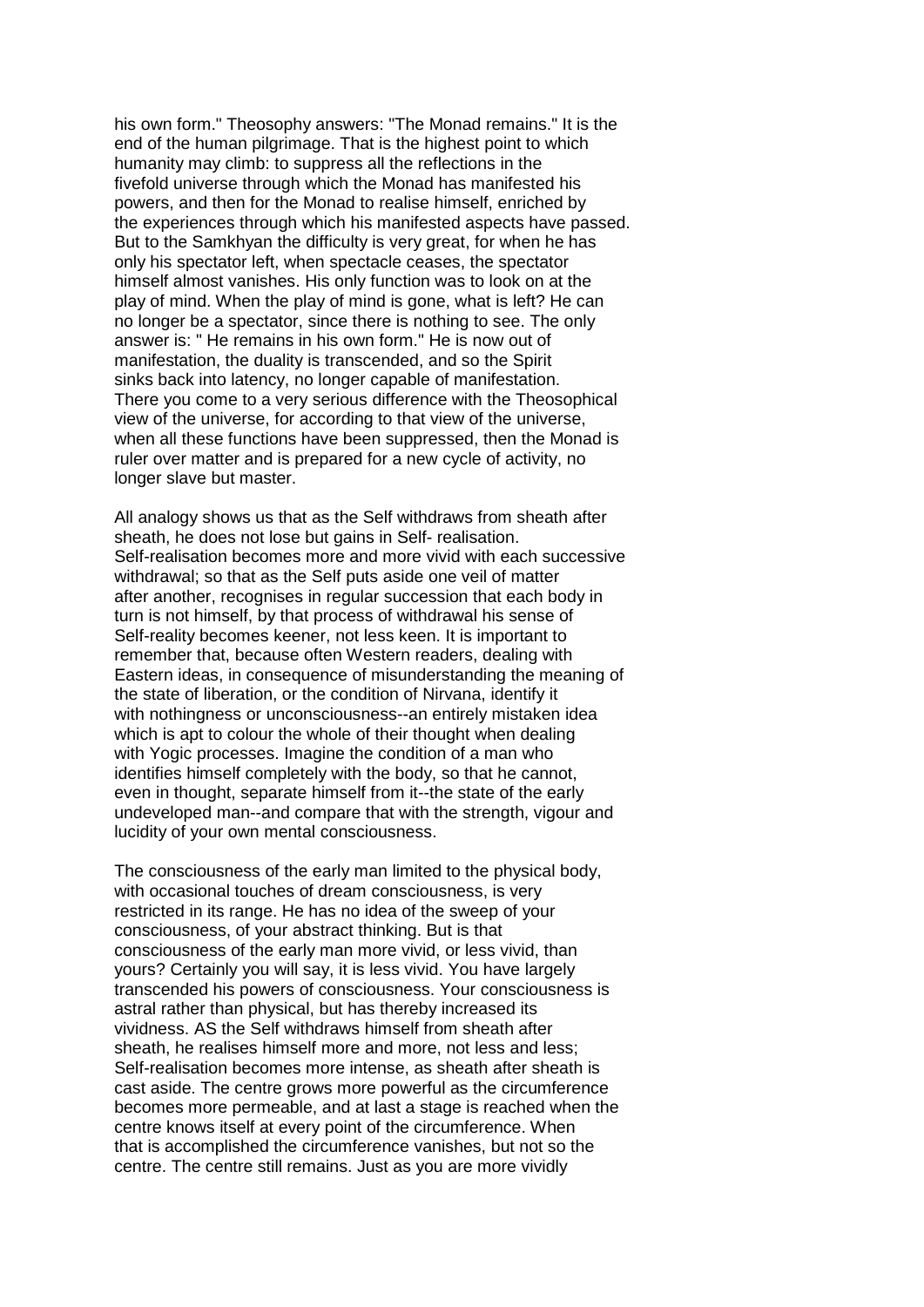his own form." Theosophy answers: "The Monad remains." It is the end of the human pilgrimage. That is the highest point to which humanity may climb: to suppress all the reflections in the fivefold universe through which the Monad has manifested his powers, and then for the Monad to realise himself, enriched by the experiences through which his manifested aspects have passed. But to the Samkhyan the difficulty is very great, for when he has only his spectator left, when spectacle ceases, the spectator himself almost vanishes. His only function was to look on at the play of mind. When the play of mind is gone, what is left? He can no longer be a spectator, since there is nothing to see. The only answer is: " He remains in his own form." He is now out of manifestation, the duality is transcended, and so the Spirit sinks back into latency, no longer capable of manifestation. There you come to a very serious difference with the Theosophical view of the universe, for according to that view of the universe, when all these functions have been suppressed, then the Monad is ruler over matter and is prepared for a new cycle of activity, no longer slave but master.

All analogy shows us that as the Self withdraws from sheath after sheath, he does not lose but gains in Self- realisation. Self-realisation becomes more and more vivid with each successive withdrawal; so that as the Self puts aside one veil of matter after another, recognises in regular succession that each body in turn is not himself, by that process of withdrawal his sense of Self-reality becomes keener, not less keen. It is important to remember that, because often Western readers, dealing with Eastern ideas, in consequence of misunderstanding the meaning of the state of liberation, or the condition of Nirvana, identify it with nothingness or unconsciousness--an entirely mistaken idea which is apt to colour the whole of their thought when dealing with Yogic processes. Imagine the condition of a man who identifies himself completely with the body, so that he cannot, even in thought, separate himself from it--the state of the early undeveloped man--and compare that with the strength, vigour and lucidity of your own mental consciousness.

The consciousness of the early man limited to the physical body, with occasional touches of dream consciousness, is very restricted in its range. He has no idea of the sweep of your consciousness, of your abstract thinking. But is that consciousness of the early man more vivid, or less vivid, than yours? Certainly you will say, it is less vivid. You have largely transcended his powers of consciousness. Your consciousness is astral rather than physical, but has thereby increased its vividness. AS the Self withdraws himself from sheath after sheath, he realises himself more and more, not less and less; Self-realisation becomes more intense, as sheath after sheath is cast aside. The centre grows more powerful as the circumference becomes more permeable, and at last a stage is reached when the centre knows itself at every point of the circumference. When that is accomplished the circumference vanishes, but not so the centre. The centre still remains. Just as you are more vividly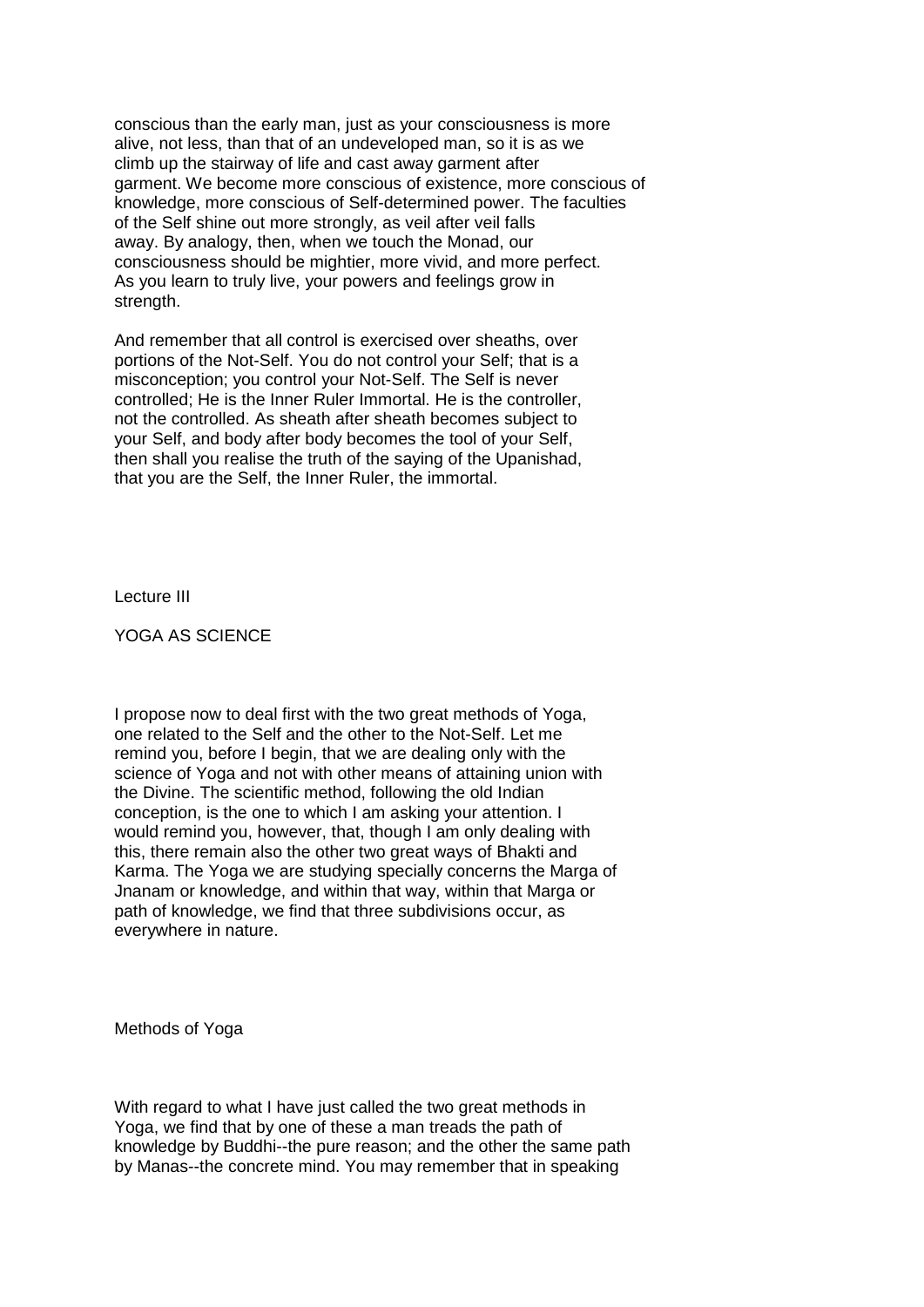conscious than the early man, just as your consciousness is more alive, not less, than that of an undeveloped man, so it is as we climb up the stairway of life and cast away garment after garment. We become more conscious of existence, more conscious of knowledge, more conscious of Self-determined power. The faculties of the Self shine out more strongly, as veil after veil falls away. By analogy, then, when we touch the Monad, our consciousness should be mightier, more vivid, and more perfect. As you learn to truly live, your powers and feelings grow in strength.

And remember that all control is exercised over sheaths, over portions of the Not-Self. You do not control your Self; that is a misconception; you control your Not-Self. The Self is never controlled; He is the Inner Ruler Immortal. He is the controller, not the controlled. As sheath after sheath becomes subject to your Self, and body after body becomes the tool of your Self, then shall you realise the truth of the saying of the Upanishad, that you are the Self, the Inner Ruler, the immortal.

# Lecture III

## YOGA AS SCIENCE

I propose now to deal first with the two great methods of Yoga, one related to the Self and the other to the Not-Self. Let me remind you, before I begin, that we are dealing only with the science of Yoga and not with other means of attaining union with the Divine. The scientific method, following the old Indian conception, is the one to which I am asking your attention. I would remind you, however, that, though I am only dealing with this, there remain also the other two great ways of Bhakti and Karma. The Yoga we are studying specially concerns the Marga of Jnanam or knowledge, and within that way, within that Marga or path of knowledge, we find that three subdivisions occur, as everywhere in nature.

### Methods of Yoga

With regard to what I have just called the two great methods in Yoga, we find that by one of these a man treads the path of knowledge by Buddhi--the pure reason; and the other the same path by Manas--the concrete mind. You may remember that in speaking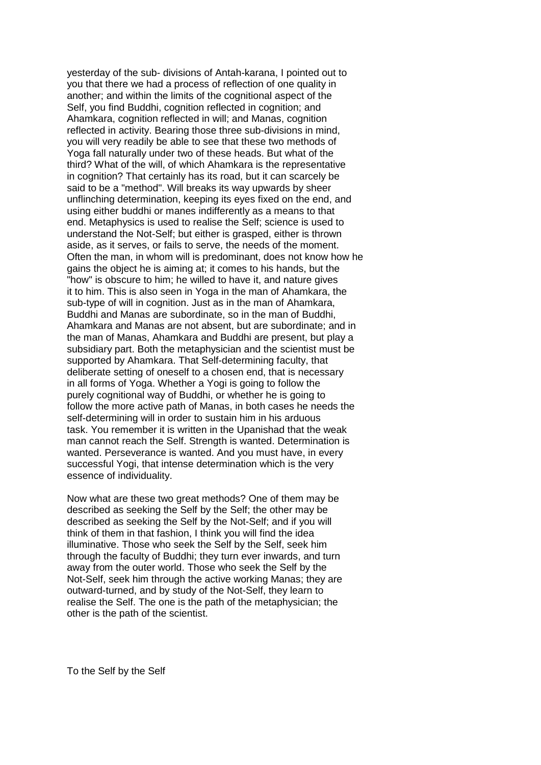yesterday of the sub- divisions of Antah-karana, I pointed out to you that there we had a process of reflection of one quality in another; and within the limits of the cognitional aspect of the Self, you find Buddhi, cognition reflected in cognition; and Ahamkara, cognition reflected in will; and Manas, cognition reflected in activity. Bearing those three sub-divisions in mind, you will very readily be able to see that these two methods of Yoga fall naturally under two of these heads. But what of the third? What of the will, of which Ahamkara is the representative in cognition? That certainly has its road, but it can scarcely be said to be a "method". Will breaks its way upwards by sheer unflinching determination, keeping its eyes fixed on the end, and using either buddhi or manes indifferently as a means to that end. Metaphysics is used to realise the Self; science is used to understand the Not-Self; but either is grasped, either is thrown aside, as it serves, or fails to serve, the needs of the moment. Often the man, in whom will is predominant, does not know how he gains the object he is aiming at; it comes to his hands, but the "how" is obscure to him; he willed to have it, and nature gives it to him. This is also seen in Yoga in the man of Ahamkara, the sub-type of will in cognition. Just as in the man of Ahamkara, Buddhi and Manas are subordinate, so in the man of Buddhi, Ahamkara and Manas are not absent, but are subordinate; and in the man of Manas, Ahamkara and Buddhi are present, but play a subsidiary part. Both the metaphysician and the scientist must be supported by Ahamkara. That Self-determining faculty, that deliberate setting of oneself to a chosen end, that is necessary in all forms of Yoga. Whether a Yogi is going to follow the purely cognitional way of Buddhi, or whether he is going to follow the more active path of Manas, in both cases he needs the self-determining will in order to sustain him in his arduous task. You remember it is written in the Upanishad that the weak man cannot reach the Self. Strength is wanted. Determination is wanted. Perseverance is wanted. And you must have, in every successful Yogi, that intense determination which is the very essence of individuality.

Now what are these two great methods? One of them may be described as seeking the Self by the Self; the other may be described as seeking the Self by the Not-Self; and if you will think of them in that fashion, I think you will find the idea illuminative. Those who seek the Self by the Self, seek him through the faculty of Buddhi; they turn ever inwards, and turn away from the outer world. Those who seek the Self by the Not-Self, seek him through the active working Manas; they are outward-turned, and by study of the Not-Self, they learn to realise the Self. The one is the path of the metaphysician; the other is the path of the scientist.

## To the Self by the Self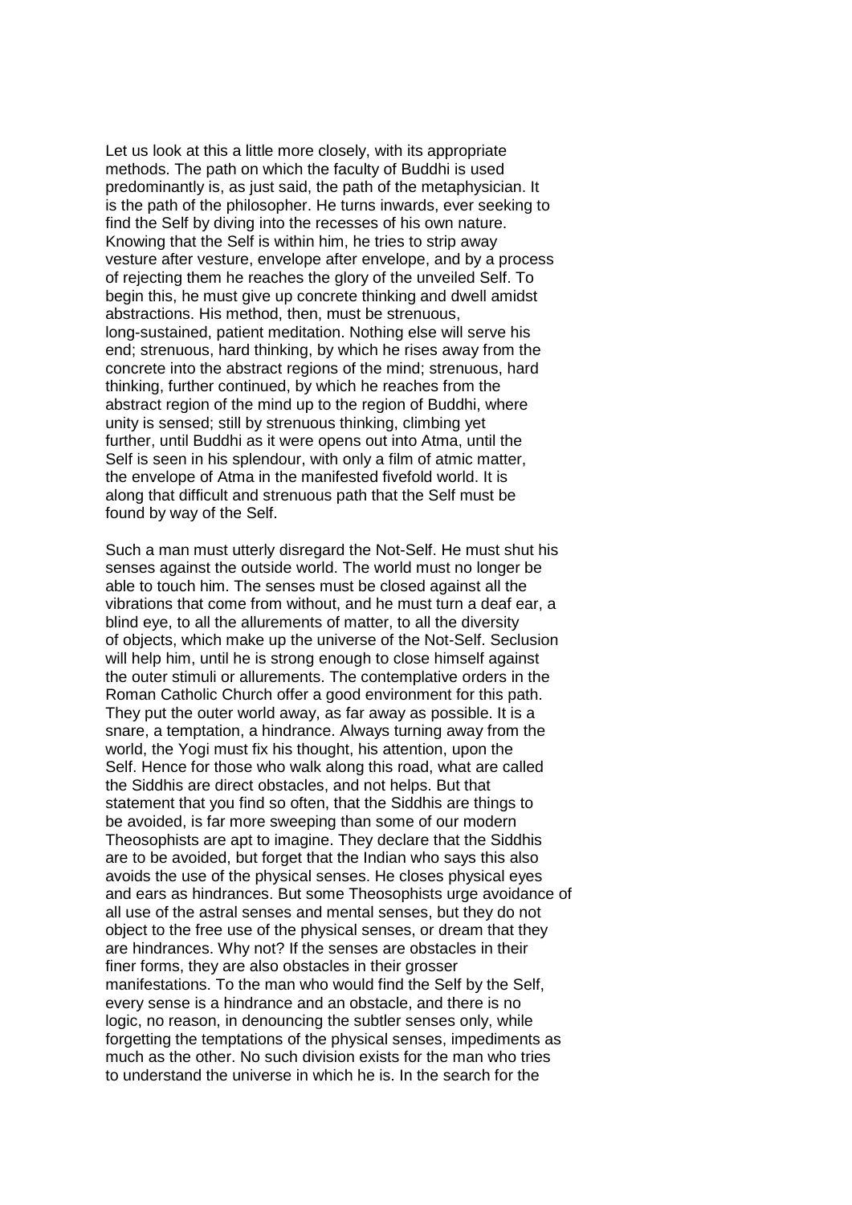Let us look at this a little more closely, with its appropriate methods. The path on which the faculty of Buddhi is used predominantly is, as just said, the path of the metaphysician. It is the path of the philosopher. He turns inwards, ever seeking to find the Self by diving into the recesses of his own nature. Knowing that the Self is within him, he tries to strip away vesture after vesture, envelope after envelope, and by a process of rejecting them he reaches the glory of the unveiled Self. To begin this, he must give up concrete thinking and dwell amidst abstractions. His method, then, must be strenuous, long-sustained, patient meditation. Nothing else will serve his end; strenuous, hard thinking, by which he rises away from the concrete into the abstract regions of the mind; strenuous, hard thinking, further continued, by which he reaches from the abstract region of the mind up to the region of Buddhi, where unity is sensed; still by strenuous thinking, climbing yet further, until Buddhi as it were opens out into Atma, until the Self is seen in his splendour, with only a film of atmic matter, the envelope of Atma in the manifested fivefold world. It is along that difficult and strenuous path that the Self must be found by way of the Self.

Such a man must utterly disregard the Not-Self. He must shut his senses against the outside world. The world must no longer be able to touch him. The senses must be closed against all the vibrations that come from without, and he must turn a deaf ear, a blind eye, to all the allurements of matter, to all the diversity of objects, which make up the universe of the Not-Self. Seclusion will help him, until he is strong enough to close himself against the outer stimuli or allurements. The contemplative orders in the Roman Catholic Church offer a good environment for this path. They put the outer world away, as far away as possible. It is a snare, a temptation, a hindrance. Always turning away from the world, the Yogi must fix his thought, his attention, upon the Self. Hence for those who walk along this road, what are called the Siddhis are direct obstacles, and not helps. But that statement that you find so often, that the Siddhis are things to be avoided, is far more sweeping than some of our modern Theosophists are apt to imagine. They declare that the Siddhis are to be avoided, but forget that the Indian who says this also avoids the use of the physical senses. He closes physical eyes and ears as hindrances. But some Theosophists urge avoidance of all use of the astral senses and mental senses, but they do not object to the free use of the physical senses, or dream that they are hindrances. Why not? If the senses are obstacles in their finer forms, they are also obstacles in their grosser manifestations. To the man who would find the Self by the Self, every sense is a hindrance and an obstacle, and there is no logic, no reason, in denouncing the subtler senses only, while forgetting the temptations of the physical senses, impediments as much as the other. No such division exists for the man who tries to understand the universe in which he is. In the search for the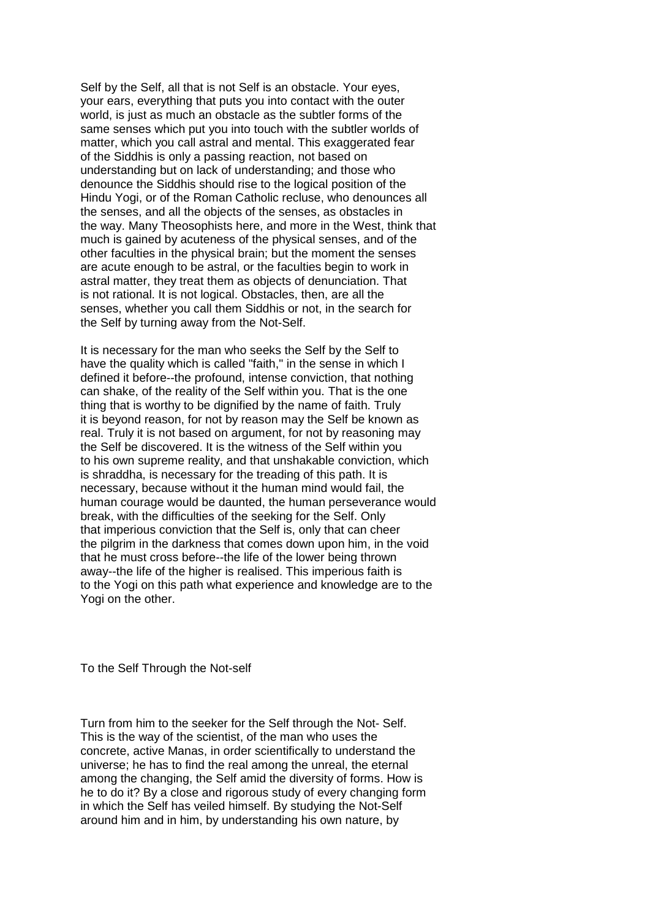Self by the Self, all that is not Self is an obstacle. Your eyes, your ears, everything that puts you into contact with the outer world, is just as much an obstacle as the subtler forms of the same senses which put you into touch with the subtler worlds of matter, which you call astral and mental. This exaggerated fear of the Siddhis is only a passing reaction, not based on understanding but on lack of understanding; and those who denounce the Siddhis should rise to the logical position of the Hindu Yogi, or of the Roman Catholic recluse, who denounces all the senses, and all the objects of the senses, as obstacles in the way. Many Theosophists here, and more in the West, think that much is gained by acuteness of the physical senses, and of the other faculties in the physical brain; but the moment the senses are acute enough to be astral, or the faculties begin to work in astral matter, they treat them as objects of denunciation. That is not rational. It is not logical. Obstacles, then, are all the senses, whether you call them Siddhis or not, in the search for the Self by turning away from the Not-Self.

It is necessary for the man who seeks the Self by the Self to have the quality which is called "faith," in the sense in which I defined it before--the profound, intense conviction, that nothing can shake, of the reality of the Self within you. That is the one thing that is worthy to be dignified by the name of faith. Truly it is beyond reason, for not by reason may the Self be known as real. Truly it is not based on argument, for not by reasoning may the Self be discovered. It is the witness of the Self within you to his own supreme reality, and that unshakable conviction, which is shraddha, is necessary for the treading of this path. It is necessary, because without it the human mind would fail, the human courage would be daunted, the human perseverance would break, with the difficulties of the seeking for the Self. Only that imperious conviction that the Self is, only that can cheer the pilgrim in the darkness that comes down upon him, in the void that he must cross before--the life of the lower being thrown away--the life of the higher is realised. This imperious faith is to the Yogi on this path what experience and knowledge are to the Yogi on the other.

## To the Self Through the Not-self

Turn from him to the seeker for the Self through the Not- Self. This is the way of the scientist, of the man who uses the concrete, active Manas, in order scientifically to understand the universe; he has to find the real among the unreal, the eternal among the changing, the Self amid the diversity of forms. How is he to do it? By a close and rigorous study of every changing form in which the Self has veiled himself. By studying the Not-Self around him and in him, by understanding his own nature, by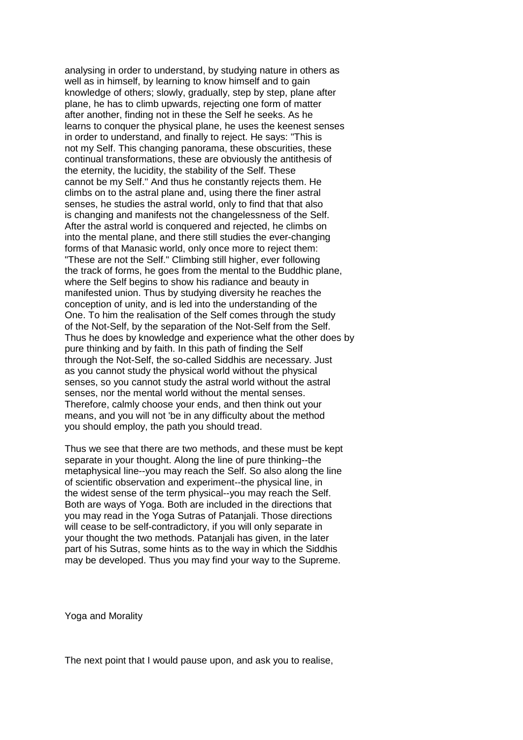analysing in order to understand, by studying nature in others as well as in himself, by learning to know himself and to gain knowledge of others; slowly, gradually, step by step, plane after plane, he has to climb upwards, rejecting one form of matter after another, finding not in these the Self he seeks. As he learns to conquer the physical plane, he uses the keenest senses in order to understand, and finally to reject. He says: "This is not my Self. This changing panorama, these obscurities, these continual transformations, these are obviously the antithesis of the eternity, the lucidity, the stability of the Self. These cannot be my Self." And thus he constantly rejects them. He climbs on to the astral plane and, using there the finer astral senses, he studies the astral world, only to find that that also is changing and manifests not the changelessness of the Self. After the astral world is conquered and rejected, he climbs on into the mental plane, and there still studies the ever-changing forms of that Manasic world, only once more to reject them: "These are not the Self." Climbing still higher, ever following the track of forms, he goes from the mental to the Buddhic plane, where the Self begins to show his radiance and beauty in manifested union. Thus by studying diversity he reaches the conception of unity, and is led into the understanding of the One. To him the realisation of the Self comes through the study of the Not-Self, by the separation of the Not-Self from the Self. Thus he does by knowledge and experience what the other does by pure thinking and by faith. In this path of finding the Self through the Not-Self, the so-called Siddhis are necessary. Just as you cannot study the physical world without the physical senses, so you cannot study the astral world without the astral senses, nor the mental world without the mental senses. Therefore, calmly choose your ends, and then think out your means, and you will not 'be in any difficulty about the method you should employ, the path you should tread.

Thus we see that there are two methods, and these must be kept separate in your thought. Along the line of pure thinking--the metaphysical line--you may reach the Self. So also along the line of scientific observation and experiment--the physical line, in the widest sense of the term physical--you may reach the Self. Both are ways of Yoga. Both are included in the directions that you may read in the Yoga Sutras of Patanjali. Those directions will cease to be self-contradictory, if you will only separate in your thought the two methods. Patanjali has given, in the later part of his Sutras, some hints as to the way in which the Siddhis may be developed. Thus you may find your way to the Supreme.

## Yoga and Morality

The next point that I would pause upon, and ask you to realise,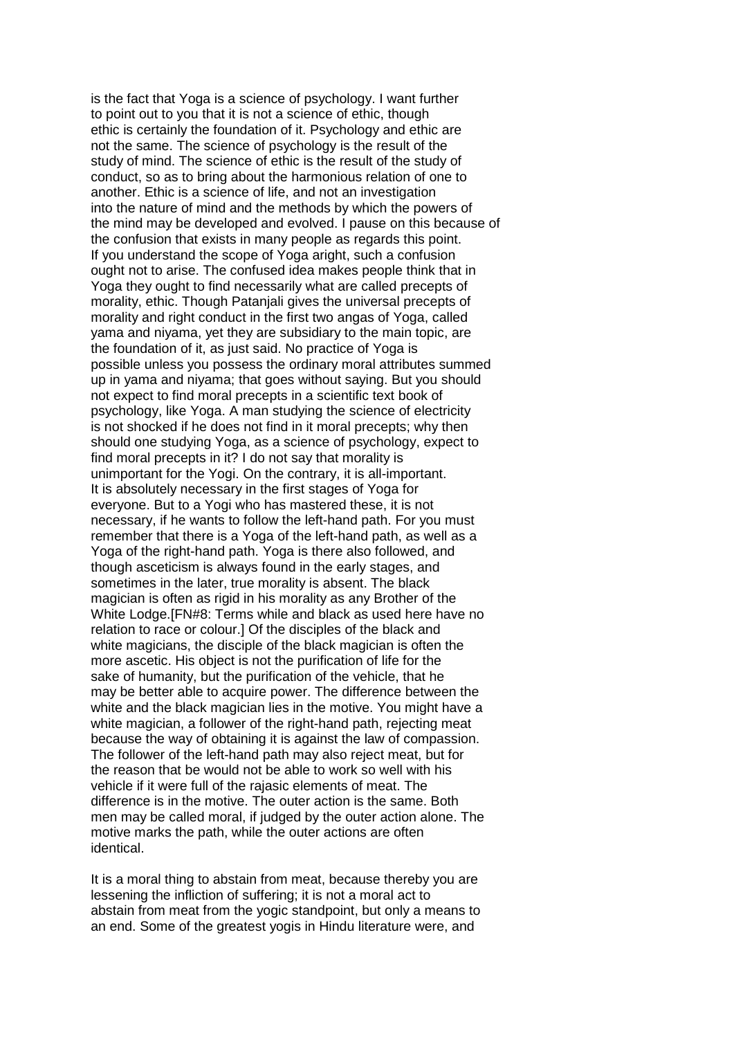is the fact that Yoga is a science of psychology. I want further to point out to you that it is not a science of ethic, though ethic is certainly the foundation of it. Psychology and ethic are not the same. The science of psychology is the result of the study of mind. The science of ethic is the result of the study of conduct, so as to bring about the harmonious relation of one to another. Ethic is a science of life, and not an investigation into the nature of mind and the methods by which the powers of the mind may be developed and evolved. I pause on this because of the confusion that exists in many people as regards this point. If you understand the scope of Yoga aright, such a confusion ought not to arise. The confused idea makes people think that in Yoga they ought to find necessarily what are called precepts of morality, ethic. Though Patanjali gives the universal precepts of morality and right conduct in the first two angas of Yoga, called yama and niyama, yet they are subsidiary to the main topic, are the foundation of it, as just said. No practice of Yoga is possible unless you possess the ordinary moral attributes summed up in yama and niyama; that goes without saying. But you should not expect to find moral precepts in a scientific text book of psychology, like Yoga. A man studying the science of electricity is not shocked if he does not find in it moral precepts; why then should one studying Yoga, as a science of psychology, expect to find moral precepts in it? I do not say that morality is unimportant for the Yogi. On the contrary, it is all-important. It is absolutely necessary in the first stages of Yoga for everyone. But to a Yogi who has mastered these, it is not necessary, if he wants to follow the left-hand path. For you must remember that there is a Yoga of the left-hand path, as well as a Yoga of the right-hand path. Yoga is there also followed, and though asceticism is always found in the early stages, and sometimes in the later, true morality is absent. The black magician is often as rigid in his morality as any Brother of the White Lodge.[FN#8: Terms while and black as used here have no relation to race or colour.] Of the disciples of the black and white magicians, the disciple of the black magician is often the more ascetic. His object is not the purification of life for the sake of humanity, but the purification of the vehicle, that he may be better able to acquire power. The difference between the white and the black magician lies in the motive. You might have a white magician, a follower of the right-hand path, rejecting meat because the way of obtaining it is against the law of compassion. The follower of the left-hand path may also reject meat, but for the reason that be would not be able to work so well with his vehicle if it were full of the rajasic elements of meat. The difference is in the motive. The outer action is the same. Both men may be called moral, if judged by the outer action alone. The motive marks the path, while the outer actions are often identical.

It is a moral thing to abstain from meat, because thereby you are lessening the infliction of suffering; it is not a moral act to abstain from meat from the yogic standpoint, but only a means to an end. Some of the greatest yogis in Hindu literature were, and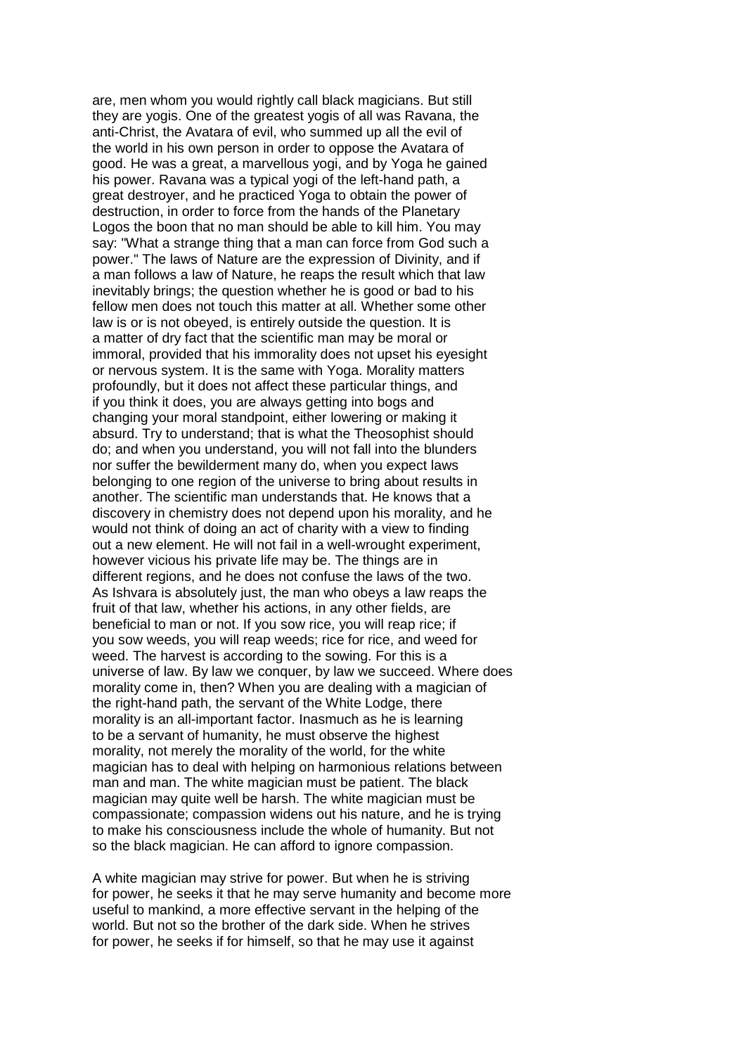are, men whom you would rightly call black magicians. But still they are yogis. One of the greatest yogis of all was Ravana, the anti-Christ, the Avatara of evil, who summed up all the evil of the world in his own person in order to oppose the Avatara of good. He was a great, a marvellous yogi, and by Yoga he gained his power. Ravana was a typical yogi of the left-hand path, a great destroyer, and he practiced Yoga to obtain the power of destruction, in order to force from the hands of the Planetary Logos the boon that no man should be able to kill him. You may say: "What a strange thing that a man can force from God such a power." The laws of Nature are the expression of Divinity, and if a man follows a law of Nature, he reaps the result which that law inevitably brings; the question whether he is good or bad to his fellow men does not touch this matter at all. Whether some other law is or is not obeyed, is entirely outside the question. It is a matter of dry fact that the scientific man may be moral or immoral, provided that his immorality does not upset his eyesight or nervous system. It is the same with Yoga. Morality matters profoundly, but it does not affect these particular things, and if you think it does, you are always getting into bogs and changing your moral standpoint, either lowering or making it absurd. Try to understand; that is what the Theosophist should do; and when you understand, you will not fall into the blunders nor suffer the bewilderment many do, when you expect laws belonging to one region of the universe to bring about results in another. The scientific man understands that. He knows that a discovery in chemistry does not depend upon his morality, and he would not think of doing an act of charity with a view to finding out a new element. He will not fail in a well-wrought experiment, however vicious his private life may be. The things are in different regions, and he does not confuse the laws of the two. As Ishvara is absolutely just, the man who obeys a law reaps the fruit of that law, whether his actions, in any other fields, are beneficial to man or not. If you sow rice, you will reap rice; if you sow weeds, you will reap weeds; rice for rice, and weed for weed. The harvest is according to the sowing. For this is a universe of law. By law we conquer, by law we succeed. Where does morality come in, then? When you are dealing with a magician of the right-hand path, the servant of the White Lodge, there morality is an all-important factor. Inasmuch as he is learning to be a servant of humanity, he must observe the highest morality, not merely the morality of the world, for the white magician has to deal with helping on harmonious relations between man and man. The white magician must be patient. The black magician may quite well be harsh. The white magician must be compassionate; compassion widens out his nature, and he is trying to make his consciousness include the whole of humanity. But not so the black magician. He can afford to ignore compassion.

A white magician may strive for power. But when he is striving for power, he seeks it that he may serve humanity and become more useful to mankind, a more effective servant in the helping of the world. But not so the brother of the dark side. When he strives for power, he seeks if for himself, so that he may use it against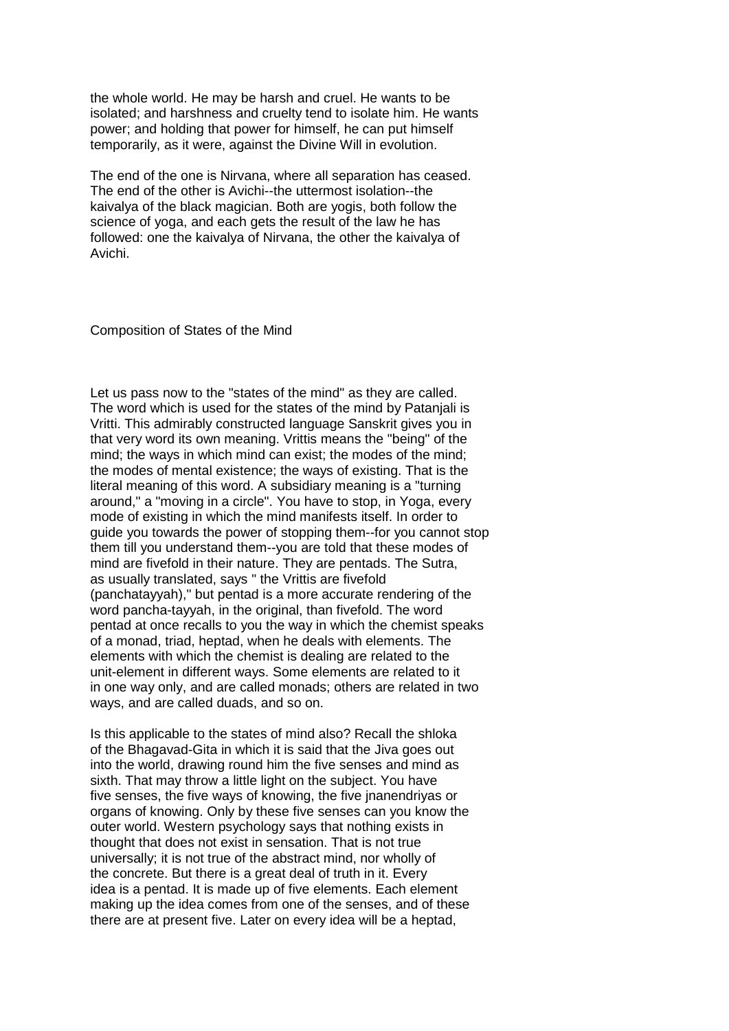the whole world. He may be harsh and cruel. He wants to be isolated; and harshness and cruelty tend to isolate him. He wants power; and holding that power for himself, he can put himself temporarily, as it were, against the Divine Will in evolution.

The end of the one is Nirvana, where all separation has ceased. The end of the other is Avichi--the uttermost isolation--the kaivalya of the black magician. Both are yogis, both follow the science of yoga, and each gets the result of the law he has followed: one the kaivalya of Nirvana, the other the kaivalya of Avichi.

## Composition of States of the Mind

Let us pass now to the "states of the mind" as they are called. The word which is used for the states of the mind by Patanjali is Vritti. This admirably constructed language Sanskrit gives you in that very word its own meaning. Vrittis means the "being" of the mind; the ways in which mind can exist; the modes of the mind; the modes of mental existence; the ways of existing. That is the literal meaning of this word. A subsidiary meaning is a "turning around," a "moving in a circle". You have to stop, in Yoga, every mode of existing in which the mind manifests itself. In order to guide you towards the power of stopping them--for you cannot stop them till you understand them--you are told that these modes of mind are fivefold in their nature. They are pentads. The Sutra, as usually translated, says " the Vrittis are fivefold (panchatayyah)," but pentad is a more accurate rendering of the word pancha-tayyah, in the original, than fivefold. The word pentad at once recalls to you the way in which the chemist speaks of a monad, triad, heptad, when he deals with elements. The elements with which the chemist is dealing are related to the unit-element in different ways. Some elements are related to it in one way only, and are called monads; others are related in two ways, and are called duads, and so on.

Is this applicable to the states of mind also? Recall the shloka of the Bhagavad-Gita in which it is said that the Jiva goes out into the world, drawing round him the five senses and mind as sixth. That may throw a little light on the subject. You have five senses, the five ways of knowing, the five jnanendriyas or organs of knowing. Only by these five senses can you know the outer world. Western psychology says that nothing exists in thought that does not exist in sensation. That is not true universally; it is not true of the abstract mind, nor wholly of the concrete. But there is a great deal of truth in it. Every idea is a pentad. It is made up of five elements. Each element making up the idea comes from one of the senses, and of these there are at present five. Later on every idea will be a heptad,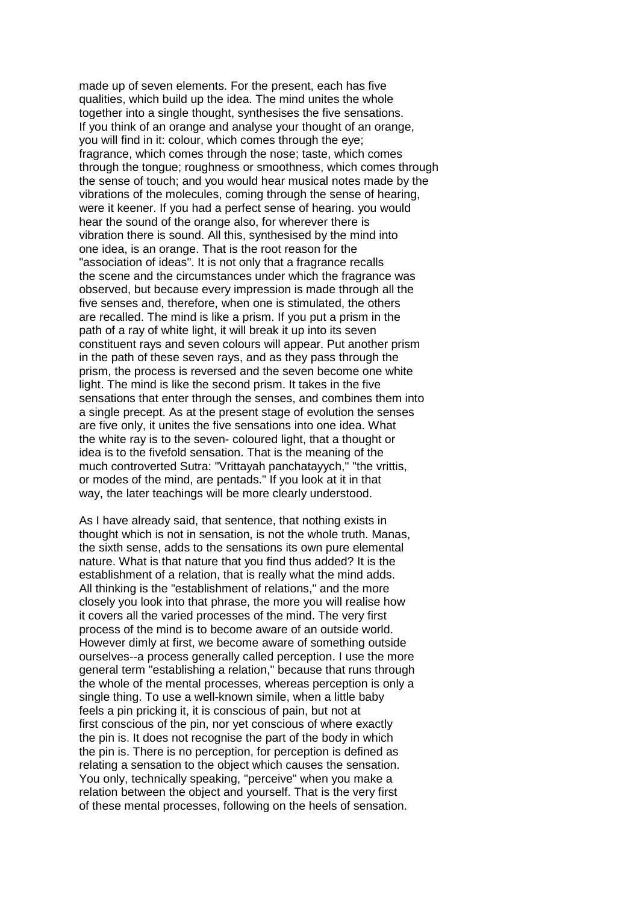made up of seven elements. For the present, each has five qualities, which build up the idea. The mind unites the whole together into a single thought, synthesises the five sensations. If you think of an orange and analyse your thought of an orange, you will find in it: colour, which comes through the eye; fragrance, which comes through the nose; taste, which comes through the tongue; roughness or smoothness, which comes through the sense of touch; and you would hear musical notes made by the vibrations of the molecules, coming through the sense of hearing, were it keener. If you had a perfect sense of hearing. you would hear the sound of the orange also, for wherever there is vibration there is sound. All this, synthesised by the mind into one idea, is an orange. That is the root reason for the "association of ideas". It is not only that a fragrance recalls the scene and the circumstances under which the fragrance was observed, but because every impression is made through all the five senses and, therefore, when one is stimulated, the others are recalled. The mind is like a prism. If you put a prism in the path of a ray of white light, it will break it up into its seven constituent rays and seven colours will appear. Put another prism in the path of these seven rays, and as they pass through the prism, the process is reversed and the seven become one white light. The mind is like the second prism. It takes in the five sensations that enter through the senses, and combines them into a single precept. As at the present stage of evolution the senses are five only, it unites the five sensations into one idea. What the white ray is to the seven- coloured light, that a thought or idea is to the fivefold sensation. That is the meaning of the much controverted Sutra: "Vrittayah panchatayych," "the vrittis, or modes of the mind, are pentads." If you look at it in that way, the later teachings will be more clearly understood.

As I have already said, that sentence, that nothing exists in thought which is not in sensation, is not the whole truth. Manas, the sixth sense, adds to the sensations its own pure elemental nature. What is that nature that you find thus added? It is the establishment of a relation, that is really what the mind adds. All thinking is the "establishment of relations," and the more closely you look into that phrase, the more you will realise how it covers all the varied processes of the mind. The very first process of the mind is to become aware of an outside world. However dimly at first, we become aware of something outside ourselves--a process generally called perception. I use the more general term "establishing a relation," because that runs through the whole of the mental processes, whereas perception is only a single thing. To use a well-known simile, when a little baby feels a pin pricking it, it is conscious of pain, but not at first conscious of the pin, nor yet conscious of where exactly the pin is. It does not recognise the part of the body in which the pin is. There is no perception, for perception is defined as relating a sensation to the object which causes the sensation. You only, technically speaking, "perceive" when you make a relation between the object and yourself. That is the very first of these mental processes, following on the heels of sensation.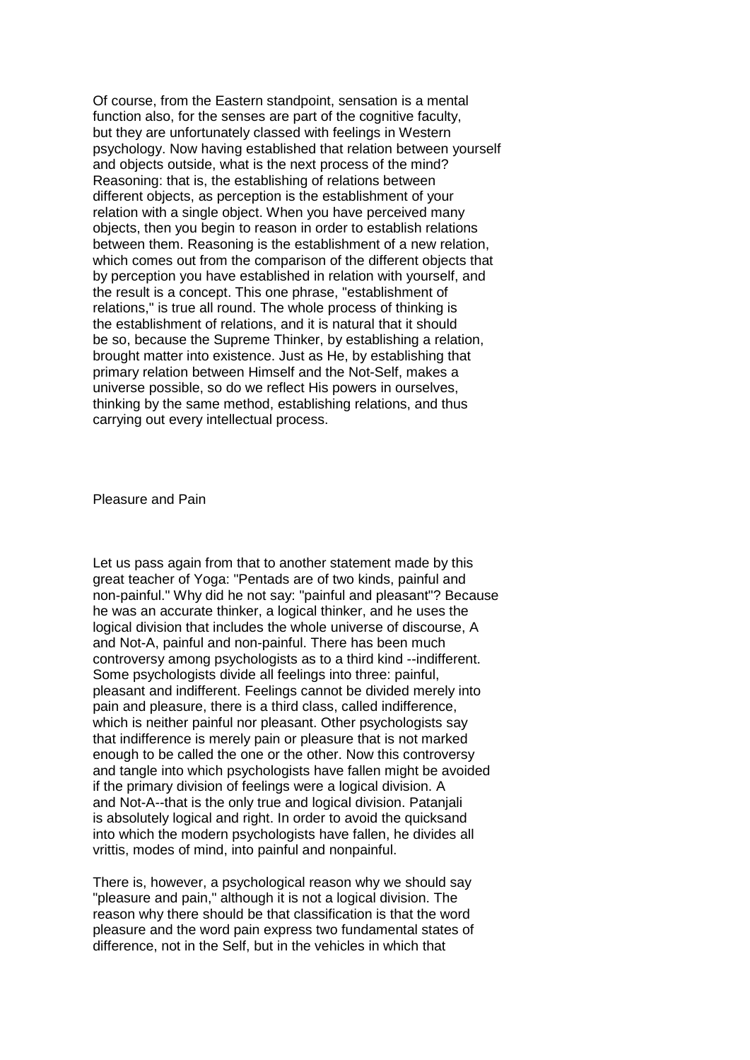Of course, from the Eastern standpoint, sensation is a mental function also, for the senses are part of the cognitive faculty, but they are unfortunately classed with feelings in Western psychology. Now having established that relation between yourself and objects outside, what is the next process of the mind? Reasoning: that is, the establishing of relations between different objects, as perception is the establishment of your relation with a single object. When you have perceived many objects, then you begin to reason in order to establish relations between them. Reasoning is the establishment of a new relation, which comes out from the comparison of the different objects that by perception you have established in relation with yourself, and the result is a concept. This one phrase, "establishment of relations," is true all round. The whole process of thinking is the establishment of relations, and it is natural that it should be so, because the Supreme Thinker, by establishing a relation, brought matter into existence. Just as He, by establishing that primary relation between Himself and the Not-Self, makes a universe possible, so do we reflect His powers in ourselves, thinking by the same method, establishing relations, and thus carrying out every intellectual process.

## Pleasure and Pain

Let us pass again from that to another statement made by this great teacher of Yoga: "Pentads are of two kinds, painful and non-painful." Why did he not say: "painful and pleasant"? Because he was an accurate thinker, a logical thinker, and he uses the logical division that includes the whole universe of discourse, A and Not-A, painful and non-painful. There has been much controversy among psychologists as to a third kind --indifferent. Some psychologists divide all feelings into three: painful, pleasant and indifferent. Feelings cannot be divided merely into pain and pleasure, there is a third class, called indifference, which is neither painful nor pleasant. Other psychologists say that indifference is merely pain or pleasure that is not marked enough to be called the one or the other. Now this controversy and tangle into which psychologists have fallen might be avoided if the primary division of feelings were a logical division. A and Not-A--that is the only true and logical division. Patanjali is absolutely logical and right. In order to avoid the quicksand into which the modern psychologists have fallen, he divides all vrittis, modes of mind, into painful and nonpainful.

There is, however, a psychological reason why we should say "pleasure and pain," although it is not a logical division. The reason why there should be that classification is that the word pleasure and the word pain express two fundamental states of difference, not in the Self, but in the vehicles in which that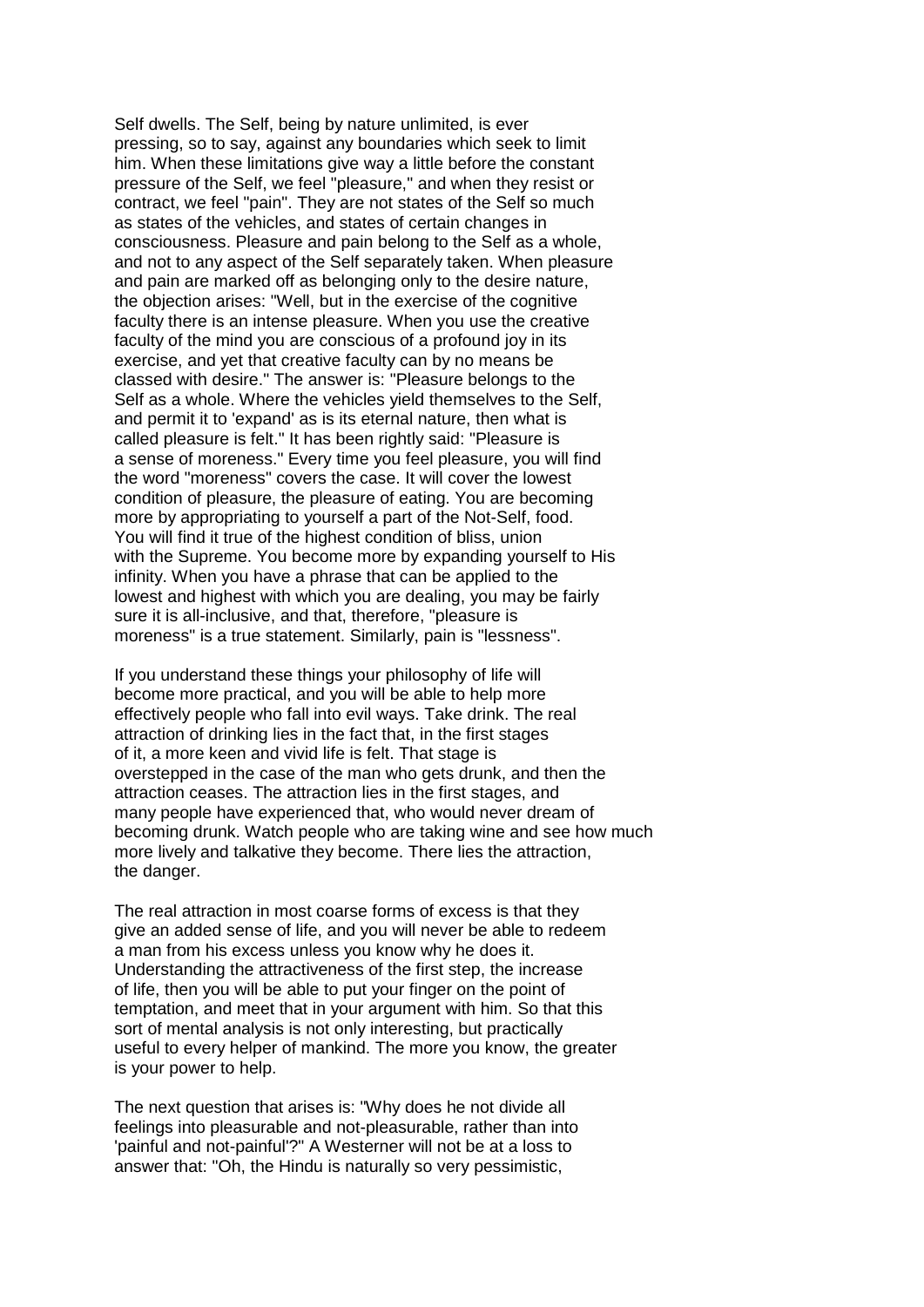Self dwells. The Self, being by nature unlimited, is ever pressing, so to say, against any boundaries which seek to limit him. When these limitations give way a little before the constant pressure of the Self, we feel "pleasure," and when they resist or contract, we feel "pain". They are not states of the Self so much as states of the vehicles, and states of certain changes in consciousness. Pleasure and pain belong to the Self as a whole, and not to any aspect of the Self separately taken. When pleasure and pain are marked off as belonging only to the desire nature, the objection arises: "Well, but in the exercise of the cognitive faculty there is an intense pleasure. When you use the creative faculty of the mind you are conscious of a profound joy in its exercise, and yet that creative faculty can by no means be classed with desire." The answer is: "Pleasure belongs to the Self as a whole. Where the vehicles yield themselves to the Self, and permit it to 'expand' as is its eternal nature, then what is called pleasure is felt." It has been rightly said: "Pleasure is a sense of moreness." Every time you feel pleasure, you will find the word "moreness" covers the case. It will cover the lowest condition of pleasure, the pleasure of eating. You are becoming more by appropriating to yourself a part of the Not-Self, food. You will find it true of the highest condition of bliss, union with the Supreme. You become more by expanding yourself to His infinity. When you have a phrase that can be applied to the lowest and highest with which you are dealing, you may be fairly sure it is all-inclusive, and that, therefore, "pleasure is moreness" is a true statement. Similarly, pain is "lessness".

If you understand these things your philosophy of life will become more practical, and you will be able to help more effectively people who fall into evil ways. Take drink. The real attraction of drinking lies in the fact that, in the first stages of it, a more keen and vivid life is felt. That stage is overstepped in the case of the man who gets drunk, and then the attraction ceases. The attraction lies in the first stages, and many people have experienced that, who would never dream of becoming drunk. Watch people who are taking wine and see how much more lively and talkative they become. There lies the attraction, the danger.

The real attraction in most coarse forms of excess is that they give an added sense of life, and you will never be able to redeem a man from his excess unless you know why he does it. Understanding the attractiveness of the first step, the increase of life, then you will be able to put your finger on the point of temptation, and meet that in your argument with him. So that this sort of mental analysis is not only interesting, but practically useful to every helper of mankind. The more you know, the greater is your power to help.

The next question that arises is: "Why does he not divide all feelings into pleasurable and not-pleasurable, rather than into 'painful and not-painful'?" A Westerner will not be at a loss to answer that: "Oh, the Hindu is naturally so very pessimistic,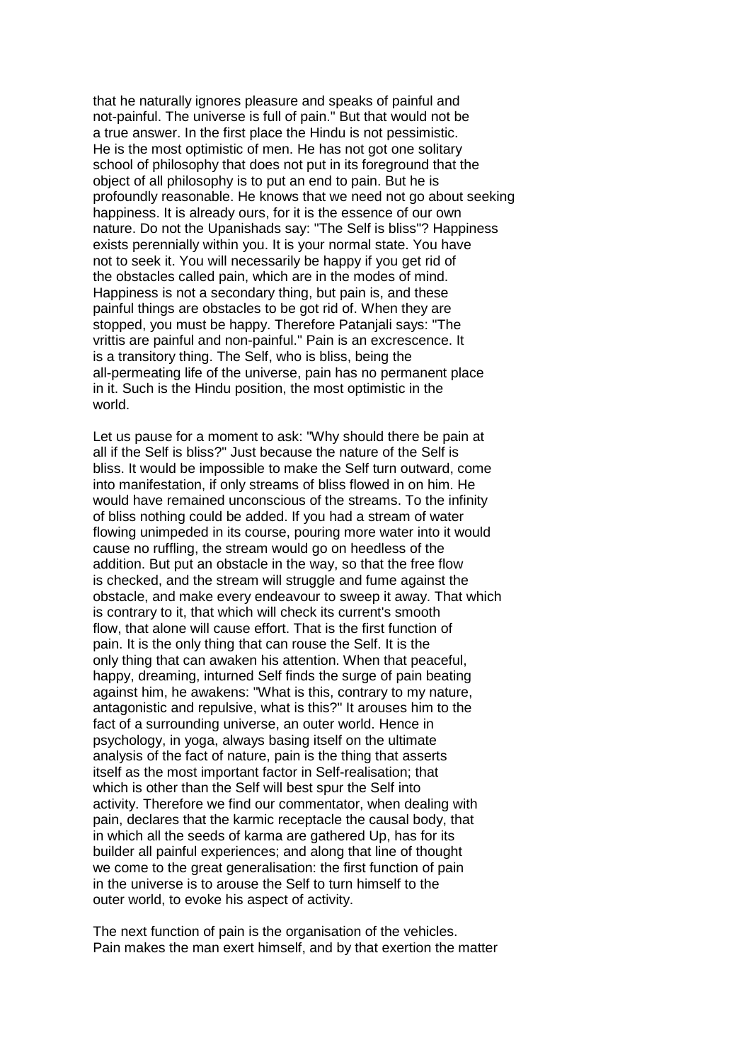that he naturally ignores pleasure and speaks of painful and not-painful. The universe is full of pain." But that would not be a true answer. In the first place the Hindu is not pessimistic. He is the most optimistic of men. He has not got one solitary school of philosophy that does not put in its foreground that the object of all philosophy is to put an end to pain. But he is profoundly reasonable. He knows that we need not go about seeking happiness. It is already ours, for it is the essence of our own nature. Do not the Upanishads say: "The Self is bliss"? Happiness exists perennially within you. It is your normal state. You have not to seek it. You will necessarily be happy if you get rid of the obstacles called pain, which are in the modes of mind. Happiness is not a secondary thing, but pain is, and these painful things are obstacles to be got rid of. When they are stopped, you must be happy. Therefore Patanjali says: "The vrittis are painful and non-painful." Pain is an excrescence. It is a transitory thing. The Self, who is bliss, being the all-permeating life of the universe, pain has no permanent place in it. Such is the Hindu position, the most optimistic in the world.

Let us pause for a moment to ask: "Why should there be pain at all if the Self is bliss?" Just because the nature of the Self is bliss. It would be impossible to make the Self turn outward, come into manifestation, if only streams of bliss flowed in on him. He would have remained unconscious of the streams. To the infinity of bliss nothing could be added. If you had a stream of water flowing unimpeded in its course, pouring more water into it would cause no ruffling, the stream would go on heedless of the addition. But put an obstacle in the way, so that the free flow is checked, and the stream will struggle and fume against the obstacle, and make every endeavour to sweep it away. That which is contrary to it, that which will check its current's smooth flow, that alone will cause effort. That is the first function of pain. It is the only thing that can rouse the Self. It is the only thing that can awaken his attention. When that peaceful, happy, dreaming, inturned Self finds the surge of pain beating against him, he awakens: "What is this, contrary to my nature, antagonistic and repulsive, what is this?" It arouses him to the fact of a surrounding universe, an outer world. Hence in psychology, in yoga, always basing itself on the ultimate analysis of the fact of nature, pain is the thing that asserts itself as the most important factor in Self-realisation; that which is other than the Self will best spur the Self into activity. Therefore we find our commentator, when dealing with pain, declares that the karmic receptacle the causal body, that in which all the seeds of karma are gathered Up, has for its builder all painful experiences; and along that line of thought we come to the great generalisation: the first function of pain in the universe is to arouse the Self to turn himself to the outer world, to evoke his aspect of activity.

The next function of pain is the organisation of the vehicles. Pain makes the man exert himself, and by that exertion the matter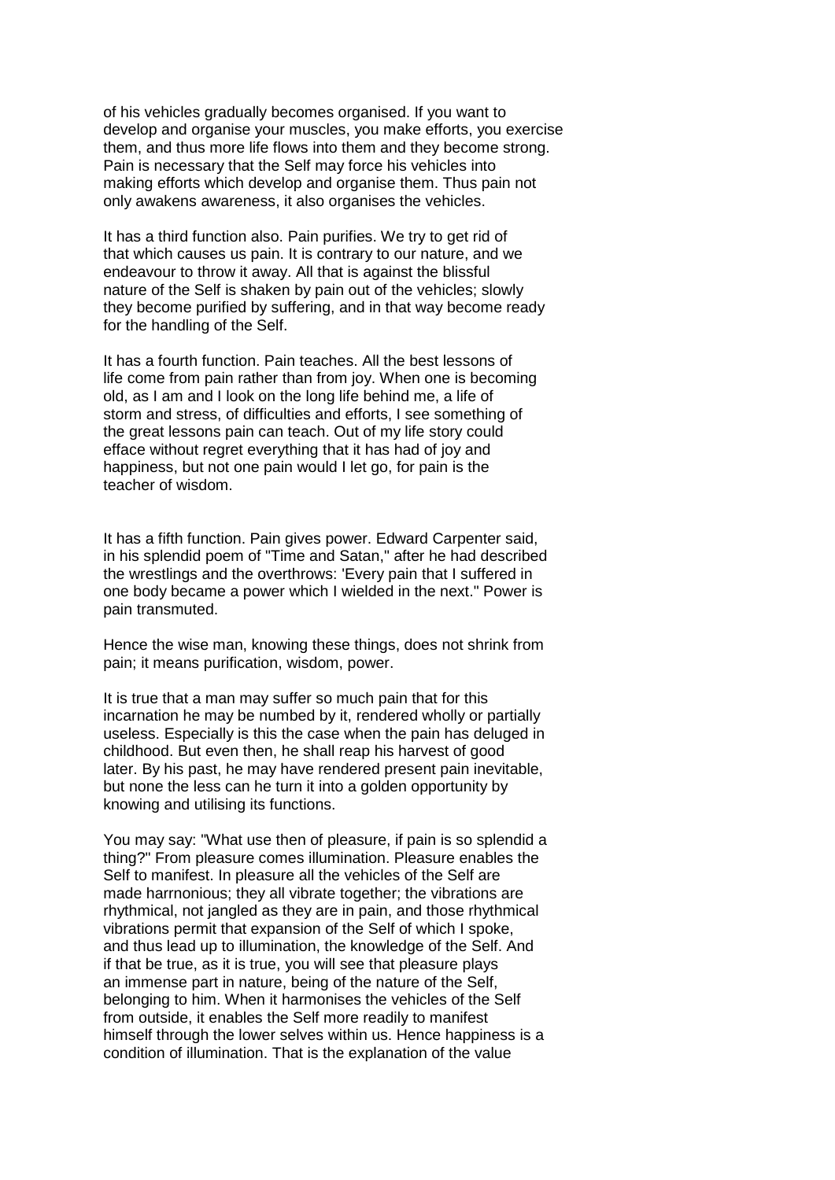of his vehicles gradually becomes organised. If you want to develop and organise your muscles, you make efforts, you exercise them, and thus more life flows into them and they become strong. Pain is necessary that the Self may force his vehicles into making efforts which develop and organise them. Thus pain not only awakens awareness, it also organises the vehicles.

It has a third function also. Pain purifies. We try to get rid of that which causes us pain. It is contrary to our nature, and we endeavour to throw it away. All that is against the blissful nature of the Self is shaken by pain out of the vehicles; slowly they become purified by suffering, and in that way become ready for the handling of the Self.

It has a fourth function. Pain teaches. All the best lessons of life come from pain rather than from joy. When one is becoming old, as I am and I look on the long life behind me, a life of storm and stress, of difficulties and efforts, I see something of the great lessons pain can teach. Out of my life story could efface without regret everything that it has had of joy and happiness, but not one pain would I let go, for pain is the teacher of wisdom.

It has a fifth function. Pain gives power. Edward Carpenter said, in his splendid poem of "Time and Satan," after he had described the wrestlings and the overthrows: 'Every pain that I suffered in one body became a power which I wielded in the next." Power is pain transmuted.

Hence the wise man, knowing these things, does not shrink from pain; it means purification, wisdom, power.

It is true that a man may suffer so much pain that for this incarnation he may be numbed by it, rendered wholly or partially useless. Especially is this the case when the pain has deluged in childhood. But even then, he shall reap his harvest of good later. By his past, he may have rendered present pain inevitable, but none the less can he turn it into a golden opportunity by knowing and utilising its functions.

You may say: "What use then of pleasure, if pain is so splendid a thing?" From pleasure comes illumination. Pleasure enables the Self to manifest. In pleasure all the vehicles of the Self are made harrnonious; they all vibrate together; the vibrations are rhythmical, not jangled as they are in pain, and those rhythmical vibrations permit that expansion of the Self of which I spoke, and thus lead up to illumination, the knowledge of the Self. And if that be true, as it is true, you will see that pleasure plays an immense part in nature, being of the nature of the Self, belonging to him. When it harmonises the vehicles of the Self from outside, it enables the Self more readily to manifest himself through the lower selves within us. Hence happiness is a condition of illumination. That is the explanation of the value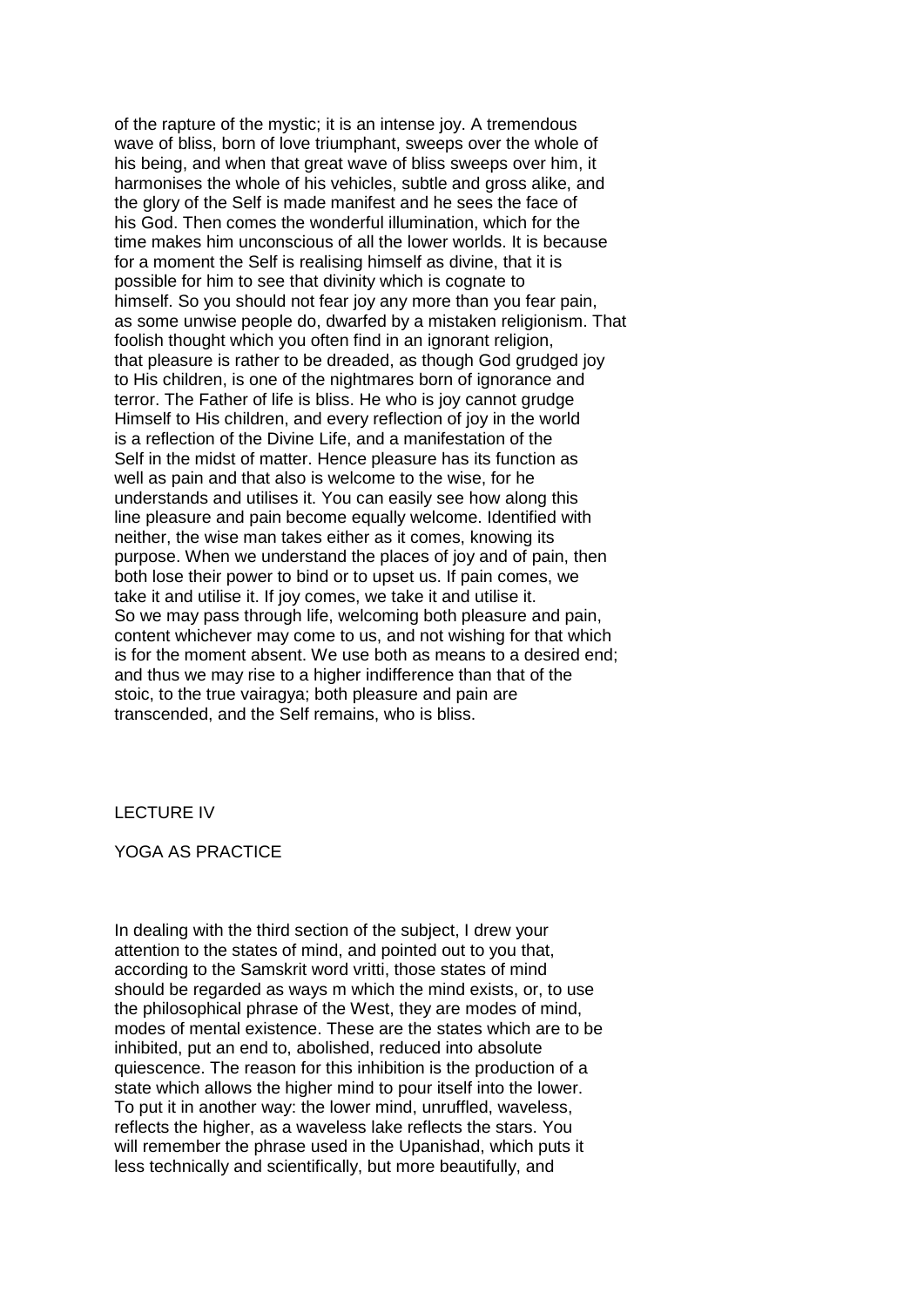of the rapture of the mystic; it is an intense joy. A tremendous wave of bliss, born of love triumphant, sweeps over the whole of his being, and when that great wave of bliss sweeps over him, it harmonises the whole of his vehicles, subtle and gross alike, and the glory of the Self is made manifest and he sees the face of his God. Then comes the wonderful illumination, which for the time makes him unconscious of all the lower worlds. It is because for a moment the Self is realising himself as divine, that it is possible for him to see that divinity which is cognate to himself. So you should not fear joy any more than you fear pain, as some unwise people do, dwarfed by a mistaken religionism. That foolish thought which you often find in an ignorant religion, that pleasure is rather to be dreaded, as though God grudged joy to His children, is one of the nightmares born of ignorance and terror. The Father of life is bliss. He who is joy cannot grudge Himself to His children, and every reflection of joy in the world is a reflection of the Divine Life, and a manifestation of the Self in the midst of matter. Hence pleasure has its function as well as pain and that also is welcome to the wise, for he understands and utilises it. You can easily see how along this line pleasure and pain become equally welcome. Identified with neither, the wise man takes either as it comes, knowing its purpose. When we understand the places of joy and of pain, then both lose their power to bind or to upset us. If pain comes, we take it and utilise it. If joy comes, we take it and utilise it. So we may pass through life, welcoming both pleasure and pain, content whichever may come to us, and not wishing for that which is for the moment absent. We use both as means to a desired end; and thus we may rise to a higher indifference than that of the stoic, to the true vairagya; both pleasure and pain are transcended, and the Self remains, who is bliss.

## LECTURE IV

## YOGA AS PRACTICE

In dealing with the third section of the subject, I drew your attention to the states of mind, and pointed out to you that, according to the Samskrit word vritti, those states of mind should be regarded as ways m which the mind exists, or, to use the philosophical phrase of the West, they are modes of mind, modes of mental existence. These are the states which are to be inhibited, put an end to, abolished, reduced into absolute quiescence. The reason for this inhibition is the production of a state which allows the higher mind to pour itself into the lower. To put it in another way: the lower mind, unruffled, waveless, reflects the higher, as a waveless lake reflects the stars. You will remember the phrase used in the Upanishad, which puts it less technically and scientifically, but more beautifully, and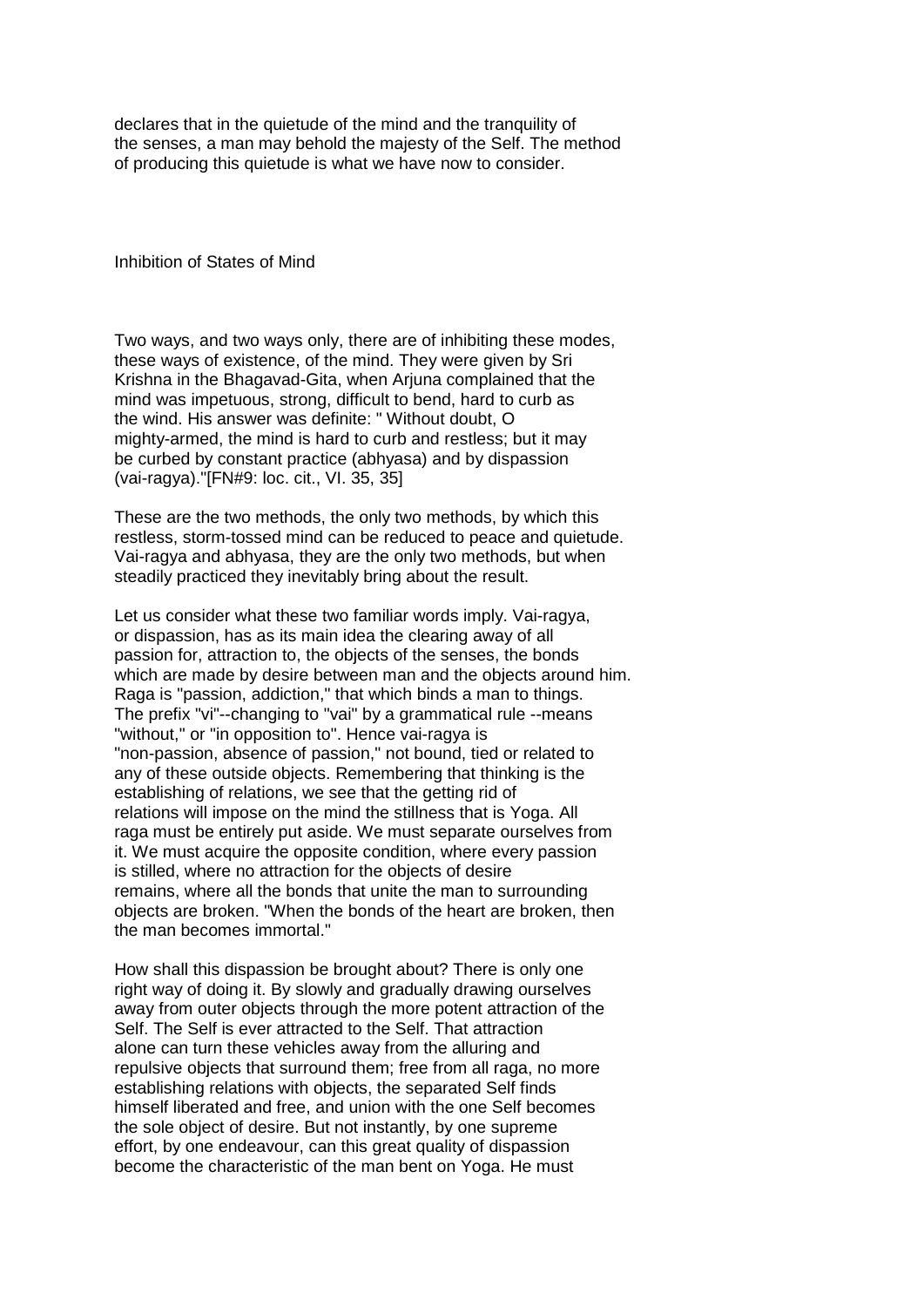declares that in the quietude of the mind and the tranquility of the senses, a man may behold the majesty of the Self. The method of producing this quietude is what we have now to consider.

## Inhibition of States of Mind

Two ways, and two ways only, there are of inhibiting these modes, these ways of existence, of the mind. They were given by Sri Krishna in the Bhagavad-Gita, when Arjuna complained that the mind was impetuous, strong, difficult to bend, hard to curb as the wind. His answer was definite: " Without doubt, O mighty-armed, the mind is hard to curb and restless; but it may be curbed by constant practice (abhyasa) and by dispassion (vai-ragya)."[FN#9: loc. cit., VI. 35, 35]

These are the two methods, the only two methods, by which this restless, storm-tossed mind can be reduced to peace and quietude. Vai-ragya and abhyasa, they are the only two methods, but when steadily practiced they inevitably bring about the result.

Let us consider what these two familiar words imply. Vai-ragya, or dispassion, has as its main idea the clearing away of all passion for, attraction to, the objects of the senses, the bonds which are made by desire between man and the objects around him. Raga is "passion, addiction," that which binds a man to things. The prefix "vi"--changing to "vai" by a grammatical rule --means "without," or "in opposition to". Hence vai-ragya is "non-passion, absence of passion," not bound, tied or related to any of these outside objects. Remembering that thinking is the establishing of relations, we see that the getting rid of relations will impose on the mind the stillness that is Yoga. All raga must be entirely put aside. We must separate ourselves from it. We must acquire the opposite condition, where every passion is stilled, where no attraction for the objects of desire remains, where all the bonds that unite the man to surrounding objects are broken. "When the bonds of the heart are broken, then the man becomes immortal."

How shall this dispassion be brought about? There is only one right way of doing it. By slowly and gradually drawing ourselves away from outer objects through the more potent attraction of the Self. The Self is ever attracted to the Self. That attraction alone can turn these vehicles away from the alluring and repulsive objects that surround them; free from all raga, no more establishing relations with objects, the separated Self finds himself liberated and free, and union with the one Self becomes the sole object of desire. But not instantly, by one supreme effort, by one endeavour, can this great quality of dispassion become the characteristic of the man bent on Yoga. He must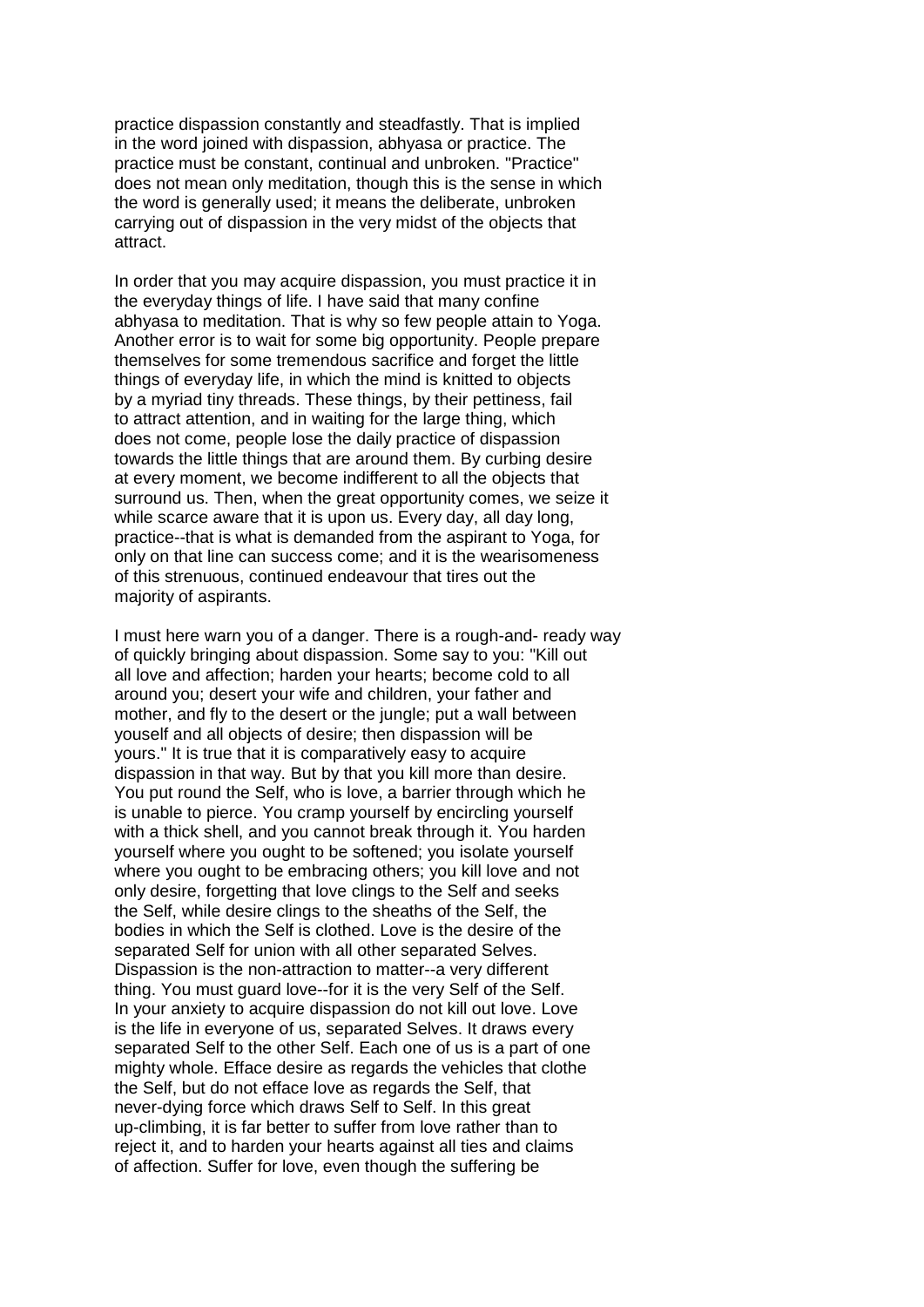practice dispassion constantly and steadfastly. That is implied in the word joined with dispassion, abhyasa or practice. The practice must be constant, continual and unbroken. "Practice" does not mean only meditation, though this is the sense in which the word is generally used; it means the deliberate, unbroken carrying out of dispassion in the very midst of the objects that attract.

In order that you may acquire dispassion, you must practice it in the everyday things of life. I have said that many confine abhyasa to meditation. That is why so few people attain to Yoga. Another error is to wait for some big opportunity. People prepare themselves for some tremendous sacrifice and forget the little things of everyday life, in which the mind is knitted to objects by a myriad tiny threads. These things, by their pettiness, fail to attract attention, and in waiting for the large thing, which does not come, people lose the daily practice of dispassion towards the little things that are around them. By curbing desire at every moment, we become indifferent to all the objects that surround us. Then, when the great opportunity comes, we seize it while scarce aware that it is upon us. Every day, all day long, practice--that is what is demanded from the aspirant to Yoga, for only on that line can success come; and it is the wearisomeness of this strenuous, continued endeavour that tires out the majority of aspirants.

I must here warn you of a danger. There is a rough-and- ready way of quickly bringing about dispassion. Some say to you: "Kill out all love and affection; harden your hearts; become cold to all around you; desert your wife and children, your father and mother, and fly to the desert or the jungle; put a wall between youself and all objects of desire; then dispassion will be yours." It is true that it is comparatively easy to acquire dispassion in that way. But by that you kill more than desire. You put round the Self, who is love, a barrier through which he is unable to pierce. You cramp yourself by encircling yourself with a thick shell, and you cannot break through it. You harden yourself where you ought to be softened; you isolate yourself where you ought to be embracing others; you kill love and not only desire, forgetting that love clings to the Self and seeks the Self, while desire clings to the sheaths of the Self, the bodies in which the Self is clothed. Love is the desire of the separated Self for union with all other separated Selves. Dispassion is the non-attraction to matter--a very different thing. You must guard love--for it is the very Self of the Self. In your anxiety to acquire dispassion do not kill out love. Love is the life in everyone of us, separated Selves. It draws every separated Self to the other Self. Each one of us is a part of one mighty whole. Efface desire as regards the vehicles that clothe the Self, but do not efface love as regards the Self, that never-dying force which draws Self to Self. In this great up-climbing, it is far better to suffer from love rather than to reject it, and to harden your hearts against all ties and claims of affection. Suffer for love, even though the suffering be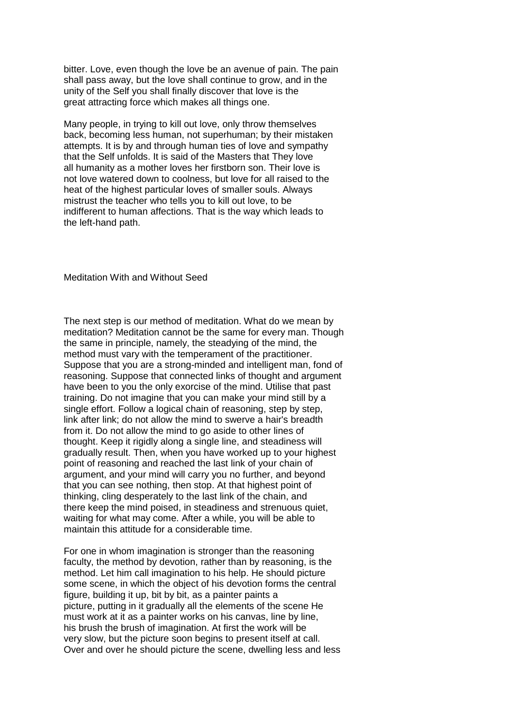bitter. Love, even though the love be an avenue of pain. The pain shall pass away, but the love shall continue to grow, and in the unity of the Self you shall finally discover that love is the great attracting force which makes all things one.

Many people, in trying to kill out love, only throw themselves back, becoming less human, not superhuman; by their mistaken attempts. It is by and through human ties of love and sympathy that the Self unfolds. It is said of the Masters that They love all humanity as a mother loves her firstborn son. Their love is not love watered down to coolness, but love for all raised to the heat of the highest particular loves of smaller souls. Always mistrust the teacher who tells you to kill out love, to be indifferent to human affections. That is the way which leads to the left-hand path.

## Meditation With and Without Seed

The next step is our method of meditation. What do we mean by meditation? Meditation cannot be the same for every man. Though the same in principle, namely, the steadying of the mind, the method must vary with the temperament of the practitioner. Suppose that you are a strong-minded and intelligent man, fond of reasoning. Suppose that connected links of thought and argument have been to you the only exorcise of the mind. Utilise that past training. Do not imagine that you can make your mind still by a single effort. Follow a logical chain of reasoning, step by step, link after link; do not allow the mind to swerve a hair's breadth from it. Do not allow the mind to go aside to other lines of thought. Keep it rigidly along a single line, and steadiness will gradually result. Then, when you have worked up to your highest point of reasoning and reached the last link of your chain of argument, and your mind will carry you no further, and beyond that you can see nothing, then stop. At that highest point of thinking, cling desperately to the last link of the chain, and there keep the mind poised, in steadiness and strenuous quiet, waiting for what may come. After a while, you will be able to maintain this attitude for a considerable time.

For one in whom imagination is stronger than the reasoning faculty, the method by devotion, rather than by reasoning, is the method. Let him call imagination to his help. He should picture some scene, in which the object of his devotion forms the central figure, building it up, bit by bit, as a painter paints a picture, putting in it gradually all the elements of the scene He must work at it as a painter works on his canvas, line by line, his brush the brush of imagination. At first the work will be very slow, but the picture soon begins to present itself at call. Over and over he should picture the scene, dwelling less and less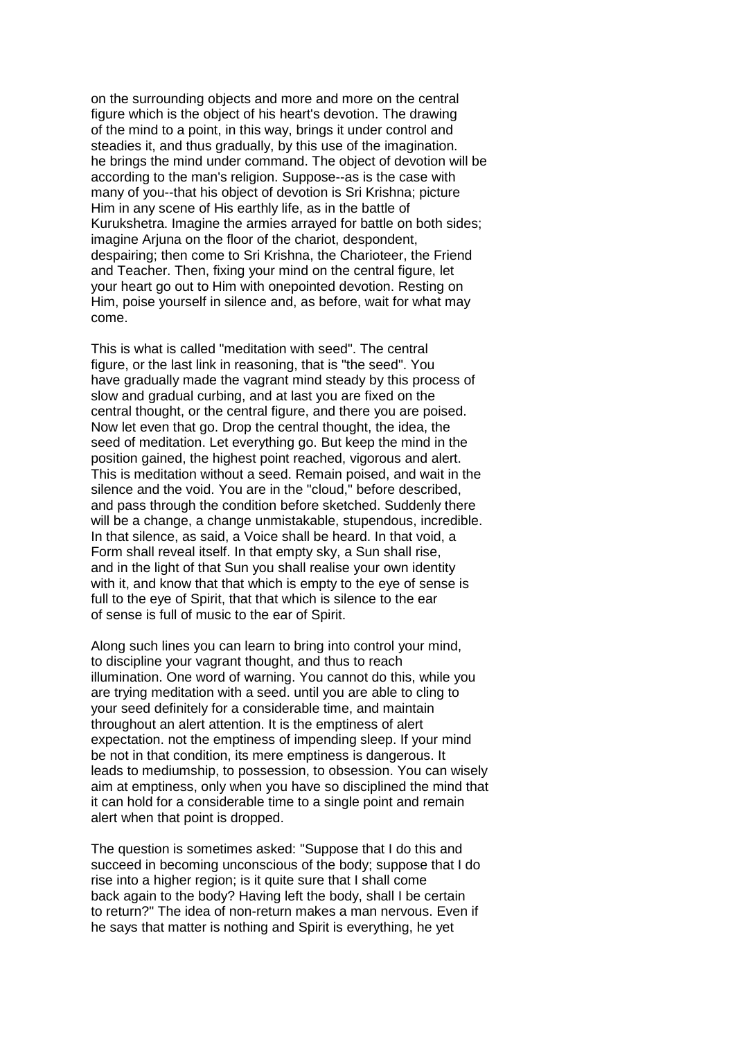on the surrounding objects and more and more on the central figure which is the object of his heart's devotion. The drawing of the mind to a point, in this way, brings it under control and steadies it, and thus gradually, by this use of the imagination. he brings the mind under command. The object of devotion will be according to the man's religion. Suppose--as is the case with many of you--that his object of devotion is Sri Krishna; picture Him in any scene of His earthly life, as in the battle of Kurukshetra. Imagine the armies arrayed for battle on both sides; imagine Arjuna on the floor of the chariot, despondent, despairing; then come to Sri Krishna, the Charioteer, the Friend and Teacher. Then, fixing your mind on the central figure, let your heart go out to Him with onepointed devotion. Resting on Him, poise yourself in silence and, as before, wait for what may come.

This is what is called "meditation with seed". The central figure, or the last link in reasoning, that is "the seed". You have gradually made the vagrant mind steady by this process of slow and gradual curbing, and at last you are fixed on the central thought, or the central figure, and there you are poised. Now let even that go. Drop the central thought, the idea, the seed of meditation. Let everything go. But keep the mind in the position gained, the highest point reached, vigorous and alert. This is meditation without a seed. Remain poised, and wait in the silence and the void. You are in the "cloud," before described, and pass through the condition before sketched. Suddenly there will be a change, a change unmistakable, stupendous, incredible. In that silence, as said, a Voice shall be heard. In that void, a Form shall reveal itself. In that empty sky, a Sun shall rise, and in the light of that Sun you shall realise your own identity with it, and know that that which is empty to the eye of sense is full to the eye of Spirit, that that which is silence to the ear of sense is full of music to the ear of Spirit.

Along such lines you can learn to bring into control your mind, to discipline your vagrant thought, and thus to reach illumination. One word of warning. You cannot do this, while you are trying meditation with a seed. until you are able to cling to your seed definitely for a considerable time, and maintain throughout an alert attention. It is the emptiness of alert expectation. not the emptiness of impending sleep. If your mind be not in that condition, its mere emptiness is dangerous. It leads to mediumship, to possession, to obsession. You can wisely aim at emptiness, only when you have so disciplined the mind that it can hold for a considerable time to a single point and remain alert when that point is dropped.

The question is sometimes asked: "Suppose that I do this and succeed in becoming unconscious of the body; suppose that I do rise into a higher region; is it quite sure that I shall come back again to the body? Having left the body, shall I be certain to return?" The idea of non-return makes a man nervous. Even if he says that matter is nothing and Spirit is everything, he yet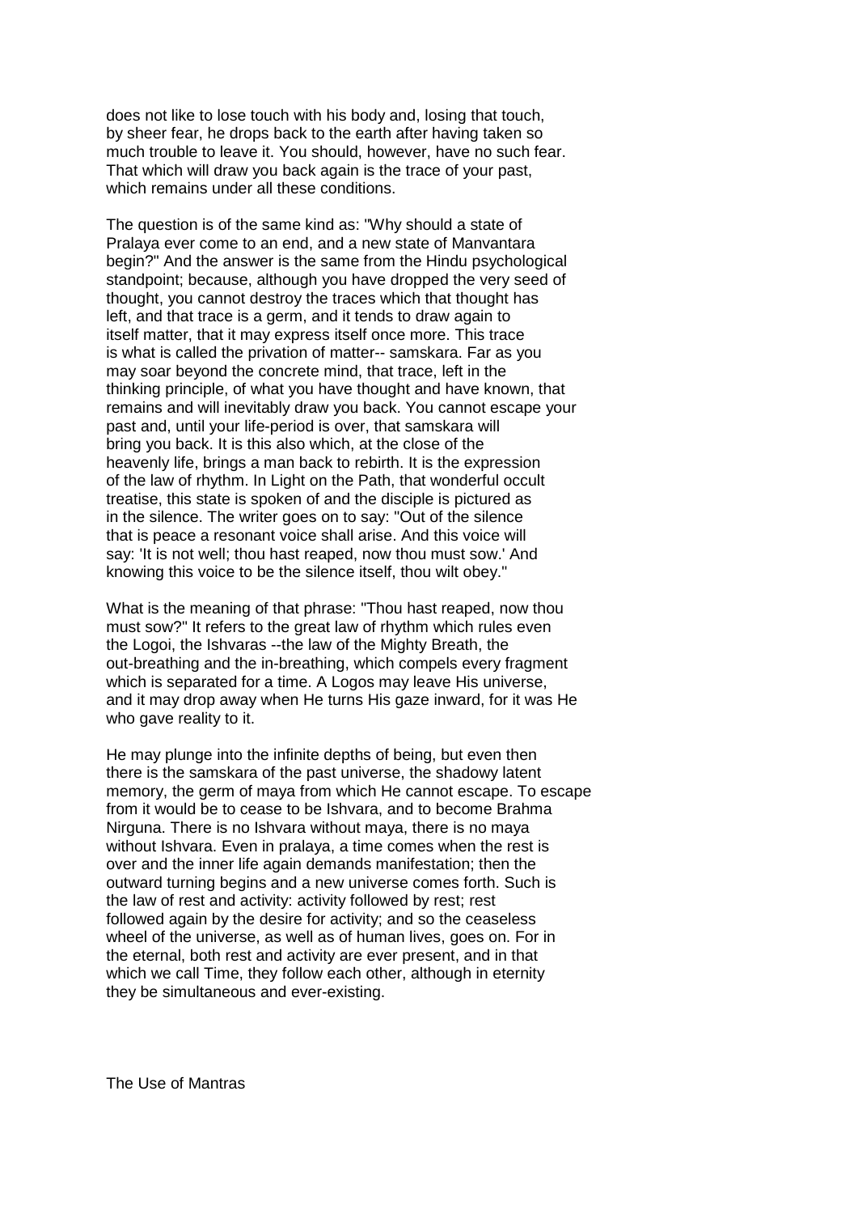does not like to lose touch with his body and, losing that touch, by sheer fear, he drops back to the earth after having taken so much trouble to leave it. You should, however, have no such fear. That which will draw you back again is the trace of your past, which remains under all these conditions.

The question is of the same kind as: "Why should a state of Pralaya ever come to an end, and a new state of Manvantara begin?" And the answer is the same from the Hindu psychological standpoint; because, although you have dropped the very seed of thought, you cannot destroy the traces which that thought has left, and that trace is a germ, and it tends to draw again to itself matter, that it may express itself once more. This trace is what is called the privation of matter-- samskara. Far as you may soar beyond the concrete mind, that trace, left in the thinking principle, of what you have thought and have known, that remains and will inevitably draw you back. You cannot escape your past and, until your life-period is over, that samskara will bring you back. It is this also which, at the close of the heavenly life, brings a man back to rebirth. It is the expression of the law of rhythm. In Light on the Path, that wonderful occult treatise, this state is spoken of and the disciple is pictured as in the silence. The writer goes on to say: "Out of the silence that is peace a resonant voice shall arise. And this voice will say: 'It is not well; thou hast reaped, now thou must sow.' And knowing this voice to be the silence itself, thou wilt obey."

What is the meaning of that phrase: "Thou hast reaped, now thou must sow?" It refers to the great law of rhythm which rules even the Logoi, the Ishvaras --the law of the Mighty Breath, the out-breathing and the in-breathing, which compels every fragment which is separated for a time. A Logos may leave His universe, and it may drop away when He turns His gaze inward, for it was He who gave reality to it.

He may plunge into the infinite depths of being, but even then there is the samskara of the past universe, the shadowy latent memory, the germ of maya from which He cannot escape. To escape from it would be to cease to be Ishvara, and to become Brahma Nirguna. There is no Ishvara without maya, there is no maya without Ishvara. Even in pralaya, a time comes when the rest is over and the inner life again demands manifestation; then the outward turning begins and a new universe comes forth. Such is the law of rest and activity: activity followed by rest; rest followed again by the desire for activity; and so the ceaseless wheel of the universe, as well as of human lives, goes on. For in the eternal, both rest and activity are ever present, and in that which we call Time, they follow each other, although in eternity they be simultaneous and ever-existing.

## The Use of Mantras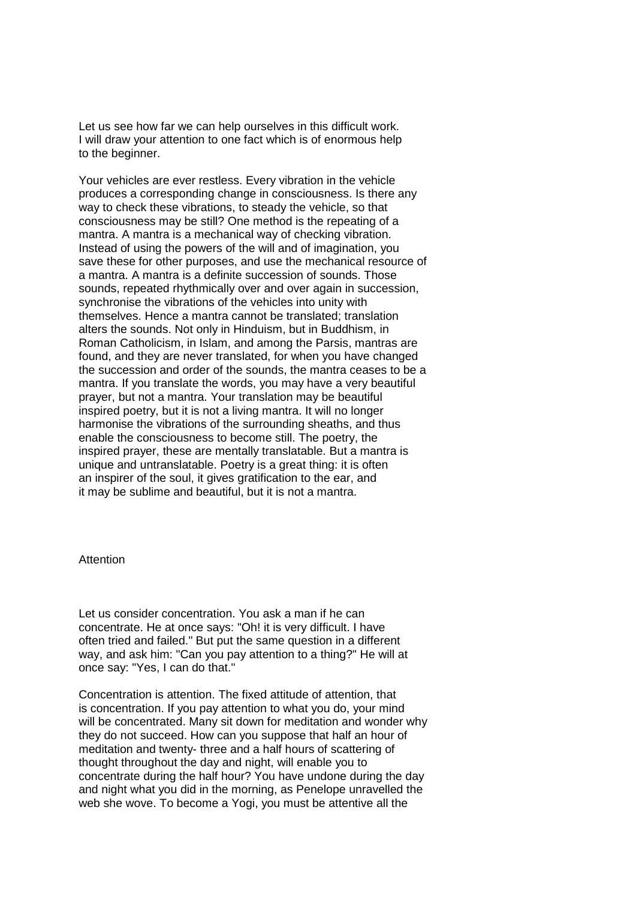Let us see how far we can help ourselves in this difficult work. I will draw your attention to one fact which is of enormous help to the beginner.

Your vehicles are ever restless. Every vibration in the vehicle produces a corresponding change in consciousness. Is there any way to check these vibrations, to steady the vehicle, so that consciousness may be still? One method is the repeating of a mantra. A mantra is a mechanical way of checking vibration. Instead of using the powers of the will and of imagination, you save these for other purposes, and use the mechanical resource of a mantra. A mantra is a definite succession of sounds. Those sounds, repeated rhythmically over and over again in succession, synchronise the vibrations of the vehicles into unity with themselves. Hence a mantra cannot be translated; translation alters the sounds. Not only in Hinduism, but in Buddhism, in Roman Catholicism, in Islam, and among the Parsis, mantras are found, and they are never translated, for when you have changed the succession and order of the sounds, the mantra ceases to be a mantra. If you translate the words, you may have a very beautiful prayer, but not a mantra. Your translation may be beautiful inspired poetry, but it is not a living mantra. It will no longer harmonise the vibrations of the surrounding sheaths, and thus enable the consciousness to become still. The poetry, the inspired prayer, these are mentally translatable. But a mantra is unique and untranslatable. Poetry is a great thing: it is often an inspirer of the soul, it gives gratification to the ear, and it may be sublime and beautiful, but it is not a mantra.

## Attention

Let us consider concentration. You ask a man if he can concentrate. He at once says: "Oh! it is very difficult. I have often tried and failed." But put the same question in a different way, and ask him: "Can you pay attention to a thing?" He will at once say: "Yes, I can do that."

Concentration is attention. The fixed attitude of attention, that is concentration. If you pay attention to what you do, your mind will be concentrated. Many sit down for meditation and wonder why they do not succeed. How can you suppose that half an hour of meditation and twenty- three and a half hours of scattering of thought throughout the day and night, will enable you to concentrate during the half hour? You have undone during the day and night what you did in the morning, as Penelope unravelled the web she wove. To become a Yogi, you must be attentive all the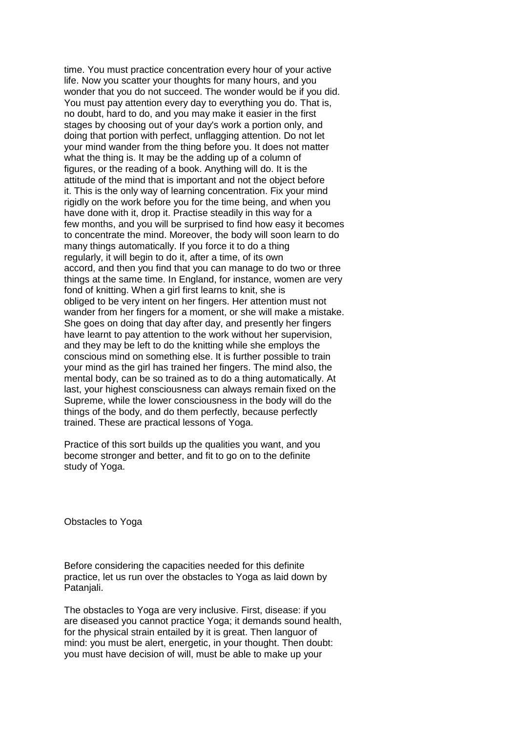time. You must practice concentration every hour of your active life. Now you scatter your thoughts for many hours, and you wonder that you do not succeed. The wonder would be if you did. You must pay attention every day to everything you do. That is, no doubt, hard to do, and you may make it easier in the first stages by choosing out of your day's work a portion only, and doing that portion with perfect, unflagging attention. Do not let your mind wander from the thing before you. It does not matter what the thing is. It may be the adding up of a column of figures, or the reading of a book. Anything will do. It is the attitude of the mind that is important and not the object before it. This is the only way of learning concentration. Fix your mind rigidly on the work before you for the time being, and when you have done with it, drop it. Practise steadily in this way for a few months, and you will be surprised to find how easy it becomes to concentrate the mind. Moreover, the body will soon learn to do many things automatically. If you force it to do a thing regularly, it will begin to do it, after a time, of its own accord, and then you find that you can manage to do two or three things at the same time. In England, for instance, women are very fond of knitting. When a girl first learns to knit, she is obliged to be very intent on her fingers. Her attention must not wander from her fingers for a moment, or she will make a mistake. She goes on doing that day after day, and presently her fingers have learnt to pay attention to the work without her supervision, and they may be left to do the knitting while she employs the conscious mind on something else. It is further possible to train your mind as the girl has trained her fingers. The mind also, the mental body, can be so trained as to do a thing automatically. At last, your highest consciousness can always remain fixed on the Supreme, while the lower consciousness in the body will do the things of the body, and do them perfectly, because perfectly trained. These are practical lessons of Yoga.

Practice of this sort builds up the qualities you want, and you become stronger and better, and fit to go on to the definite study of Yoga.

## Obstacles to Yoga

Before considering the capacities needed for this definite practice, let us run over the obstacles to Yoga as laid down by Patanjali.

The obstacles to Yoga are very inclusive. First, disease: if you are diseased you cannot practice Yoga; it demands sound health, for the physical strain entailed by it is great. Then languor of mind: you must be alert, energetic, in your thought. Then doubt: you must have decision of will, must be able to make up your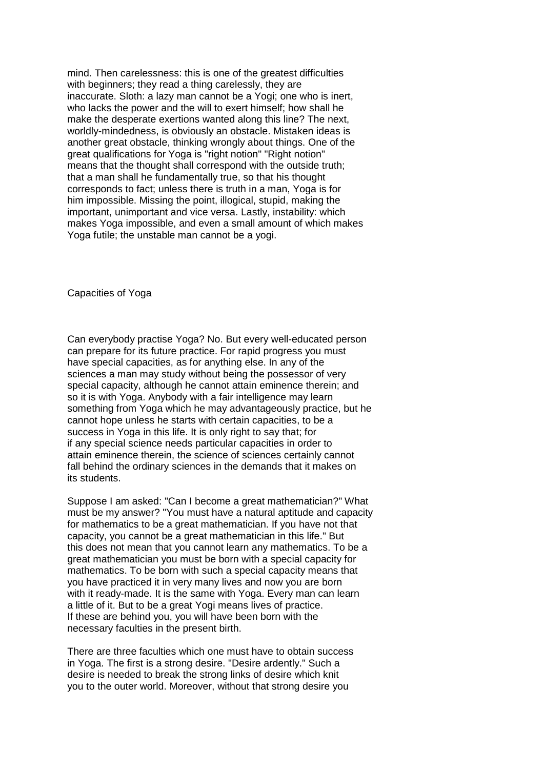mind. Then carelessness: this is one of the greatest difficulties with beginners; they read a thing carelessly, they are inaccurate. Sloth: a lazy man cannot be a Yogi; one who is inert, who lacks the power and the will to exert himself; how shall he make the desperate exertions wanted along this line? The next, worldly-mindedness, is obviously an obstacle. Mistaken ideas is another great obstacle, thinking wrongly about things. One of the great qualifications for Yoga is "right notion" "Right notion" means that the thought shall correspond with the outside truth; that a man shall he fundamentally true, so that his thought corresponds to fact; unless there is truth in a man, Yoga is for him impossible. Missing the point, illogical, stupid, making the important, unimportant and vice versa. Lastly, instability: which makes Yoga impossible, and even a small amount of which makes Yoga futile; the unstable man cannot be a yogi.

## Capacities of Yoga

Can everybody practise Yoga? No. But every well-educated person can prepare for its future practice. For rapid progress you must have special capacities, as for anything else. In any of the sciences a man may study without being the possessor of very special capacity, although he cannot attain eminence therein; and so it is with Yoga. Anybody with a fair intelligence may learn something from Yoga which he may advantageously practice, but he cannot hope unless he starts with certain capacities, to be a success in Yoga in this life. It is only right to say that; for if any special science needs particular capacities in order to attain eminence therein, the science of sciences certainly cannot fall behind the ordinary sciences in the demands that it makes on its students.

Suppose I am asked: "Can I become a great mathematician?" What must be my answer? "You must have a natural aptitude and capacity for mathematics to be a great mathematician. If you have not that capacity, you cannot be a great mathematician in this life." But this does not mean that you cannot learn any mathematics. To be a great mathematician you must be born with a special capacity for mathematics. To be born with such a special capacity means that you have practiced it in very many lives and now you are born with it ready-made. It is the same with Yoga. Every man can learn a little of it. But to be a great Yogi means lives of practice. If these are behind you, you will have been born with the necessary faculties in the present birth.

There are three faculties which one must have to obtain success in Yoga. The first is a strong desire. "Desire ardently." Such a desire is needed to break the strong links of desire which knit you to the outer world. Moreover, without that strong desire you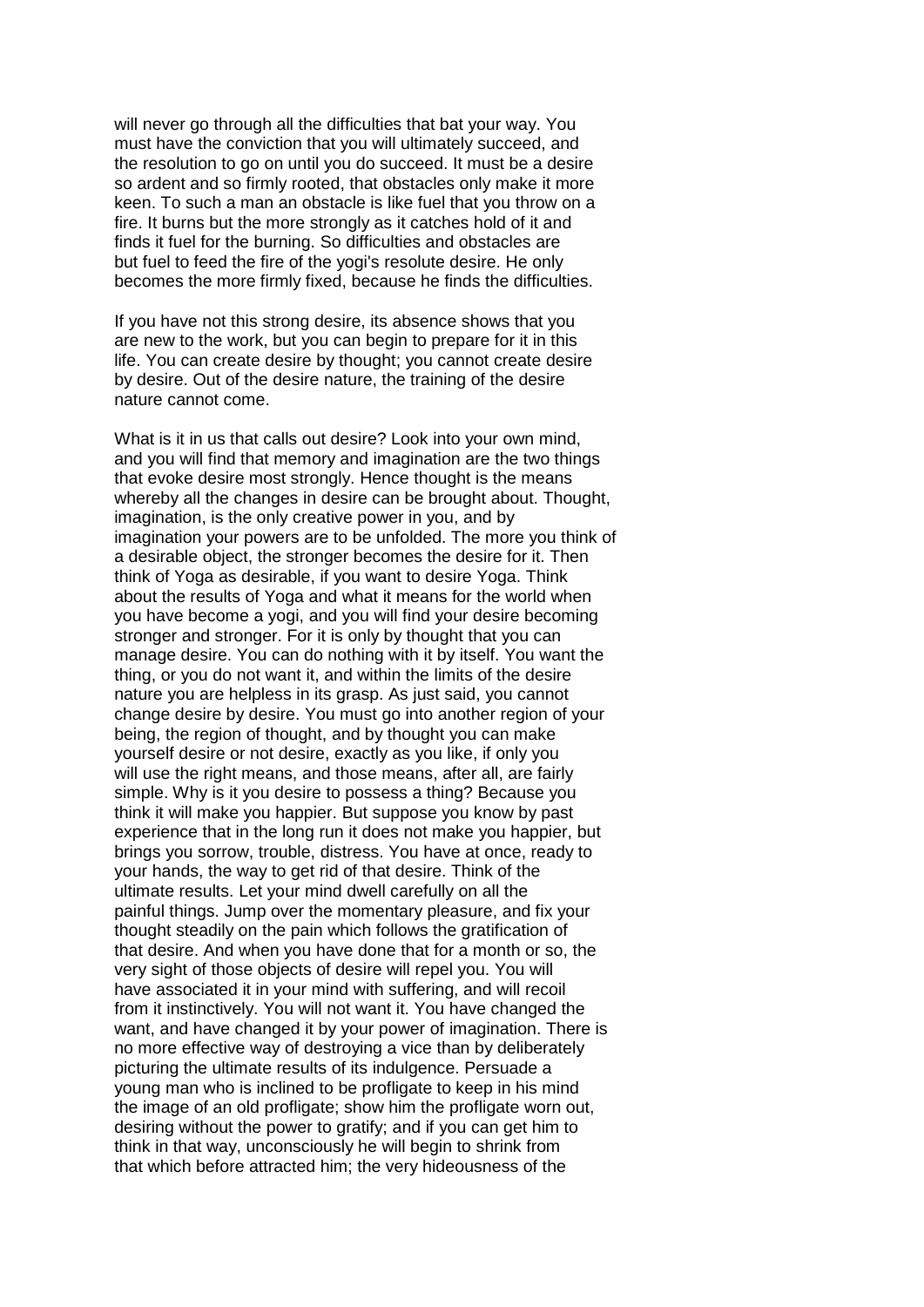will never go through all the difficulties that bat your way. You must have the conviction that you will ultimately succeed, and the resolution to go on until you do succeed. It must be a desire so ardent and so firmly rooted, that obstacles only make it more keen. To such a man an obstacle is like fuel that you throw on a fire. It burns but the more strongly as it catches hold of it and finds it fuel for the burning. So difficulties and obstacles are but fuel to feed the fire of the yogi's resolute desire. He only becomes the more firmly fixed, because he finds the difficulties.

If you have not this strong desire, its absence shows that you are new to the work, but you can begin to prepare for it in this life. You can create desire by thought; you cannot create desire by desire. Out of the desire nature, the training of the desire nature cannot come.

What is it in us that calls out desire? Look into your own mind, and you will find that memory and imagination are the two things that evoke desire most strongly. Hence thought is the means whereby all the changes in desire can be brought about. Thought, imagination, is the only creative power in you, and by imagination your powers are to be unfolded. The more you think of a desirable object, the stronger becomes the desire for it. Then think of Yoga as desirable, if you want to desire Yoga. Think about the results of Yoga and what it means for the world when you have become a yogi, and you will find your desire becoming stronger and stronger. For it is only by thought that you can manage desire. You can do nothing with it by itself. You want the thing, or you do not want it, and within the limits of the desire nature you are helpless in its grasp. As just said, you cannot change desire by desire. You must go into another region of your being, the region of thought, and by thought you can make yourself desire or not desire, exactly as you like, if only you will use the right means, and those means, after all, are fairly simple. Why is it you desire to possess a thing? Because you think it will make you happier. But suppose you know by past experience that in the long run it does not make you happier, but brings you sorrow, trouble, distress. You have at once, ready to your hands, the way to get rid of that desire. Think of the ultimate results. Let your mind dwell carefully on all the painful things. Jump over the momentary pleasure, and fix your thought steadily on the pain which follows the gratification of that desire. And when you have done that for a month or so, the very sight of those objects of desire will repel you. You will have associated it in your mind with suffering, and will recoil from it instinctively. You will not want it. You have changed the want, and have changed it by your power of imagination. There is no more effective way of destroying a vice than by deliberately picturing the ultimate results of its indulgence. Persuade a young man who is inclined to be profligate to keep in his mind the image of an old profligate; show him the profligate worn out, desiring without the power to gratify; and if you can get him to think in that way, unconsciously he will begin to shrink from that which before attracted him; the very hideousness of the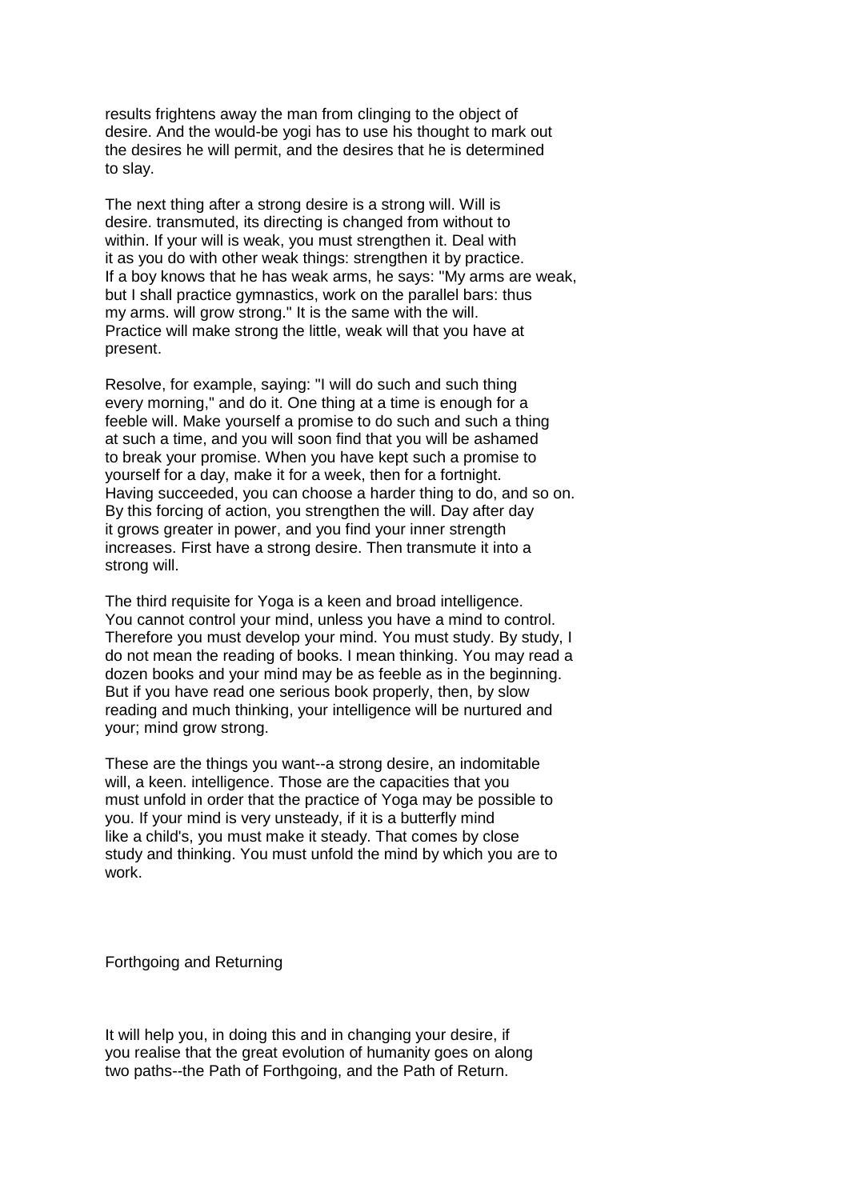results frightens away the man from clinging to the object of desire. And the would-be yogi has to use his thought to mark out the desires he will permit, and the desires that he is determined to slay.

The next thing after a strong desire is a strong will. Will is desire. transmuted, its directing is changed from without to within. If your will is weak, you must strengthen it. Deal with it as you do with other weak things: strengthen it by practice. If a boy knows that he has weak arms, he says: "My arms are weak, but I shall practice gymnastics, work on the parallel bars: thus my arms. will grow strong." It is the same with the will. Practice will make strong the little, weak will that you have at present.

Resolve, for example, saying: "I will do such and such thing every morning," and do it. One thing at a time is enough for a feeble will. Make yourself a promise to do such and such a thing at such a time, and you will soon find that you will be ashamed to break your promise. When you have kept such a promise to yourself for a day, make it for a week, then for a fortnight. Having succeeded, you can choose a harder thing to do, and so on. By this forcing of action, you strengthen the will. Day after day it grows greater in power, and you find your inner strength increases. First have a strong desire. Then transmute it into a strong will.

The third requisite for Yoga is a keen and broad intelligence. You cannot control your mind, unless you have a mind to control. Therefore you must develop your mind. You must study. By study, I do not mean the reading of books. I mean thinking. You may read a dozen books and your mind may be as feeble as in the beginning. But if you have read one serious book properly, then, by slow reading and much thinking, your intelligence will be nurtured and your; mind grow strong.

These are the things you want--a strong desire, an indomitable will, a keen. intelligence. Those are the capacities that you must unfold in order that the practice of Yoga may be possible to you. If your mind is very unsteady, if it is a butterfly mind like a child's, you must make it steady. That comes by close study and thinking. You must unfold the mind by which you are to work.

## Forthgoing and Returning

It will help you, in doing this and in changing your desire, if you realise that the great evolution of humanity goes on along two paths--the Path of Forthgoing, and the Path of Return.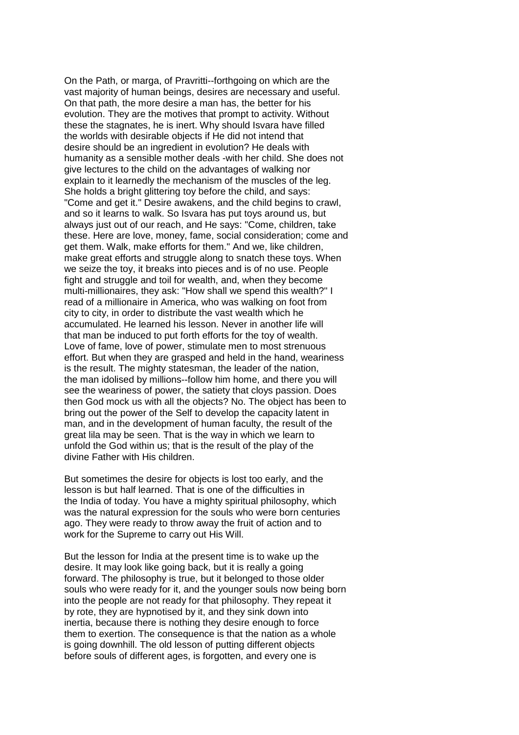On the Path, or marga, of Pravritti--forthgoing on which are the vast majority of human beings, desires are necessary and useful. On that path, the more desire a man has, the better for his evolution. They are the motives that prompt to activity. Without these the stagnates, he is inert. Why should Isvara have filled the worlds with desirable objects if He did not intend that desire should be an ingredient in evolution? He deals with humanity as a sensible mother deals -with her child. She does not give lectures to the child on the advantages of walking nor explain to it learnedly the mechanism of the muscles of the leg. She holds a bright glittering toy before the child, and says: "Come and get it." Desire awakens, and the child begins to crawl, and so it learns to walk. So Isvara has put toys around us, but always just out of our reach, and He says: "Come, children, take these. Here are love, money, fame, social consideration; come and get them. Walk, make efforts for them." And we, like children, make great efforts and struggle along to snatch these toys. When we seize the toy, it breaks into pieces and is of no use. People fight and struggle and toil for wealth, and, when they become multi-millionaires, they ask: "How shall we spend this wealth?" I read of a millionaire in America, who was walking on foot from city to city, in order to distribute the vast wealth which he accumulated. He learned his lesson. Never in another life will that man be induced to put forth efforts for the toy of wealth. Love of fame, love of power, stimulate men to most strenuous effort. But when they are grasped and held in the hand, weariness is the result. The mighty statesman, the leader of the nation, the man idolised by millions--follow him home, and there you will see the weariness of power, the satiety that cloys passion. Does then God mock us with all the objects? No. The object has been to bring out the power of the Self to develop the capacity latent in man, and in the development of human faculty, the result of the great lila may be seen. That is the way in which we learn to unfold the God within us; that is the result of the play of the divine Father with His children.

But sometimes the desire for objects is lost too early, and the lesson is but half learned. That is one of the difficulties in the India of today. You have a mighty spiritual philosophy, which was the natural expression for the souls who were born centuries ago. They were ready to throw away the fruit of action and to work for the Supreme to carry out His Will.

But the lesson for India at the present time is to wake up the desire. It may look like going back, but it is really a going forward. The philosophy is true, but it belonged to those older souls who were ready for it, and the younger souls now being born into the people are not ready for that philosophy. They repeat it by rote, they are hypnotised by it, and they sink down into inertia, because there is nothing they desire enough to force them to exertion. The consequence is that the nation as a whole is going downhill. The old lesson of putting different objects before souls of different ages, is forgotten, and every one is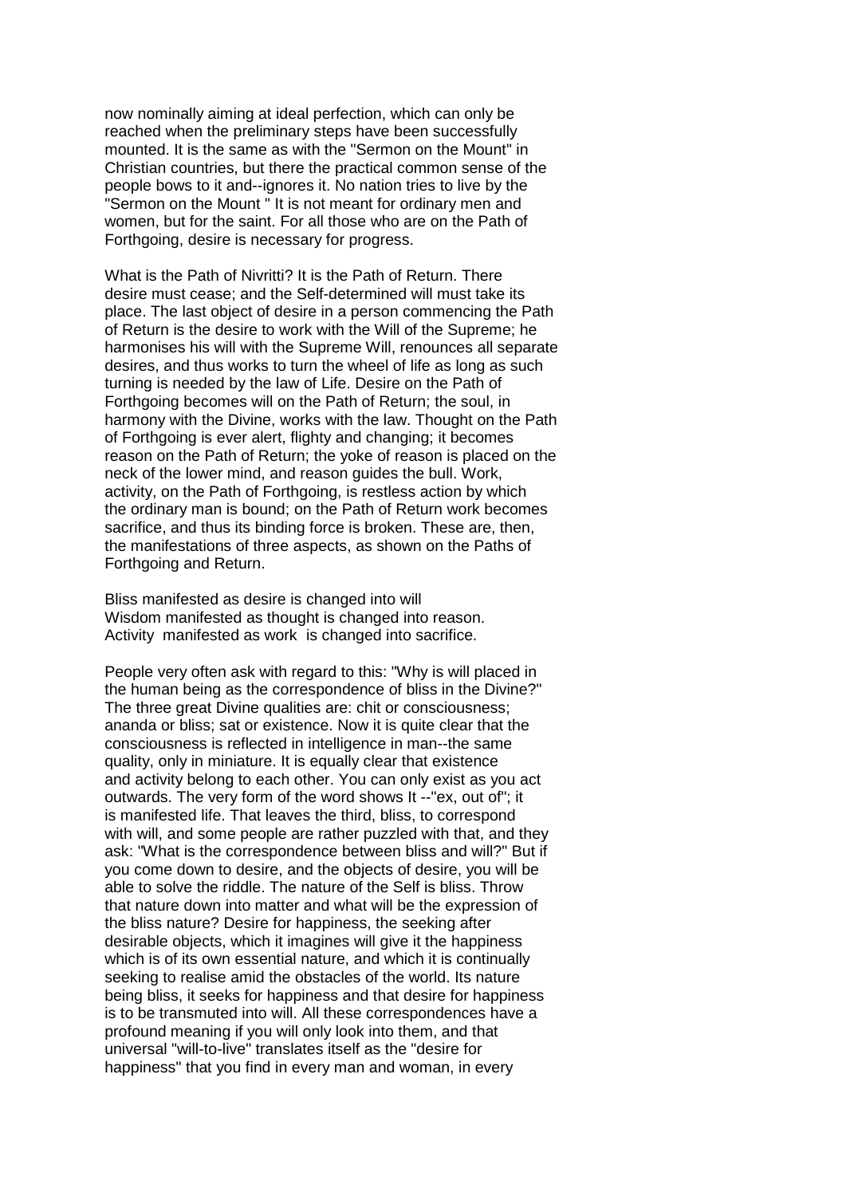now nominally aiming at ideal perfection, which can only be reached when the preliminary steps have been successfully mounted. It is the same as with the "Sermon on the Mount" in Christian countries, but there the practical common sense of the people bows to it and--ignores it. No nation tries to live by the "Sermon on the Mount " It is not meant for ordinary men and women, but for the saint. For all those who are on the Path of Forthgoing, desire is necessary for progress.

What is the Path of Nivritti? It is the Path of Return. There desire must cease; and the Self-determined will must take its place. The last object of desire in a person commencing the Path of Return is the desire to work with the Will of the Supreme; he harmonises his will with the Supreme Will, renounces all separate desires, and thus works to turn the wheel of life as long as such turning is needed by the law of Life. Desire on the Path of Forthgoing becomes will on the Path of Return; the soul, in harmony with the Divine, works with the law. Thought on the Path of Forthgoing is ever alert, flighty and changing; it becomes reason on the Path of Return; the yoke of reason is placed on the neck of the lower mind, and reason guides the bull. Work, activity, on the Path of Forthgoing, is restless action by which the ordinary man is bound; on the Path of Return work becomes sacrifice, and thus its binding force is broken. These are, then, the manifestations of three aspects, as shown on the Paths of Forthgoing and Return.

Bliss manifested as desire is changed into will
Wisdom manifested as thought is changed into reason.
Activity manifested as work is changed into sacrifice.

People very often ask with regard to this: "Why is will placed in the human being as the correspondence of bliss in the Divine?" The three great Divine qualities are: chit or consciousness; ananda or bliss; sat or existence. Now it is quite clear that the consciousness is reflected in intelligence in man--the same quality, only in miniature. It is equally clear that existence and activity belong to each other. You can only exist as you act outwards. The very form of the word shows It --"ex, out of"; it is manifested life. That leaves the third, bliss, to correspond with will, and some people are rather puzzled with that, and they ask: "What is the correspondence between bliss and will?" But if you come down to desire, and the objects of desire, you will be able to solve the riddle. The nature of the Self is bliss. Throw that nature down into matter and what will be the expression of the bliss nature? Desire for happiness, the seeking after desirable objects, which it imagines will give it the happiness which is of its own essential nature, and which it is continually seeking to realise amid the obstacles of the world. Its nature being bliss, it seeks for happiness and that desire for happiness is to be transmuted into will. All these correspondences have a profound meaning if you will only look into them, and that universal "will-to-live" translates itself as the "desire for happiness" that you find in every man and woman, in every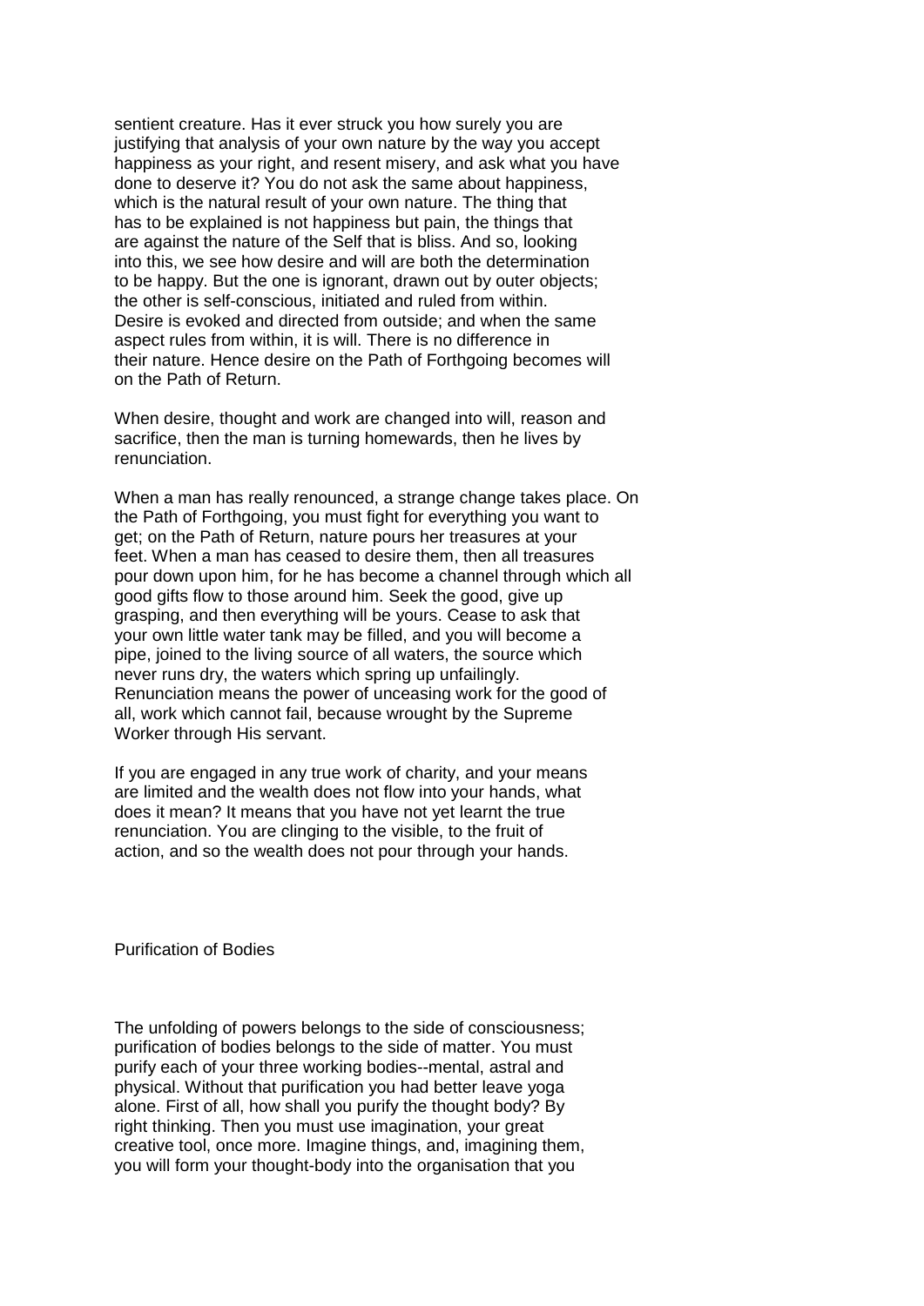sentient creature. Has it ever struck you how surely you are justifying that analysis of your own nature by the way you accept happiness as your right, and resent misery, and ask what you have done to deserve it? You do not ask the same about happiness, which is the natural result of your own nature. The thing that has to be explained is not happiness but pain, the things that are against the nature of the Self that is bliss. And so, looking into this, we see how desire and will are both the determination to be happy. But the one is ignorant, drawn out by outer objects; the other is self-conscious, initiated and ruled from within. Desire is evoked and directed from outside; and when the same aspect rules from within, it is will. There is no difference in their nature. Hence desire on the Path of Forthgoing becomes will on the Path of Return.

When desire, thought and work are changed into will, reason and sacrifice, then the man is turning homewards, then he lives by renunciation.

When a man has really renounced, a strange change takes place. On the Path of Forthgoing, you must fight for everything you want to get; on the Path of Return, nature pours her treasures at your feet. When a man has ceased to desire them, then all treasures pour down upon him, for he has become a channel through which all good gifts flow to those around him. Seek the good, give up grasping, and then everything will be yours. Cease to ask that your own little water tank may be filled, and you will become a pipe, joined to the living source of all waters, the source which never runs dry, the waters which spring up unfailingly. Renunciation means the power of unceasing work for the good of all, work which cannot fail, because wrought by the Supreme Worker through His servant.

If you are engaged in any true work of charity, and your means are limited and the wealth does not flow into your hands, what does it mean? It means that you have not yet learnt the true renunciation. You are clinging to the visible, to the fruit of action, and so the wealth does not pour through your hands.

## Purification of Bodies

The unfolding of powers belongs to the side of consciousness; purification of bodies belongs to the side of matter. You must purify each of your three working bodies--mental, astral and physical. Without that purification you had better leave yoga alone. First of all, how shall you purify the thought body? By right thinking. Then you must use imagination, your great creative tool, once more. Imagine things, and, imagining them, you will form your thought-body into the organisation that you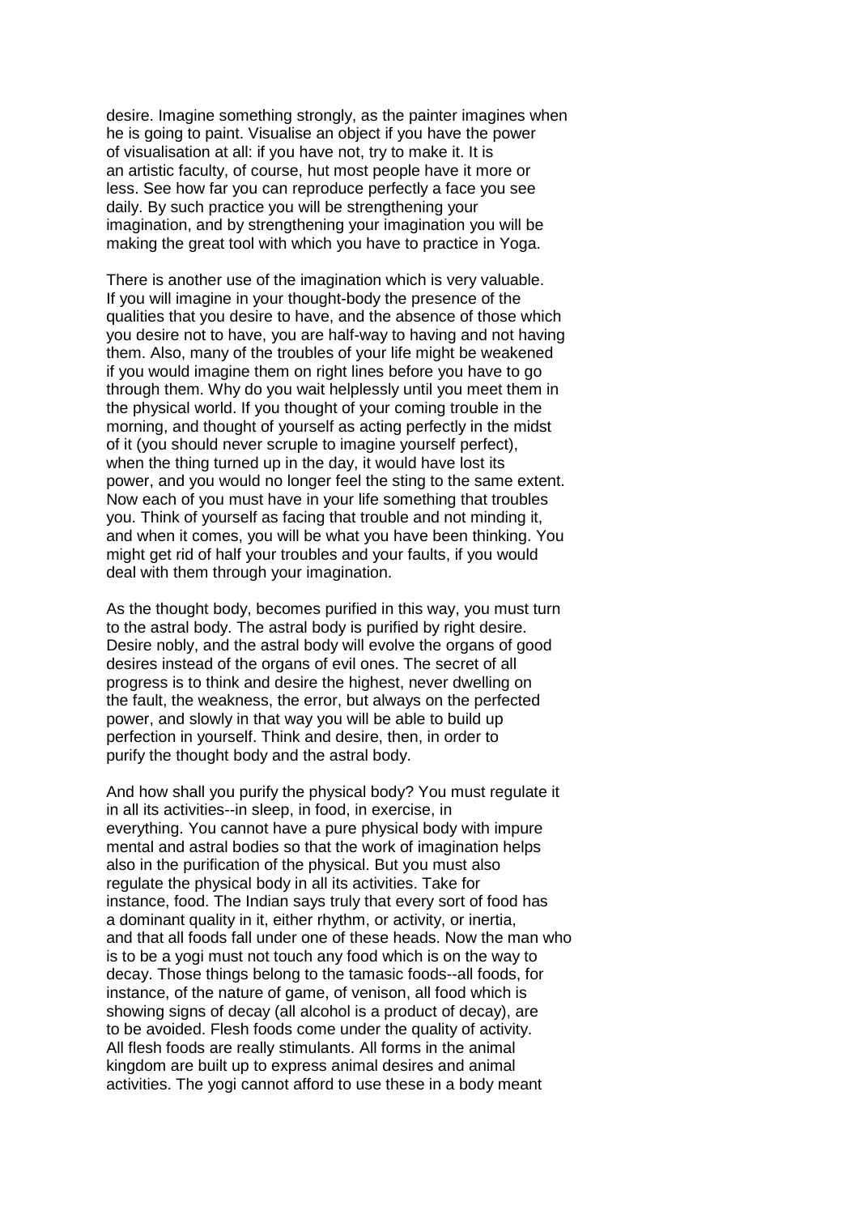desire. Imagine something strongly, as the painter imagines when he is going to paint. Visualise an object if you have the power of visualisation at all: if you have not, try to make it. It is an artistic faculty, of course, hut most people have it more or less. See how far you can reproduce perfectly a face you see daily. By such practice you will be strengthening your imagination, and by strengthening your imagination you will be making the great tool with which you have to practice in Yoga.

There is another use of the imagination which is very valuable. If you will imagine in your thought-body the presence of the qualities that you desire to have, and the absence of those which you desire not to have, you are half-way to having and not having them. Also, many of the troubles of your life might be weakened if you would imagine them on right lines before you have to go through them. Why do you wait helplessly until you meet them in the physical world. If you thought of your coming trouble in the morning, and thought of yourself as acting perfectly in the midst of it (you should never scruple to imagine yourself perfect), when the thing turned up in the day, it would have lost its power, and you would no longer feel the sting to the same extent. Now each of you must have in your life something that troubles you. Think of yourself as facing that trouble and not minding it, and when it comes, you will be what you have been thinking. You might get rid of half your troubles and your faults, if you would deal with them through your imagination.

As the thought body, becomes purified in this way, you must turn to the astral body. The astral body is purified by right desire. Desire nobly, and the astral body will evolve the organs of good desires instead of the organs of evil ones. The secret of all progress is to think and desire the highest, never dwelling on the fault, the weakness, the error, but always on the perfected power, and slowly in that way you will be able to build up perfection in yourself. Think and desire, then, in order to purify the thought body and the astral body.

And how shall you purify the physical body? You must regulate it in all its activities--in sleep, in food, in exercise, in everything. You cannot have a pure physical body with impure mental and astral bodies so that the work of imagination helps also in the purification of the physical. But you must also regulate the physical body in all its activities. Take for instance, food. The Indian says truly that every sort of food has a dominant quality in it, either rhythm, or activity, or inertia, and that all foods fall under one of these heads. Now the man who is to be a yogi must not touch any food which is on the way to decay. Those things belong to the tamasic foods--all foods, for instance, of the nature of game, of venison, all food which is showing signs of decay (all alcohol is a product of decay), are to be avoided. Flesh foods come under the quality of activity. All flesh foods are really stimulants. All forms in the animal kingdom are built up to express animal desires and animal activities. The yogi cannot afford to use these in a body meant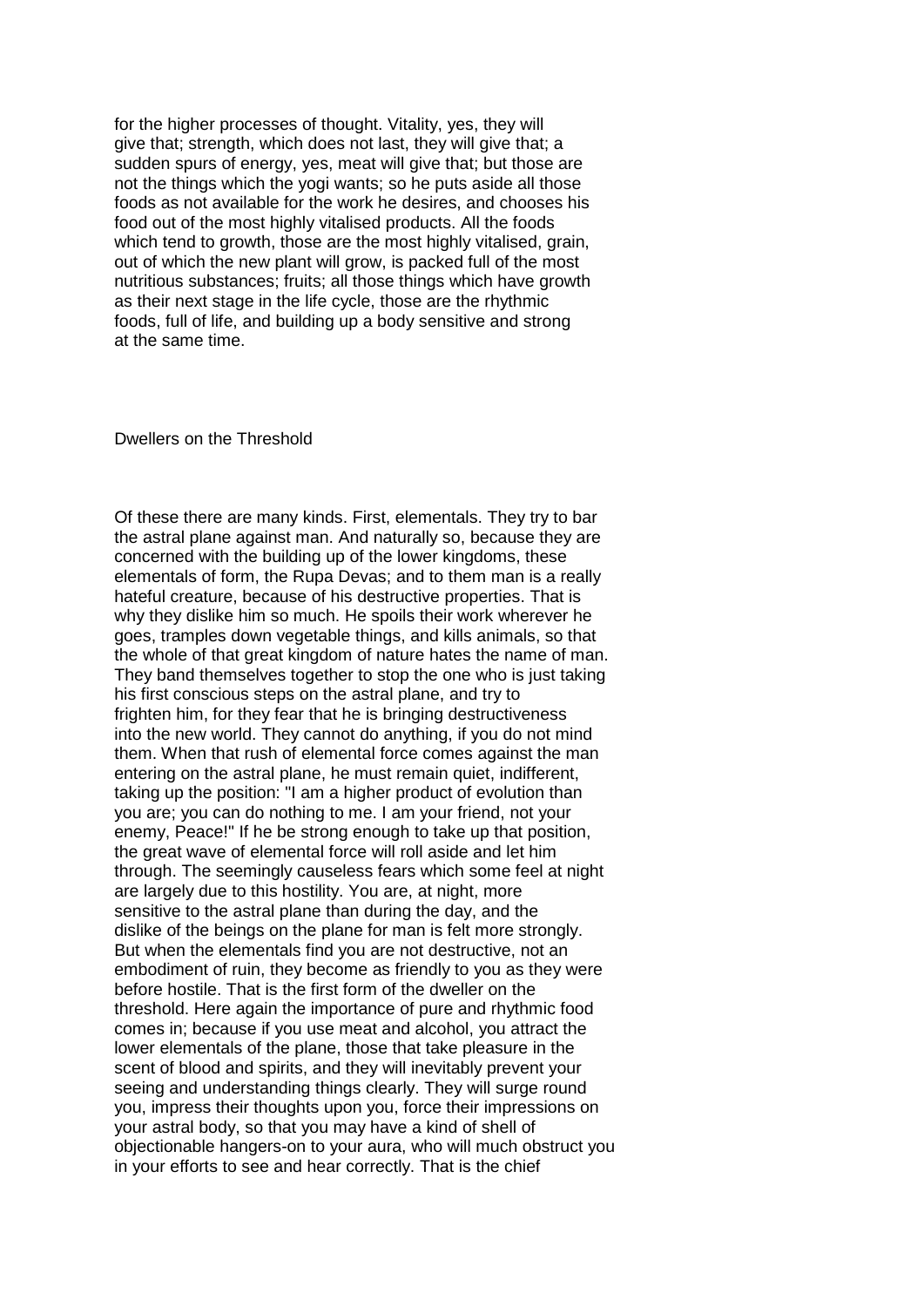for the higher processes of thought. Vitality, yes, they will give that; strength, which does not last, they will give that; a sudden spurs of energy, yes, meat will give that; but those are not the things which the yogi wants; so he puts aside all those foods as not available for the work he desires, and chooses his food out of the most highly vitalised products. All the foods which tend to growth, those are the most highly vitalised, grain, out of which the new plant will grow, is packed full of the most nutritious substances; fruits; all those things which have growth as their next stage in the life cycle, those are the rhythmic foods, full of life, and building up a body sensitive and strong at the same time.

## Dwellers on the Threshold

Of these there are many kinds. First, elementals. They try to bar the astral plane against man. And naturally so, because they are concerned with the building up of the lower kingdoms, these elementals of form, the Rupa Devas; and to them man is a really hateful creature, because of his destructive properties. That is why they dislike him so much. He spoils their work wherever he goes, tramples down vegetable things, and kills animals, so that the whole of that great kingdom of nature hates the name of man. They band themselves together to stop the one who is just taking his first conscious steps on the astral plane, and try to frighten him, for they fear that he is bringing destructiveness into the new world. They cannot do anything, if you do not mind them. When that rush of elemental force comes against the man entering on the astral plane, he must remain quiet, indifferent, taking up the position: "I am a higher product of evolution than you are; you can do nothing to me. I am your friend, not your enemy, Peace!" If he be strong enough to take up that position, the great wave of elemental force will roll aside and let him through. The seemingly causeless fears which some feel at night are largely due to this hostility. You are, at night, more sensitive to the astral plane than during the day, and the dislike of the beings on the plane for man is felt more strongly. But when the elementals find you are not destructive, not an embodiment of ruin, they become as friendly to you as they were before hostile. That is the first form of the dweller on the threshold. Here again the importance of pure and rhythmic food comes in; because if you use meat and alcohol, you attract the lower elementals of the plane, those that take pleasure in the scent of blood and spirits, and they will inevitably prevent your seeing and understanding things clearly. They will surge round you, impress their thoughts upon you, force their impressions on your astral body, so that you may have a kind of shell of objectionable hangers-on to your aura, who will much obstruct you in your efforts to see and hear correctly. That is the chief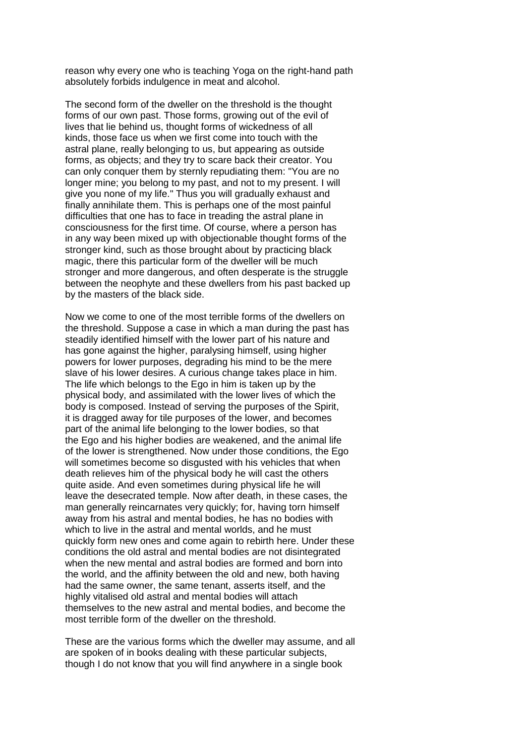reason why every one who is teaching Yoga on the right-hand path absolutely forbids indulgence in meat and alcohol.

The second form of the dweller on the threshold is the thought forms of our own past. Those forms, growing out of the evil of lives that lie behind us, thought forms of wickedness of all kinds, those face us when we first come into touch with the astral plane, really belonging to us, but appearing as outside forms, as objects; and they try to scare back their creator. You can only conquer them by sternly repudiating them: "You are no longer mine; you belong to my past, and not to my present. I will give you none of my life." Thus you will gradually exhaust and finally annihilate them. This is perhaps one of the most painful difficulties that one has to face in treading the astral plane in consciousness for the first time. Of course, where a person has in any way been mixed up with objectionable thought forms of the stronger kind, such as those brought about by practicing black magic, there this particular form of the dweller will be much stronger and more dangerous, and often desperate is the struggle between the neophyte and these dwellers from his past backed up by the masters of the black side.

Now we come to one of the most terrible forms of the dwellers on the threshold. Suppose a case in which a man during the past has steadily identified himself with the lower part of his nature and has gone against the higher, paralysing himself, using higher powers for lower purposes, degrading his mind to be the mere slave of his lower desires. A curious change takes place in him. The life which belongs to the Ego in him is taken up by the physical body, and assimilated with the lower lives of which the body is composed. Instead of serving the purposes of the Spirit, it is dragged away for tile purposes of the lower, and becomes part of the animal life belonging to the lower bodies, so that the Ego and his higher bodies are weakened, and the animal life of the lower is strengthened. Now under those conditions, the Ego will sometimes become so disgusted with his vehicles that when death relieves him of the physical body he will cast the others quite aside. And even sometimes during physical life he will leave the desecrated temple. Now after death, in these cases, the man generally reincarnates very quickly; for, having torn himself away from his astral and mental bodies, he has no bodies with which to live in the astral and mental worlds, and he must quickly form new ones and come again to rebirth here. Under these conditions the old astral and mental bodies are not disintegrated when the new mental and astral bodies are formed and born into the world, and the affinity between the old and new, both having had the same owner, the same tenant, asserts itself, and the highly vitalised old astral and mental bodies will attach themselves to the new astral and mental bodies, and become the most terrible form of the dweller on the threshold.

These are the various forms which the dweller may assume, and all are spoken of in books dealing with these particular subjects, though I do not know that you will find anywhere in a single book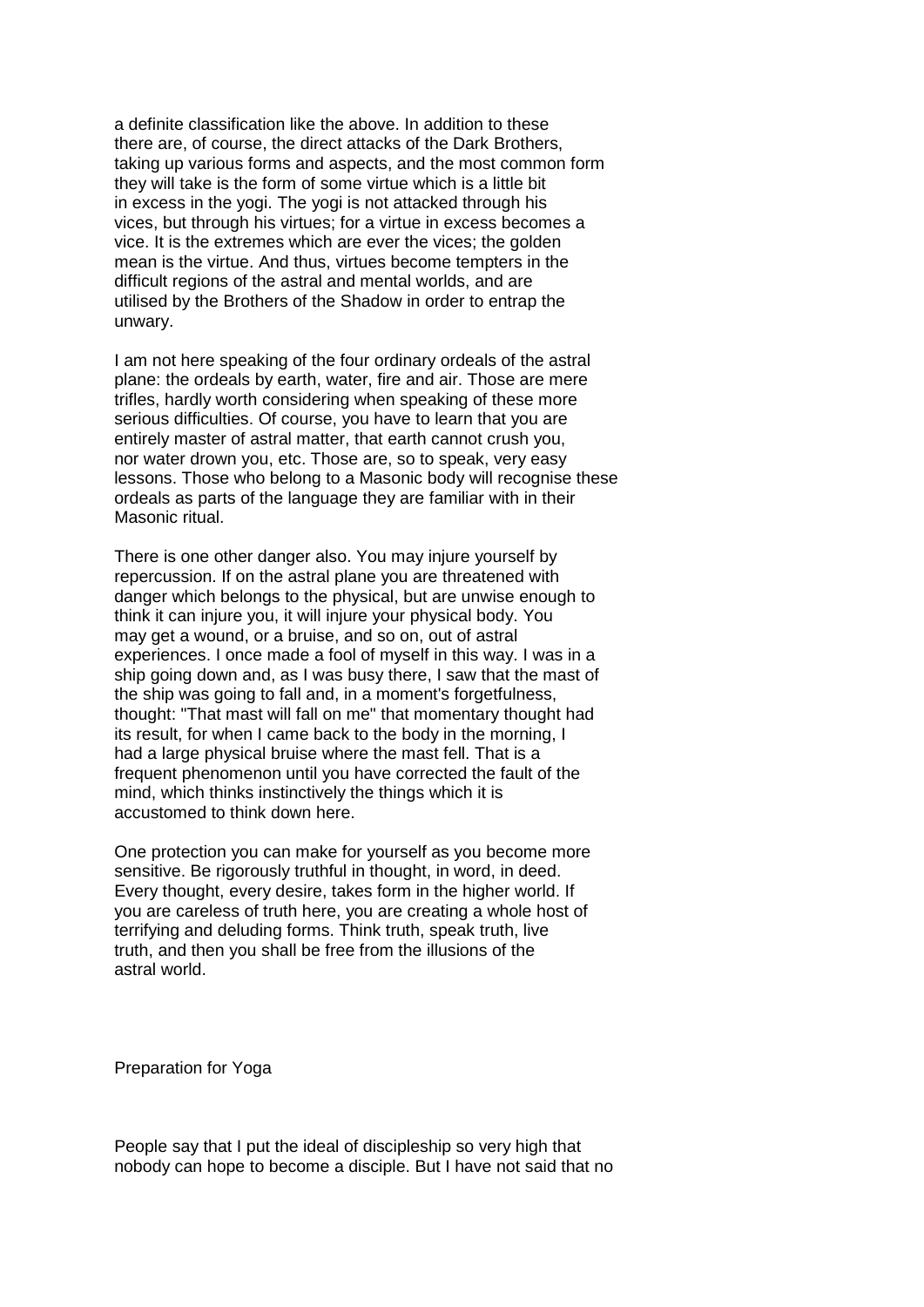a definite classification like the above. In addition to these there are, of course, the direct attacks of the Dark Brothers, taking up various forms and aspects, and the most common form they will take is the form of some virtue which is a little bit in excess in the yogi. The yogi is not attacked through his vices, but through his virtues; for a virtue in excess becomes a vice. It is the extremes which are ever the vices; the golden mean is the virtue. And thus, virtues become tempters in the difficult regions of the astral and mental worlds, and are utilised by the Brothers of the Shadow in order to entrap the unwary.

I am not here speaking of the four ordinary ordeals of the astral plane: the ordeals by earth, water, fire and air. Those are mere trifles, hardly worth considering when speaking of these more serious difficulties. Of course, you have to learn that you are entirely master of astral matter, that earth cannot crush you, nor water drown you, etc. Those are, so to speak, very easy lessons. Those who belong to a Masonic body will recognise these ordeals as parts of the language they are familiar with in their Masonic ritual.

There is one other danger also. You may injure yourself by repercussion. If on the astral plane you are threatened with danger which belongs to the physical, but are unwise enough to think it can injure you, it will injure your physical body. You may get a wound, or a bruise, and so on, out of astral experiences. I once made a fool of myself in this way. I was in a ship going down and, as I was busy there, I saw that the mast of the ship was going to fall and, in a moment's forgetfulness, thought: "That mast will fall on me" that momentary thought had its result, for when I came back to the body in the morning, I had a large physical bruise where the mast fell. That is a frequent phenomenon until you have corrected the fault of the mind, which thinks instinctively the things which it is accustomed to think down here.

One protection you can make for yourself as you become more sensitive. Be rigorously truthful in thought, in word, in deed. Every thought, every desire, takes form in the higher world. If you are careless of truth here, you are creating a whole host of terrifying and deluding forms. Think truth, speak truth, live truth, and then you shall be free from the illusions of the astral world.

## Preparation for Yoga

People say that I put the ideal of discipleship so very high that nobody can hope to become a disciple. But I have not said that no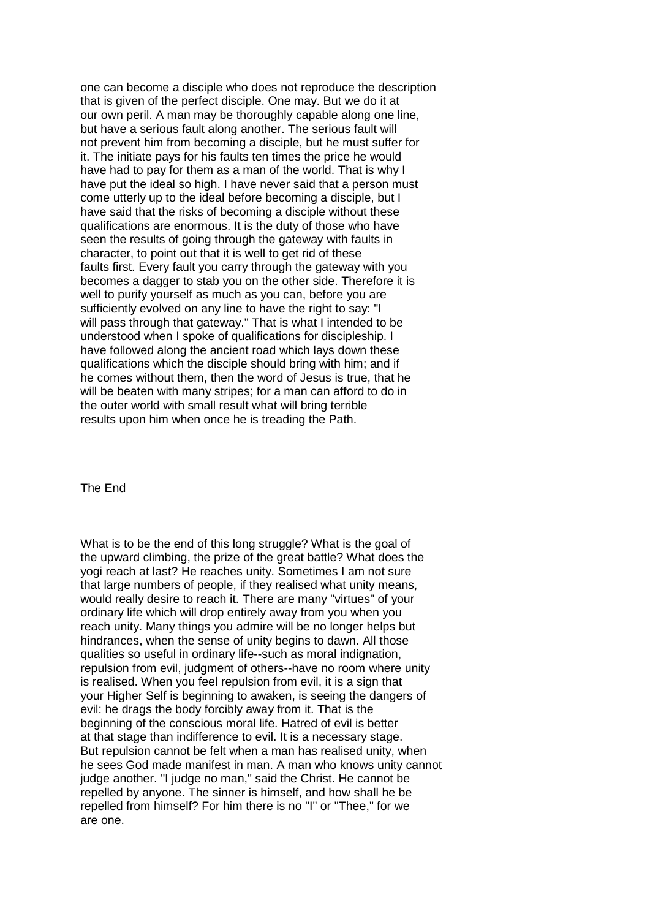one can become a disciple who does not reproduce the description that is given of the perfect disciple. One may. But we do it at our own peril. A man may be thoroughly capable along one line, but have a serious fault along another. The serious fault will not prevent him from becoming a disciple, but he must suffer for it. The initiate pays for his faults ten times the price he would have had to pay for them as a man of the world. That is why I have put the ideal so high. I have never said that a person must come utterly up to the ideal before becoming a disciple, but I have said that the risks of becoming a disciple without these qualifications are enormous. It is the duty of those who have seen the results of going through the gateway with faults in character, to point out that it is well to get rid of these faults first. Every fault you carry through the gateway with you becomes a dagger to stab you on the other side. Therefore it is well to purify yourself as much as you can, before you are sufficiently evolved on any line to have the right to say: "I will pass through that gateway." That is what I intended to be understood when I spoke of qualifications for discipleship. I have followed along the ancient road which lays down these qualifications which the disciple should bring with him; and if he comes without them, then the word of Jesus is true, that he will be beaten with many stripes; for a man can afford to do in the outer world with small result what will bring terrible results upon him when once he is treading the Path.

## The End

What is to be the end of this long struggle? What is the goal of the upward climbing, the prize of the great battle? What does the yogi reach at last? He reaches unity. Sometimes I am not sure that large numbers of people, if they realised what unity means, would really desire to reach it. There are many "virtues" of your ordinary life which will drop entirely away from you when you reach unity. Many things you admire will be no longer helps but hindrances, when the sense of unity begins to dawn. All those qualities so useful in ordinary life--such as moral indignation, repulsion from evil, judgment of others--have no room where unity is realised. When you feel repulsion from evil, it is a sign that your Higher Self is beginning to awaken, is seeing the dangers of evil: he drags the body forcibly away from it. That is the beginning of the conscious moral life. Hatred of evil is better at that stage than indifference to evil. It is a necessary stage. But repulsion cannot be felt when a man has realised unity, when he sees God made manifest in man. A man who knows unity cannot judge another. "I judge no man," said the Christ. He cannot be repelled by anyone. The sinner is himself, and how shall he be repelled from himself? For him there is no "I" or "Thee," for we are one.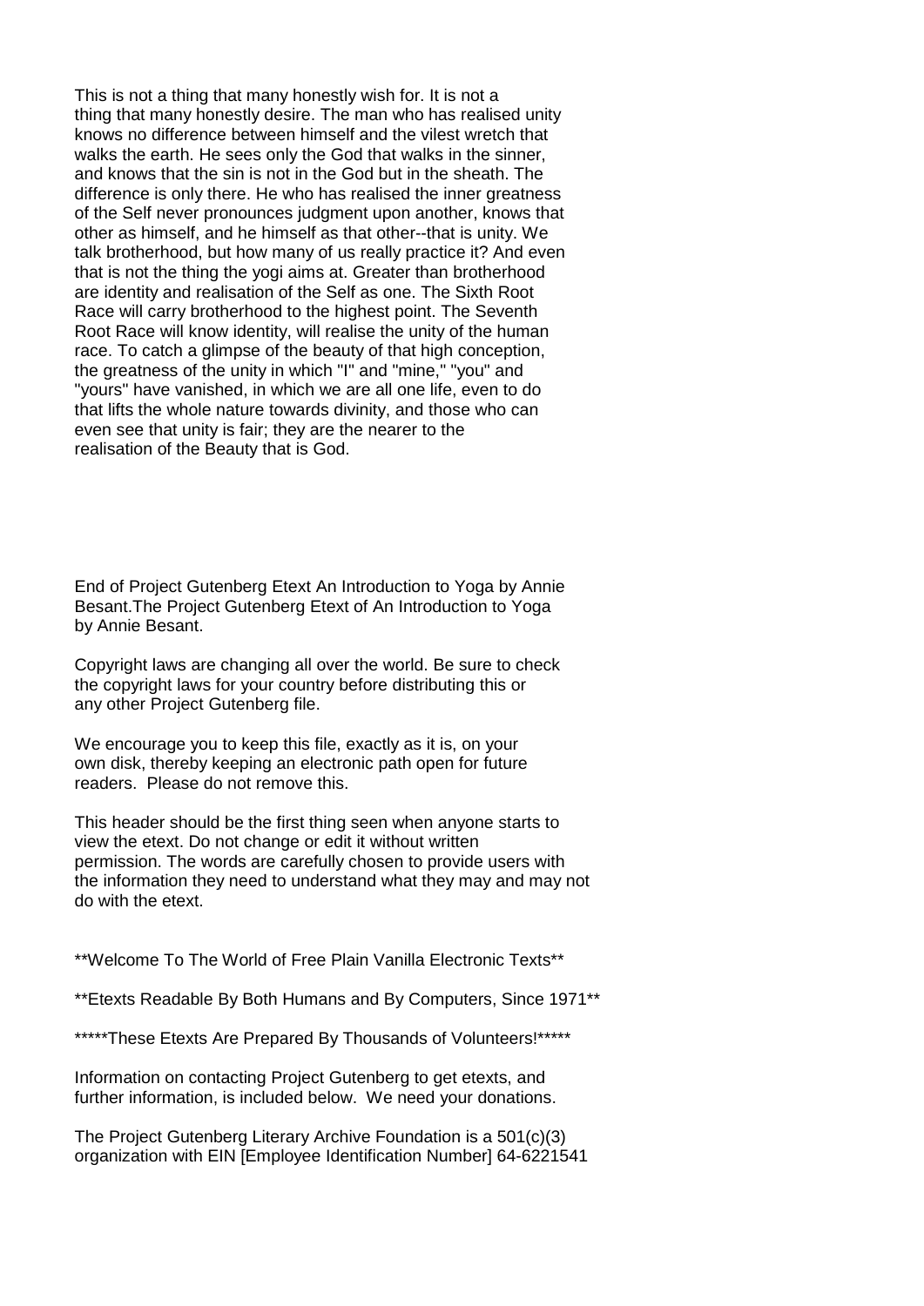This is not a thing that many honestly wish for. It is not a thing that many honestly desire. The man who has realised unity knows no difference between himself and the vilest wretch that walks the earth. He sees only the God that walks in the sinner, and knows that the sin is not in the God but in the sheath. The difference is only there. He who has realised the inner greatness of the Self never pronounces judgment upon another, knows that other as himself, and he himself as that other--that is unity. We talk brotherhood, but how many of us really practice it? And even that is not the thing the yogi aims at. Greater than brotherhood are identity and realisation of the Self as one. The Sixth Root Race will carry brotherhood to the highest point. The Seventh Root Race will know identity, will realise the unity of the human race. To catch a glimpse of the beauty of that high conception, the greatness of the unity in which "I" and "mine," "you" and "yours" have vanished, in which we are all one life, even to do that lifts the whole nature towards divinity, and those who can even see that unity is fair; they are the nearer to the realisation of the Beauty that is God.

End of Project Gutenberg Etext An Introduction to Yoga by Annie Besant.The Project Gutenberg Etext of An Introduction to Yoga by Annie Besant.

Copyright laws are changing all over the world. Be sure to check the copyright laws for your country before distributing this or any other Project Gutenberg file.

We encourage you to keep this file, exactly as it is, on your own disk, thereby keeping an electronic path open for future readers. Please do not remove this.

This header should be the first thing seen when anyone starts to view the etext. Do not change or edit it without written permission. The words are carefully chosen to provide users with the information they need to understand what they may and may not do with the etext.

**Welcome To The World of Free Plain Vanilla Electronic Texts**

**Etexts Readable By Both Humans and By Computers, Since 1971**

*****These Etexts Are Prepared By Thousands of Volunteers!*****

Information on contacting Project Gutenberg to get etexts, and further information, is included below. We need your donations.

The Project Gutenberg Literary Archive Foundation is a 501(c)(3) organization with EIN [Employee Identification Number] 64-6221541